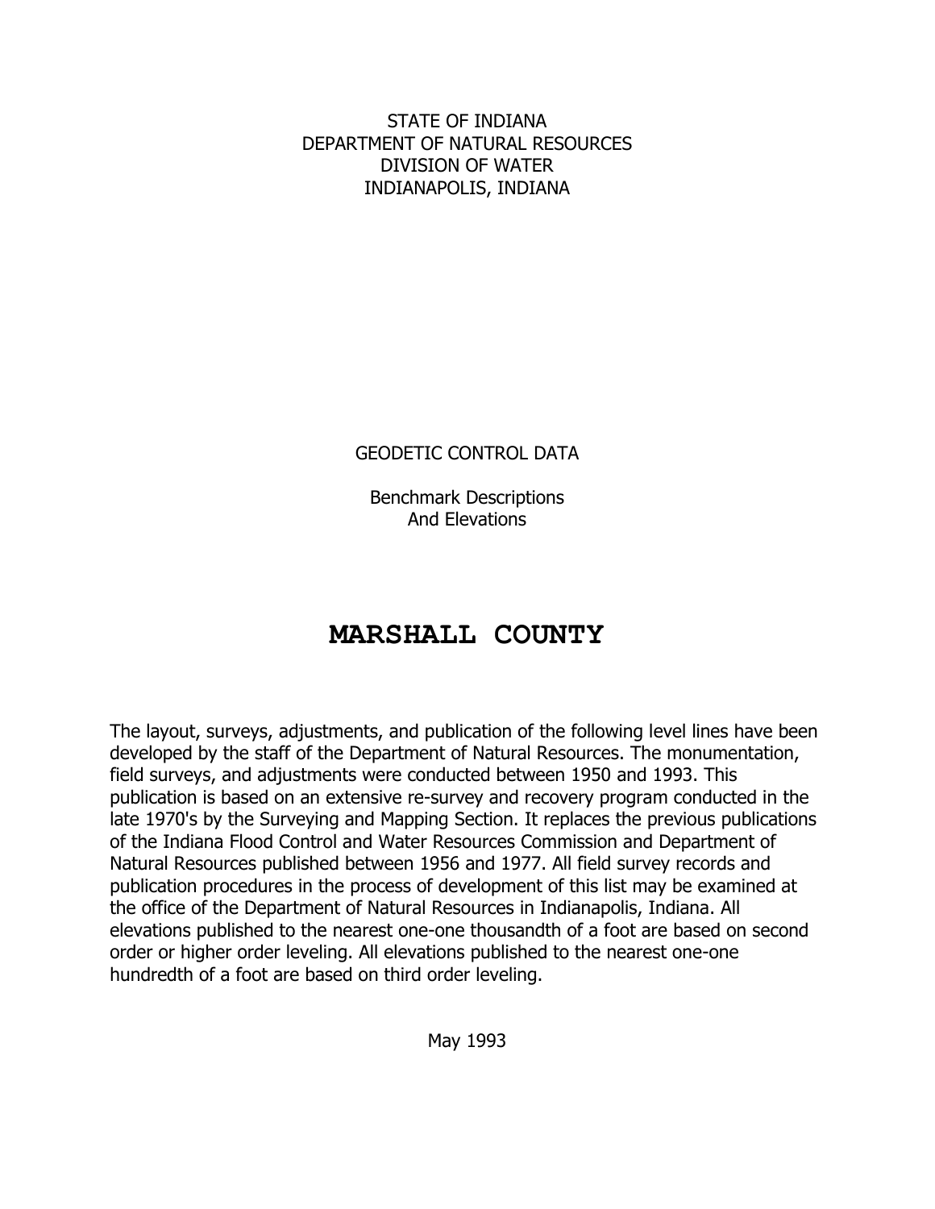STATE OF INDIANA
DEPARTMENT OF NATURAL RESOURCES
DIVISION OF WATER
INDIANAPOLIS, INDIANA

GEODETIC CONTROL DATA

Benchmark Descriptions
And Elevations

# MARSHALL COUNTY

The layout, surveys, adjustments, and publication of the following level lines have been developed by the staff of the Department of Natural Resources. The monumentation, field surveys, and adjustments were conducted between 1950 and 1993. This publication is based on an extensive re-survey and recovery program conducted in the late 1970's by the Surveying and Mapping Section. It replaces the previous publications of the Indiana Flood Control and Water Resources Commission and Department of Natural Resources published between 1956 and 1977. All field survey records and publication procedures in the process of development of this list may be examined at the office of the Department of Natural Resources in Indianapolis, Indiana. All elevations published to the nearest one-one thousandth of a foot are based on second order or higher order leveling. All elevations published to the nearest one-one hundredth of a foot are based on third order leveling.

May 1993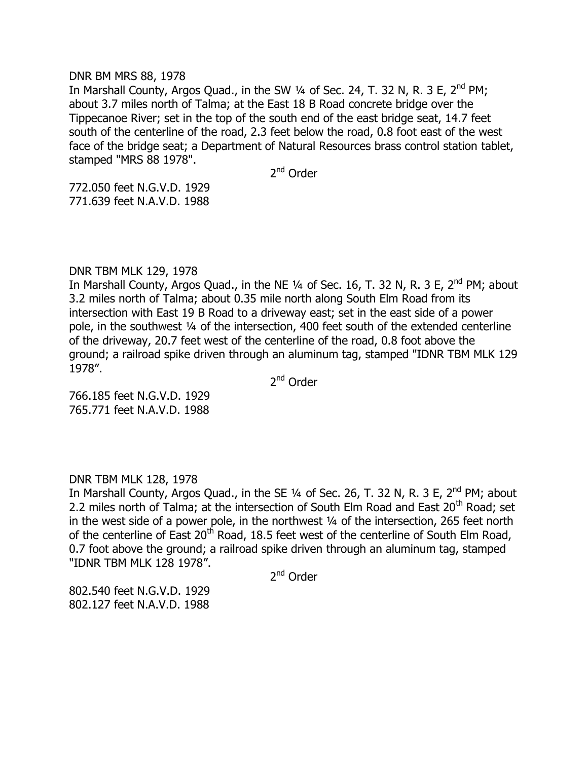DNR BM MRS 88, 1978

In Marshall County, Argos Quad., in the SW ¼ of Sec. 24, T. 32 N, R. 3 E, 2nd PM; about 3.7 miles north of Talma; at the East 18 B Road concrete bridge over the Tippecanoe River; set in the top of the south end of the east bridge seat, 14.7 feet south of the centerline of the road, 2.3 feet below the road, 0.8 foot east of the west face of the bridge seat; a Department of Natural Resources brass control station tablet, stamped "MRS 88 1978".

2nd Order

772.050 feet N.G.V.D. 1929
771.639 feet N.A.V.D. 1988

DNR TBM MLK 129, 1978

In Marshall County, Argos Quad., in the NE ¼ of Sec. 16, T. 32 N, R. 3 E, 2nd PM; about 3.2 miles north of Talma; about 0.35 mile north along South Elm Road from its intersection with East 19 B Road to a driveway east; set in the east side of a power pole, in the southwest ¼ of the intersection, 400 feet south of the extended centerline of the driveway, 20.7 feet west of the centerline of the road, 0.8 foot above the ground; a railroad spike driven through an aluminum tag, stamped "IDNR TBM MLK 129 1978".

2nd Order

766.185 feet N.G.V.D. 1929
765.771 feet N.A.V.D. 1988

DNR TBM MLK 128, 1978

In Marshall County, Argos Quad., in the SE ¼ of Sec. 26, T. 32 N, R. 3 E, 2nd PM; about 2.2 miles north of Talma; at the intersection of South Elm Road and East 20th Road; set in the west side of a power pole, in the northwest ¼ of the intersection, 265 feet north of the centerline of East 20th Road, 18.5 feet west of the centerline of South Elm Road, 0.7 foot above the ground; a railroad spike driven through an aluminum tag, stamped "IDNR TBM MLK 128 1978".

2nd Order

802.540 feet N.G.V.D. 1929
802.127 feet N.A.V.D. 1988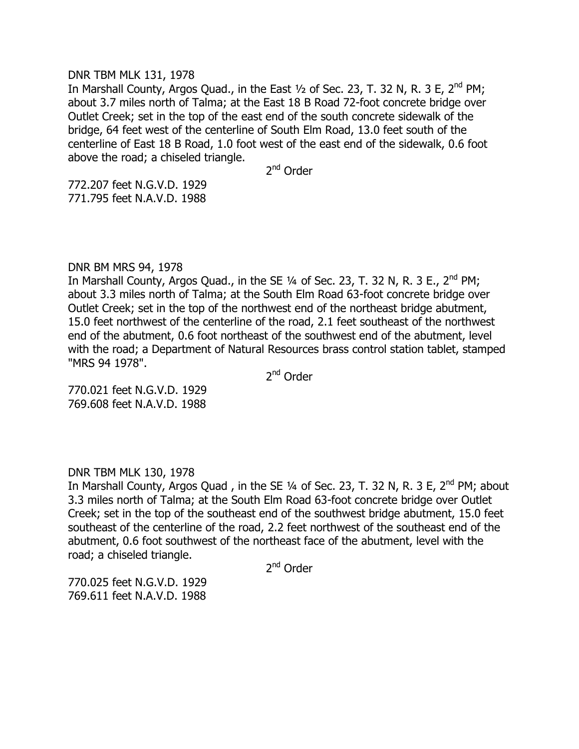DNR TBM MLK 131, 1978

In Marshall County, Argos Quad., in the East ½ of Sec. 23, T. 32 N, R. 3 E, 2nd PM; about 3.7 miles north of Talma; at the East 18 B Road 72-foot concrete bridge over Outlet Creek; set in the top of the east end of the south concrete sidewalk of the bridge, 64 feet west of the centerline of South Elm Road, 13.0 feet south of the centerline of East 18 B Road, 1.0 foot west of the east end of the sidewalk, 0.6 foot above the road; a chiseled triangle.

2nd Order

772.207 feet N.G.V.D. 1929
771.795 feet N.A.V.D. 1988

DNR BM MRS 94, 1978

In Marshall County, Argos Quad., in the SE ¼ of Sec. 23, T. 32 N, R. 3 E., 2nd PM; about 3.3 miles north of Talma; at the South Elm Road 63-foot concrete bridge over Outlet Creek; set in the top of the northwest end of the northeast bridge abutment, 15.0 feet northwest of the centerline of the road, 2.1 feet southeast of the northwest end of the abutment, 0.6 foot northeast of the southwest end of the abutment, level with the road; a Department of Natural Resources brass control station tablet, stamped "MRS 94 1978".

2nd Order

770.021 feet N.G.V.D. 1929
769.608 feet N.A.V.D. 1988

DNR TBM MLK 130, 1978

In Marshall County, Argos Quad , in the SE ¼ of Sec. 23, T. 32 N, R. 3 E, 2nd PM; about 3.3 miles north of Talma; at the South Elm Road 63-foot concrete bridge over Outlet Creek; set in the top of the southeast end of the southwest bridge abutment, 15.0 feet southeast of the centerline of the road, 2.2 feet northwest of the southeast end of the abutment, 0.6 foot southwest of the northeast face of the abutment, level with the road; a chiseled triangle.

2nd Order

770.025 feet N.G.V.D. 1929
769.611 feet N.A.V.D. 1988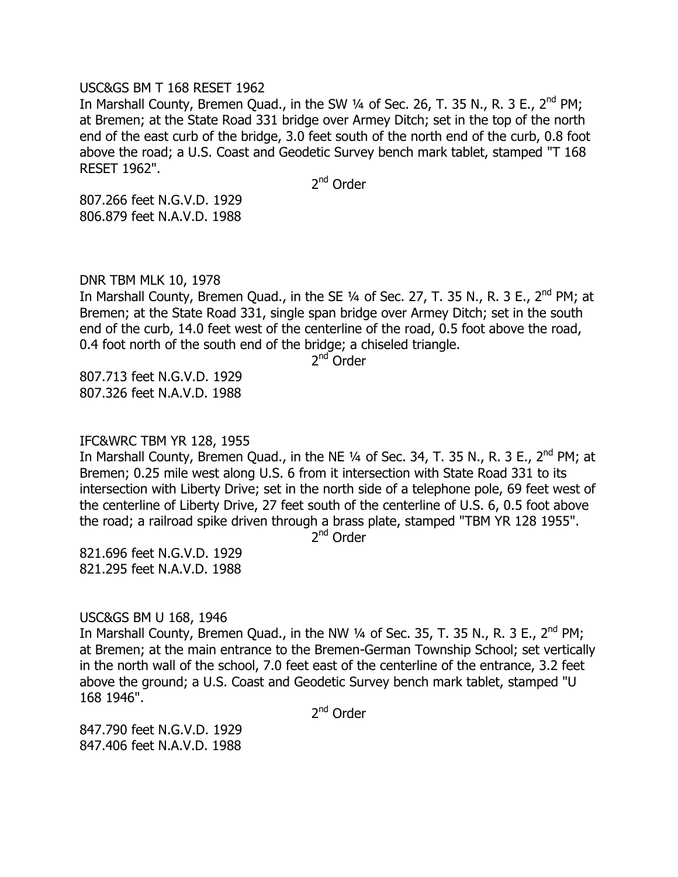USC&GS BM T 168 RESET 1962

In Marshall County, Bremen Quad., in the SW ¼ of Sec. 26, T. 35 N., R. 3 E., 2nd PM; at Bremen; at the State Road 331 bridge over Armey Ditch; set in the top of the north end of the east curb of the bridge, 3.0 feet south of the north end of the curb, 0.8 foot above the road; a U.S. Coast and Geodetic Survey bench mark tablet, stamped "T 168 RESET 1962".

2nd Order

807.266 feet N.G.V.D. 1929
806.879 feet N.A.V.D. 1988

DNR TBM MLK 10, 1978

In Marshall County, Bremen Quad., in the SE ¼ of Sec. 27, T. 35 N., R. 3 E., 2nd PM; at Bremen; at the State Road 331, single span bridge over Armey Ditch; set in the south end of the curb, 14.0 feet west of the centerline of the road, 0.5 foot above the road, 0.4 foot north of the south end of the bridge; a chiseled triangle.

2nd Order

807.713 feet N.G.V.D. 1929
807.326 feet N.A.V.D. 1988

IFC&WRC TBM YR 128, 1955

In Marshall County, Bremen Quad., in the NE ¼ of Sec. 34, T. 35 N., R. 3 E., 2nd PM; at Bremen; 0.25 mile west along U.S. 6 from it intersection with State Road 331 to its intersection with Liberty Drive; set in the north side of a telephone pole, 69 feet west of the centerline of Liberty Drive, 27 feet south of the centerline of U.S. 6, 0.5 foot above the road; a railroad spike driven through a brass plate, stamped "TBM YR 128 1955".

2nd Order

821.696 feet N.G.V.D. 1929
821.295 feet N.A.V.D. 1988

USC&GS BM U 168, 1946

In Marshall County, Bremen Quad., in the NW ¼ of Sec. 35, T. 35 N., R. 3 E., 2nd PM; at Bremen; at the main entrance to the Bremen-German Township School; set vertically in the north wall of the school, 7.0 feet east of the centerline of the entrance, 3.2 feet above the ground; a U.S. Coast and Geodetic Survey bench mark tablet, stamped "U 168 1946".

2nd Order

847.790 feet N.G.V.D. 1929
847.406 feet N.A.V.D. 1988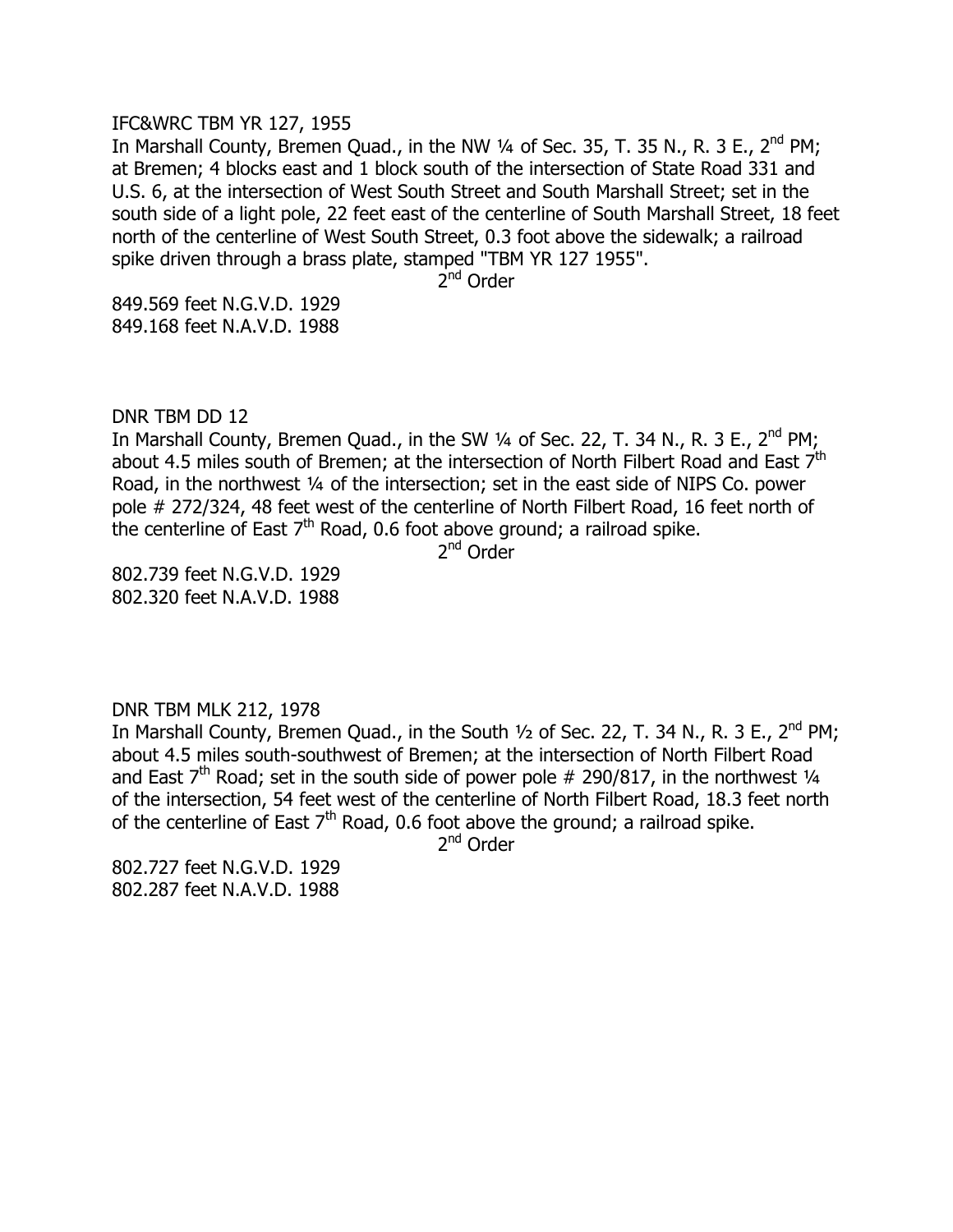IFC&WRC TBM YR 127, 1955

In Marshall County, Bremen Quad., in the NW ¼ of Sec. 35, T. 35 N., R. 3 E., 2nd PM; at Bremen; 4 blocks east and 1 block south of the intersection of State Road 331 and U.S. 6, at the intersection of West South Street and South Marshall Street; set in the south side of a light pole, 22 feet east of the centerline of South Marshall Street, 18 feet north of the centerline of West South Street, 0.3 foot above the sidewalk; a railroad spike driven through a brass plate, stamped "TBM YR 127 1955".

2nd Order

849.569 feet N.G.V.D. 1929
849.168 feet N.A.V.D. 1988

DNR TBM DD 12

In Marshall County, Bremen Quad., in the SW ¼ of Sec. 22, T. 34 N., R. 3 E., 2nd PM; about 4.5 miles south of Bremen; at the intersection of North Filbert Road and East 7th Road, in the northwest ¼ of the intersection; set in the east side of NIPS Co. power pole # 272/324, 48 feet west of the centerline of North Filbert Road, 16 feet north of the centerline of East 7th Road, 0.6 foot above ground; a railroad spike.

2nd Order

802.739 feet N.G.V.D. 1929
802.320 feet N.A.V.D. 1988

DNR TBM MLK 212, 1978

In Marshall County, Bremen Quad., in the South ½ of Sec. 22, T. 34 N., R. 3 E., 2nd PM; about 4.5 miles south-southwest of Bremen; at the intersection of North Filbert Road and East 7th Road; set in the south side of power pole # 290/817, in the northwest ¼ of the intersection, 54 feet west of the centerline of North Filbert Road, 18.3 feet north of the centerline of East 7th Road, 0.6 foot above the ground; a railroad spike.

2nd Order

802.727 feet N.G.V.D. 1929
802.287 feet N.A.V.D. 1988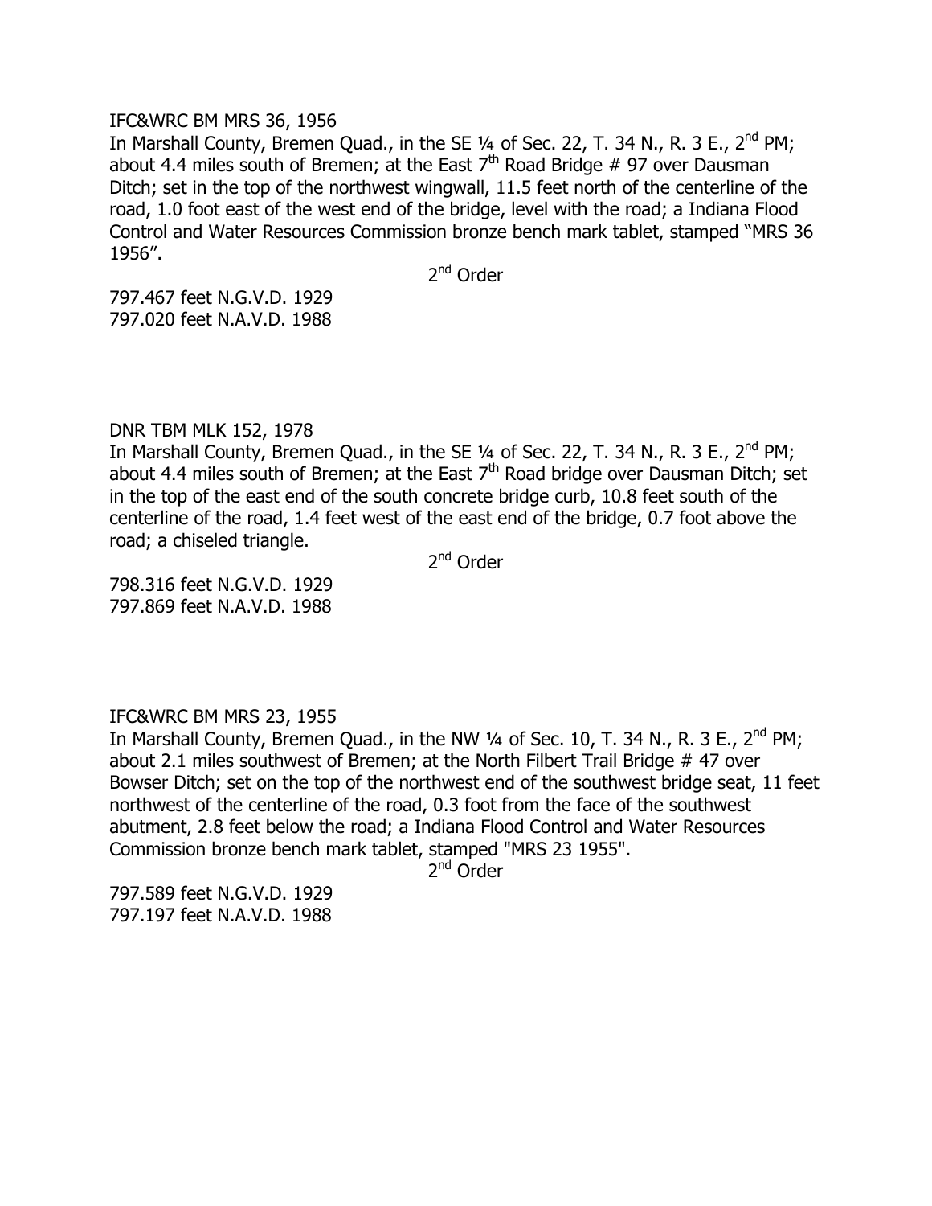IFC&WRC BM MRS 36, 1956

In Marshall County, Bremen Quad., in the SE ¼ of Sec. 22, T. 34 N., R. 3 E., 2nd PM; about 4.4 miles south of Bremen; at the East 7th Road Bridge # 97 over Dausman Ditch; set in the top of the northwest wingwall, 11.5 feet north of the centerline of the road, 1.0 foot east of the west end of the bridge, level with the road; a Indiana Flood Control and Water Resources Commission bronze bench mark tablet, stamped "MRS 36 1956".

2nd Order

797.467 feet N.G.V.D. 1929
797.020 feet N.A.V.D. 1988

DNR TBM MLK 152, 1978

In Marshall County, Bremen Quad., in the SE ¼ of Sec. 22, T. 34 N., R. 3 E., 2nd PM; about 4.4 miles south of Bremen; at the East 7th Road bridge over Dausman Ditch; set in the top of the east end of the south concrete bridge curb, 10.8 feet south of the centerline of the road, 1.4 feet west of the east end of the bridge, 0.7 foot above the road; a chiseled triangle.

2nd Order

798.316 feet N.G.V.D. 1929
797.869 feet N.A.V.D. 1988

IFC&WRC BM MRS 23, 1955

In Marshall County, Bremen Quad., in the NW ¼ of Sec. 10, T. 34 N., R. 3 E., 2nd PM; about 2.1 miles southwest of Bremen; at the North Filbert Trail Bridge # 47 over Bowser Ditch; set on the top of the northwest end of the southwest bridge seat, 11 feet northwest of the centerline of the road, 0.3 foot from the face of the southwest abutment, 2.8 feet below the road; a Indiana Flood Control and Water Resources Commission bronze bench mark tablet, stamped "MRS 23 1955".

2nd Order

797.589 feet N.G.V.D. 1929
797.197 feet N.A.V.D. 1988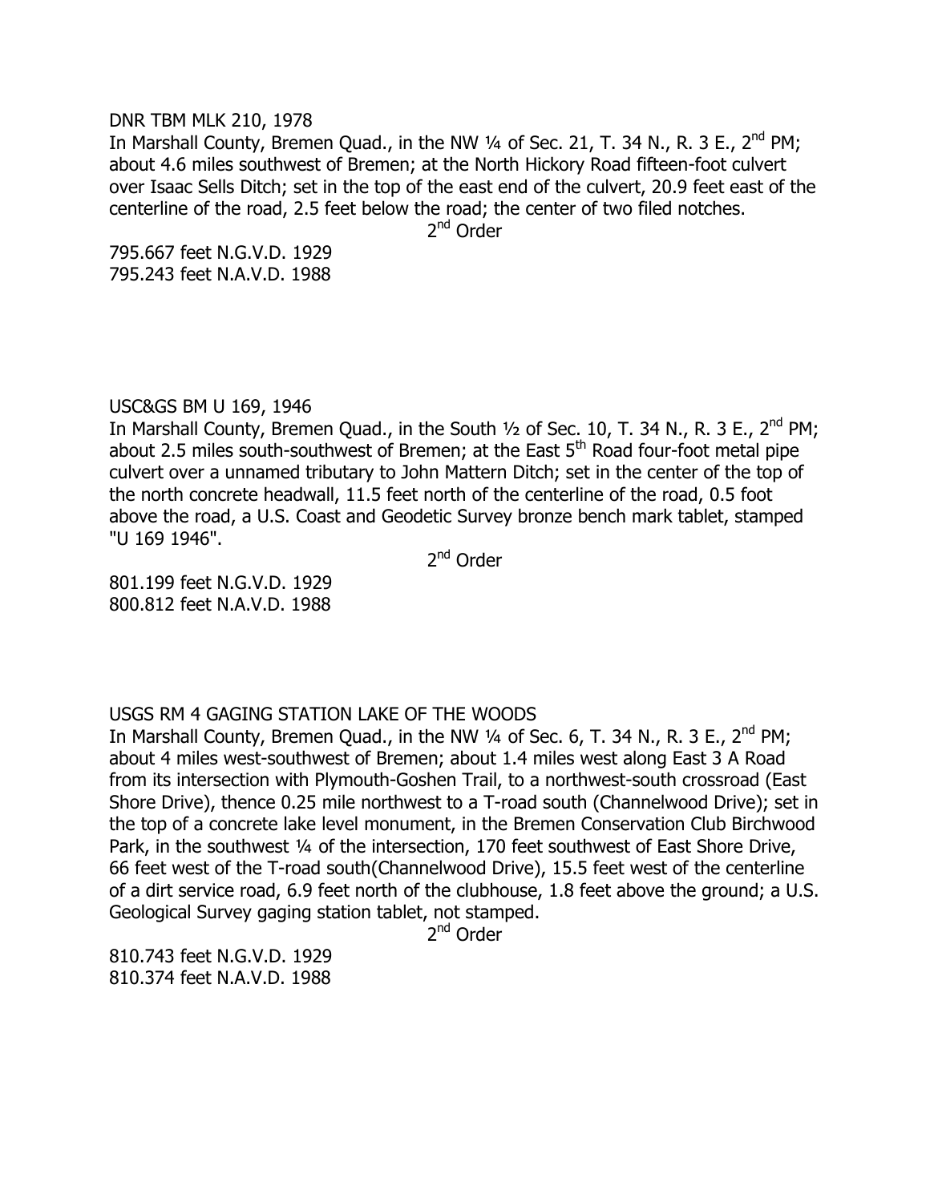DNR TBM MLK 210, 1978

In Marshall County, Bremen Quad., in the NW ¼ of Sec. 21, T. 34 N., R. 3 E., 2nd PM; about 4.6 miles southwest of Bremen; at the North Hickory Road fifteen-foot culvert over Isaac Sells Ditch; set in the top of the east end of the culvert, 20.9 feet east of the centerline of the road, 2.5 feet below the road; the center of two filed notches.

2nd Order

795.667 feet N.G.V.D. 1929
795.243 feet N.A.V.D. 1988

USC&GS BM U 169, 1946

In Marshall County, Bremen Quad., in the South ½ of Sec. 10, T. 34 N., R. 3 E., 2nd PM; about 2.5 miles south-southwest of Bremen; at the East 5th Road four-foot metal pipe culvert over a unnamed tributary to John Mattern Ditch; set in the center of the top of the north concrete headwall, 11.5 feet north of the centerline of the road, 0.5 foot above the road, a U.S. Coast and Geodetic Survey bronze bench mark tablet, stamped "U 169 1946".

2nd Order

801.199 feet N.G.V.D. 1929
800.812 feet N.A.V.D. 1988

USGS RM 4 GAGING STATION LAKE OF THE WOODS

In Marshall County, Bremen Quad., in the NW ¼ of Sec. 6, T. 34 N., R. 3 E., 2nd PM; about 4 miles west-southwest of Bremen; about 1.4 miles west along East 3 A Road from its intersection with Plymouth-Goshen Trail, to a northwest-south crossroad (East Shore Drive), thence 0.25 mile northwest to a T-road south (Channelwood Drive); set in the top of a concrete lake level monument, in the Bremen Conservation Club Birchwood Park, in the southwest ¼ of the intersection, 170 feet southwest of East Shore Drive, 66 feet west of the T-road south(Channelwood Drive), 15.5 feet west of the centerline of a dirt service road, 6.9 feet north of the clubhouse, 1.8 feet above the ground; a U.S. Geological Survey gaging station tablet, not stamped.

2nd Order

810.743 feet N.G.V.D. 1929
810.374 feet N.A.V.D. 1988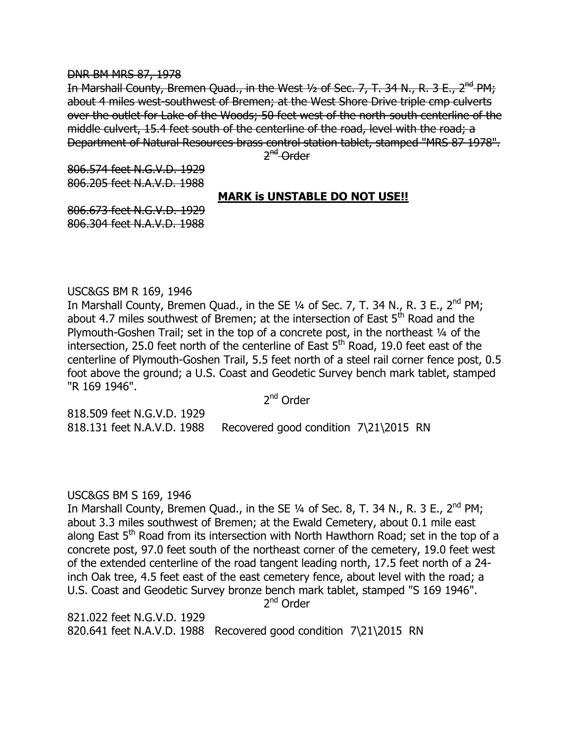~~DNR BM MRS 87, 1978~~

~~In Marshall County, Bremen Quad., in the West ½ of Sec. 7, T. 34 N., R. 3 E., 2nd PM; about 4 miles west-southwest of Bremen; at the West Shore Drive triple cmp culverts over the outlet for Lake of the Woods; 50 feet west of the north-south centerline of the middle culvert, 15.4 feet south of the centerline of the road, level with the road; a Department of Natural Resources brass control station tablet, stamped "MRS 87 1978".~~

~~2nd Order~~

~~806.574 feet N.G.V.D. 1929~~
~~806.205 feet N.A.V.D. 1988~~

**MARK is UNSTABLE DO NOT USE!!**

~~806.673 feet N.G.V.D. 1929~~
~~806.304 feet N.A.V.D. 1988~~

USC&GS BM R 169, 1946

In Marshall County, Bremen Quad., in the SE ¼ of Sec. 7, T. 34 N., R. 3 E., 2nd PM; about 4.7 miles southwest of Bremen; at the intersection of East 5th Road and the Plymouth-Goshen Trail; set in the top of a concrete post, in the northeast ¼ of the intersection, 25.0 feet north of the centerline of East 5th Road, 19.0 feet east of the centerline of Plymouth-Goshen Trail, 5.5 feet north of a steel rail corner fence post, 0.5 foot above the ground; a U.S. Coast and Geodetic Survey bench mark tablet, stamped "R 169 1946".

2nd Order

818.509 feet N.G.V.D. 1929
818.131 feet N.A.V.D. 1988 Recovered good condition 7\21\2015 RN

USC&GS BM S 169, 1946

In Marshall County, Bremen Quad., in the SE ¼ of Sec. 8, T. 34 N., R. 3 E., 2nd PM; about 3.3 miles southwest of Bremen; at the Ewald Cemetery, about 0.1 mile east along East 5th Road from its intersection with North Hawthorn Road; set in the top of a concrete post, 97.0 feet south of the northeast corner of the cemetery, 19.0 feet west of the extended centerline of the road tangent leading north, 17.5 feet north of a 24-inch Oak tree, 4.5 feet east of the east cemetery fence, about level with the road; a U.S. Coast and Geodetic Survey bronze bench mark tablet, stamped "S 169 1946".

2nd Order

821.022 feet N.G.V.D. 1929
820.641 feet N.A.V.D. 1988 Recovered good condition 7\21\2015 RN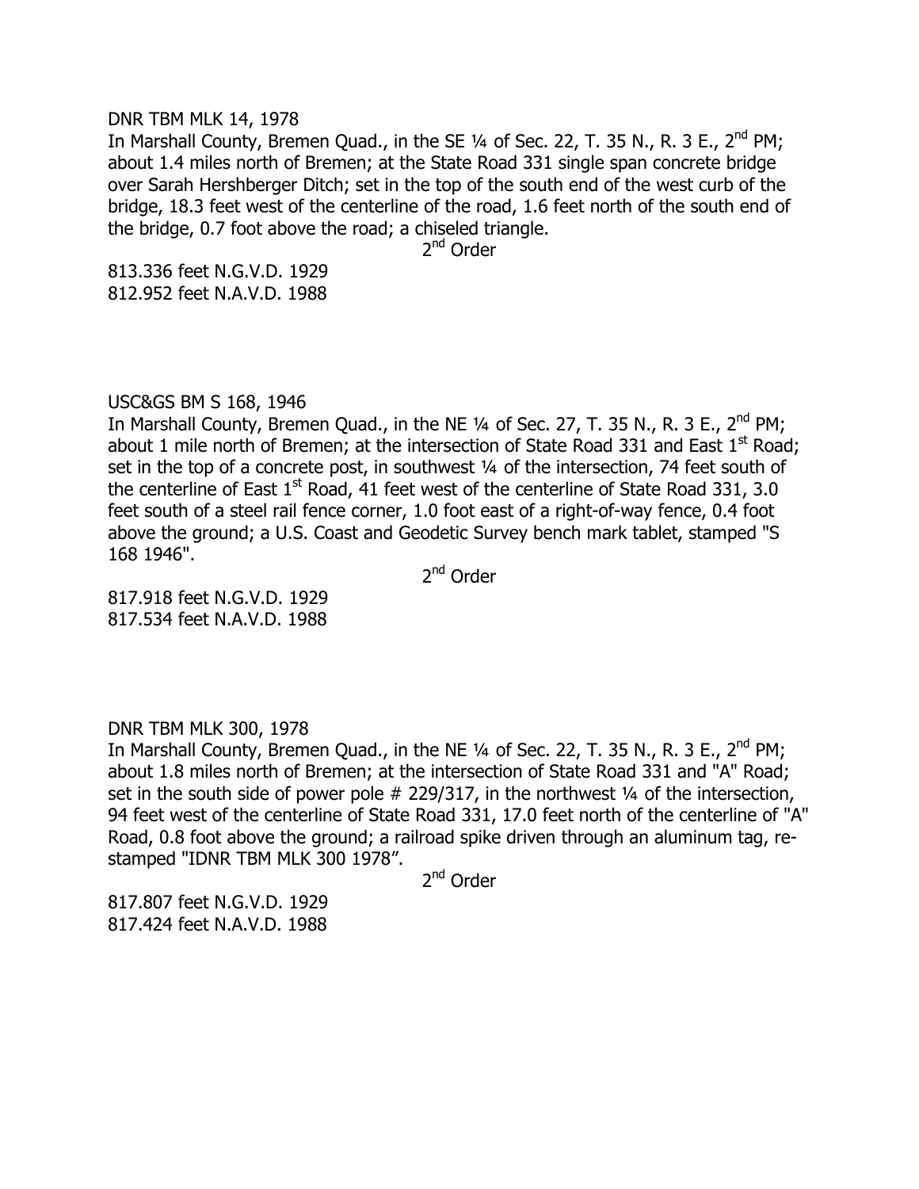DNR TBM MLK 14, 1978

In Marshall County, Bremen Quad., in the SE ¼ of Sec. 22, T. 35 N., R. 3 E., 2nd PM; about 1.4 miles north of Bremen; at the State Road 331 single span concrete bridge over Sarah Hershberger Ditch; set in the top of the south end of the west curb of the bridge, 18.3 feet west of the centerline of the road, 1.6 feet north of the south end of the bridge, 0.7 foot above the road; a chiseled triangle.

2nd Order

813.336 feet N.G.V.D. 1929
812.952 feet N.A.V.D. 1988

USC&GS BM S 168, 1946

In Marshall County, Bremen Quad., in the NE ¼ of Sec. 27, T. 35 N., R. 3 E., 2nd PM; about 1 mile north of Bremen; at the intersection of State Road 331 and East 1st Road; set in the top of a concrete post, in southwest ¼ of the intersection, 74 feet south of the centerline of East 1st Road, 41 feet west of the centerline of State Road 331, 3.0 feet south of a steel rail fence corner, 1.0 foot east of a right-of-way fence, 0.4 foot above the ground; a U.S. Coast and Geodetic Survey bench mark tablet, stamped "S 168 1946".

2nd Order

817.918 feet N.G.V.D. 1929
817.534 feet N.A.V.D. 1988

DNR TBM MLK 300, 1978

In Marshall County, Bremen Quad., in the NE ¼ of Sec. 22, T. 35 N., R. 3 E., 2nd PM; about 1.8 miles north of Bremen; at the intersection of State Road 331 and "A" Road; set in the south side of power pole # 229/317, in the northwest ¼ of the intersection, 94 feet west of the centerline of State Road 331, 17.0 feet north of the centerline of "A" Road, 0.8 foot above the ground; a railroad spike driven through an aluminum tag, re-stamped "IDNR TBM MLK 300 1978".

2nd Order

817.807 feet N.G.V.D. 1929
817.424 feet N.A.V.D. 1988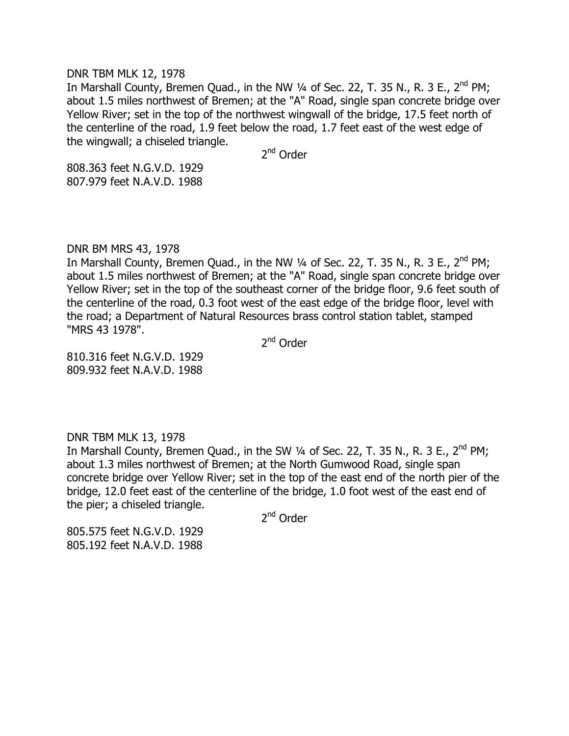DNR TBM MLK 12, 1978

In Marshall County, Bremen Quad., in the NW ¼ of Sec. 22, T. 35 N., R. 3 E., 2nd PM; about 1.5 miles northwest of Bremen; at the "A" Road, single span concrete bridge over Yellow River; set in the top of the northwest wingwall of the bridge, 17.5 feet north of the centerline of the road, 1.9 feet below the road, 1.7 feet east of the west edge of the wingwall; a chiseled triangle.

2nd Order

808.363 feet N.G.V.D. 1929
807.979 feet N.A.V.D. 1988

DNR BM MRS 43, 1978

In Marshall County, Bremen Quad., in the NW ¼ of Sec. 22, T. 35 N., R. 3 E., 2nd PM; about 1.5 miles northwest of Bremen; at the "A" Road, single span concrete bridge over Yellow River; set in the top of the southeast corner of the bridge floor, 9.6 feet south of the centerline of the road, 0.3 foot west of the east edge of the bridge floor, level with the road; a Department of Natural Resources brass control station tablet, stamped "MRS 43 1978".

2nd Order

810.316 feet N.G.V.D. 1929
809.932 feet N.A.V.D. 1988

DNR TBM MLK 13, 1978

In Marshall County, Bremen Quad., in the SW ¼ of Sec. 22, T. 35 N., R. 3 E., 2nd PM; about 1.3 miles northwest of Bremen; at the North Gumwood Road, single span concrete bridge over Yellow River; set in the top of the east end of the north pier of the bridge, 12.0 feet east of the centerline of the bridge, 1.0 foot west of the east end of the pier; a chiseled triangle.

2nd Order

805.575 feet N.G.V.D. 1929
805.192 feet N.A.V.D. 1988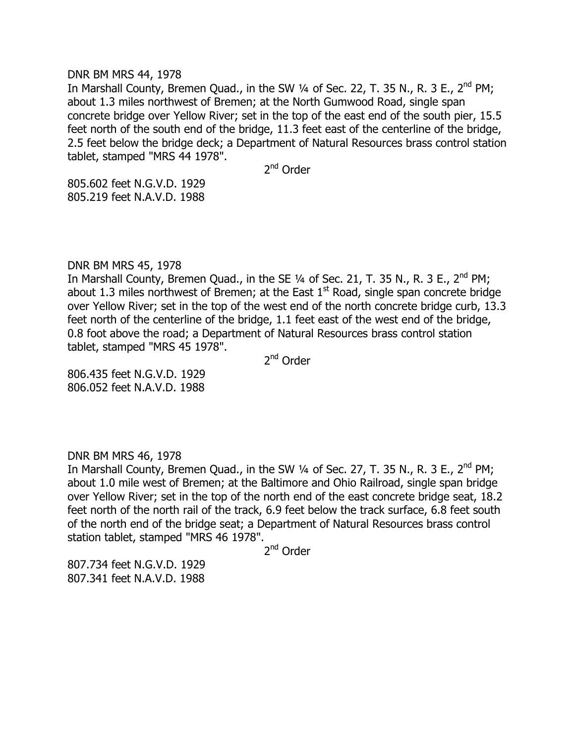DNR BM MRS 44, 1978

In Marshall County, Bremen Quad., in the SW ¼ of Sec. 22, T. 35 N., R. 3 E., 2nd PM; about 1.3 miles northwest of Bremen; at the North Gumwood Road, single span concrete bridge over Yellow River; set in the top of the east end of the south pier, 15.5 feet north of the south end of the bridge, 11.3 feet east of the centerline of the bridge, 2.5 feet below the bridge deck; a Department of Natural Resources brass control station tablet, stamped "MRS 44 1978".

2nd Order

805.602 feet N.G.V.D. 1929
805.219 feet N.A.V.D. 1988

DNR BM MRS 45, 1978

In Marshall County, Bremen Quad., in the SE ¼ of Sec. 21, T. 35 N., R. 3 E., 2nd PM; about 1.3 miles northwest of Bremen; at the East 1st Road, single span concrete bridge over Yellow River; set in the top of the west end of the north concrete bridge curb, 13.3 feet north of the centerline of the bridge, 1.1 feet east of the west end of the bridge, 0.8 foot above the road; a Department of Natural Resources brass control station tablet, stamped "MRS 45 1978".

2nd Order

806.435 feet N.G.V.D. 1929
806.052 feet N.A.V.D. 1988

DNR BM MRS 46, 1978

In Marshall County, Bremen Quad., in the SW ¼ of Sec. 27, T. 35 N., R. 3 E., 2nd PM; about 1.0 mile west of Bremen; at the Baltimore and Ohio Railroad, single span bridge over Yellow River; set in the top of the north end of the east concrete bridge seat, 18.2 feet north of the north rail of the track, 6.9 feet below the track surface, 6.8 feet south of the north end of the bridge seat; a Department of Natural Resources brass control station tablet, stamped "MRS 46 1978".

2nd Order

807.734 feet N.G.V.D. 1929
807.341 feet N.A.V.D. 1988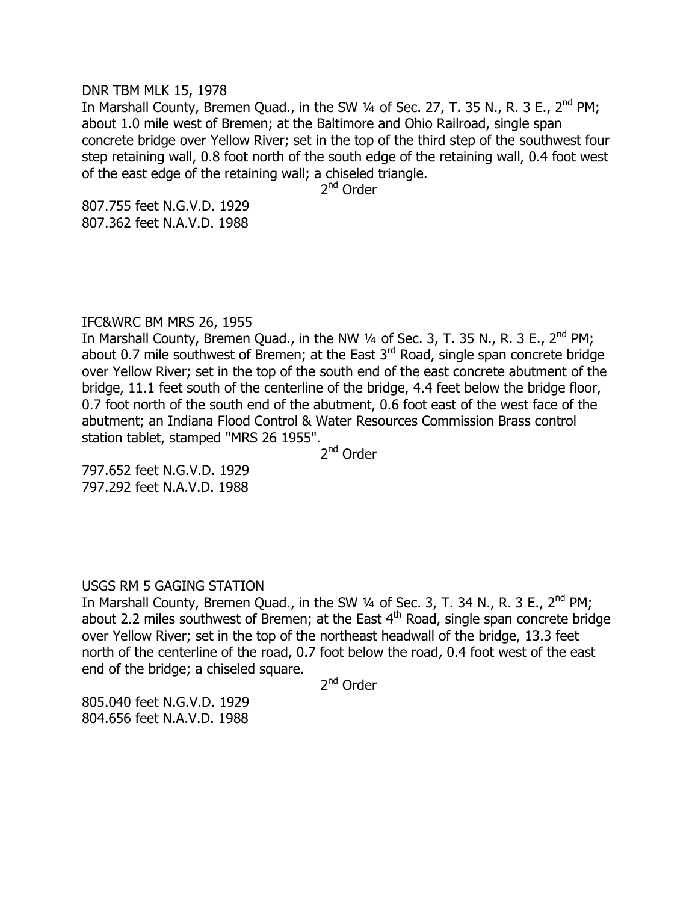DNR TBM MLK 15, 1978

In Marshall County, Bremen Quad., in the SW ¼ of Sec. 27, T. 35 N., R. 3 E., 2nd PM; about 1.0 mile west of Bremen; at the Baltimore and Ohio Railroad, single span concrete bridge over Yellow River; set in the top of the third step of the southwest four step retaining wall, 0.8 foot north of the south edge of the retaining wall, 0.4 foot west of the east edge of the retaining wall; a chiseled triangle.

2nd Order

807.755 feet N.G.V.D. 1929
807.362 feet N.A.V.D. 1988

IFC&WRC BM MRS 26, 1955

In Marshall County, Bremen Quad., in the NW ¼ of Sec. 3, T. 35 N., R. 3 E., 2nd PM; about 0.7 mile southwest of Bremen; at the East 3rd Road, single span concrete bridge over Yellow River; set in the top of the south end of the east concrete abutment of the bridge, 11.1 feet south of the centerline of the bridge, 4.4 feet below the bridge floor, 0.7 foot north of the south end of the abutment, 0.6 foot east of the west face of the abutment; an Indiana Flood Control & Water Resources Commission Brass control station tablet, stamped "MRS 26 1955".

2nd Order

797.652 feet N.G.V.D. 1929
797.292 feet N.A.V.D. 1988

USGS RM 5 GAGING STATION

In Marshall County, Bremen Quad., in the SW ¼ of Sec. 3, T. 34 N., R. 3 E., 2nd PM; about 2.2 miles southwest of Bremen; at the East 4th Road, single span concrete bridge over Yellow River; set in the top of the northeast headwall of the bridge, 13.3 feet north of the centerline of the road, 0.7 foot below the road, 0.4 foot west of the east end of the bridge; a chiseled square.

2nd Order

805.040 feet N.G.V.D. 1929
804.656 feet N.A.V.D. 1988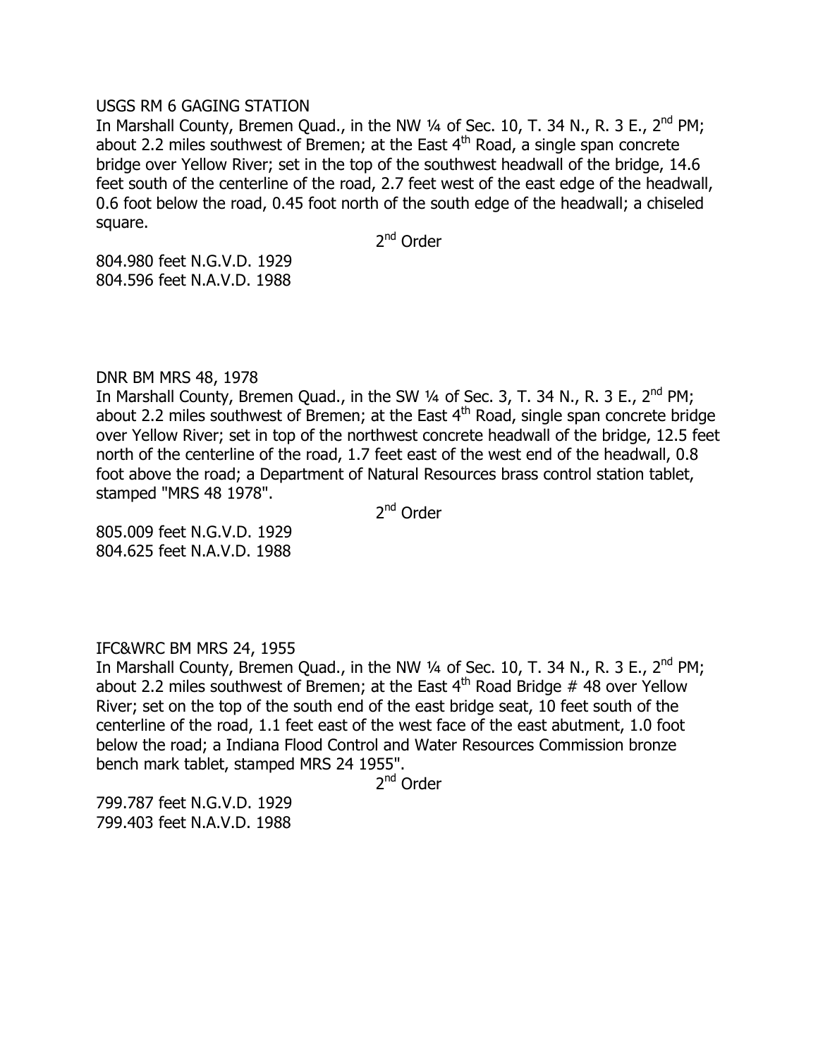USGS RM 6 GAGING STATION

In Marshall County, Bremen Quad., in the NW ¼ of Sec. 10, T. 34 N., R. 3 E., 2nd PM; about 2.2 miles southwest of Bremen; at the East 4th Road, a single span concrete bridge over Yellow River; set in the top of the southwest headwall of the bridge, 14.6 feet south of the centerline of the road, 2.7 feet west of the east edge of the headwall, 0.6 foot below the road, 0.45 foot north of the south edge of the headwall; a chiseled square.

2nd Order

804.980 feet N.G.V.D. 1929
804.596 feet N.A.V.D. 1988

DNR BM MRS 48, 1978

In Marshall County, Bremen Quad., in the SW ¼ of Sec. 3, T. 34 N., R. 3 E., 2nd PM; about 2.2 miles southwest of Bremen; at the East 4th Road, single span concrete bridge over Yellow River; set in top of the northwest concrete headwall of the bridge, 12.5 feet north of the centerline of the road, 1.7 feet east of the west end of the headwall, 0.8 foot above the road; a Department of Natural Resources brass control station tablet, stamped "MRS 48 1978".

2nd Order

805.009 feet N.G.V.D. 1929
804.625 feet N.A.V.D. 1988

IFC&WRC BM MRS 24, 1955

In Marshall County, Bremen Quad., in the NW ¼ of Sec. 10, T. 34 N., R. 3 E., 2nd PM; about 2.2 miles southwest of Bremen; at the East 4th Road Bridge # 48 over Yellow River; set on the top of the south end of the east bridge seat, 10 feet south of the centerline of the road, 1.1 feet east of the west face of the east abutment, 1.0 foot below the road; a Indiana Flood Control and Water Resources Commission bronze bench mark tablet, stamped MRS 24 1955".

2nd Order

799.787 feet N.G.V.D. 1929
799.403 feet N.A.V.D. 1988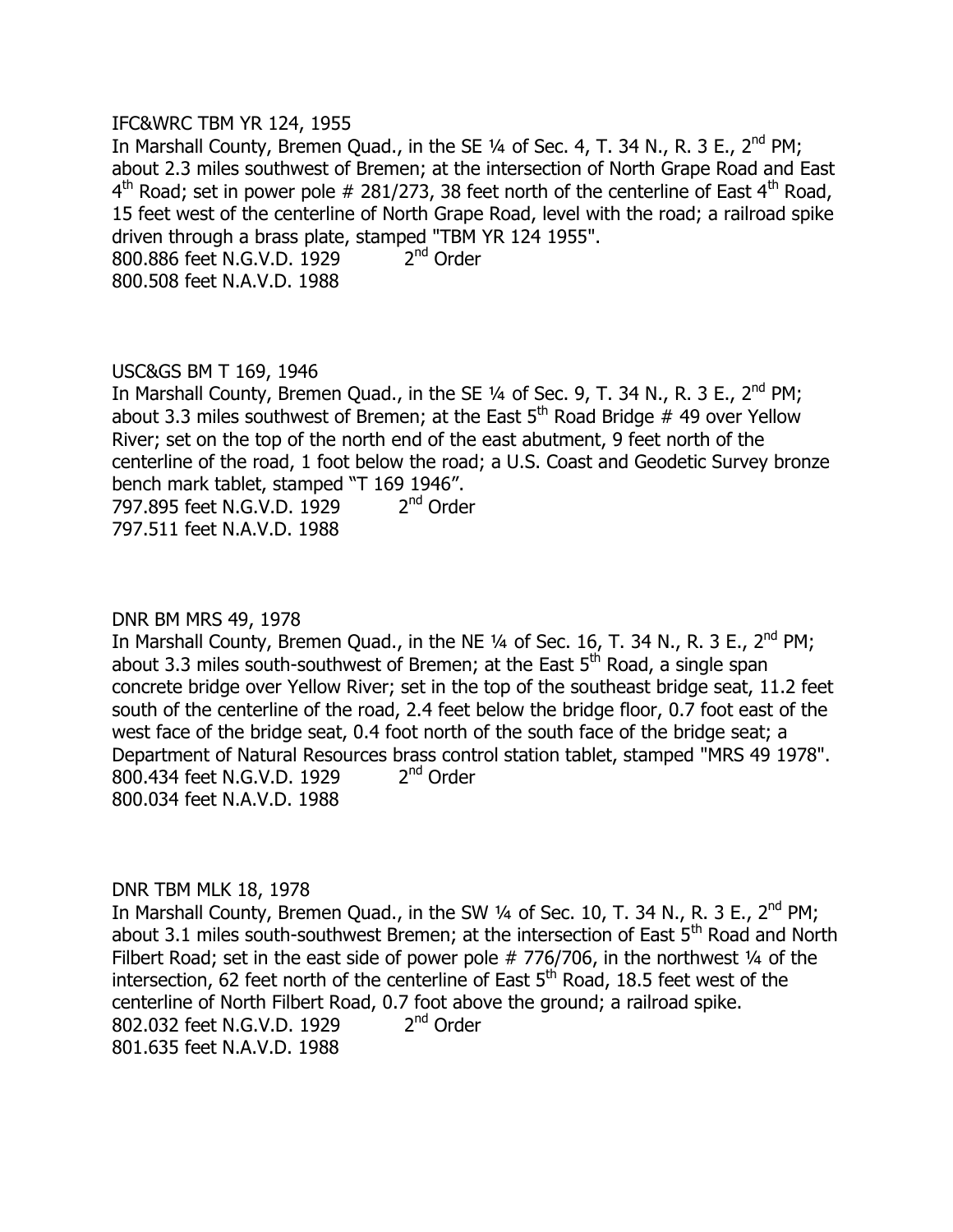IFC&WRC TBM YR 124, 1955

In Marshall County, Bremen Quad., in the SE ¼ of Sec. 4, T. 34 N., R. 3 E., 2nd PM; about 2.3 miles southwest of Bremen; at the intersection of North Grape Road and East 4th Road; set in power pole # 281/273, 38 feet north of the centerline of East 4th Road, 15 feet west of the centerline of North Grape Road, level with the road; a railroad spike driven through a brass plate, stamped "TBM YR 124 1955".

800.886 feet N.G.V.D. 1929 2nd Order
800.508 feet N.A.V.D. 1988

USC&GS BM T 169, 1946

In Marshall County, Bremen Quad., in the SE ¼ of Sec. 9, T. 34 N., R. 3 E., 2nd PM; about 3.3 miles southwest of Bremen; at the East 5th Road Bridge # 49 over Yellow River; set on the top of the north end of the east abutment, 9 feet north of the centerline of the road, 1 foot below the road; a U.S. Coast and Geodetic Survey bronze bench mark tablet, stamped "T 169 1946".

797.895 feet N.G.V.D. 1929 2nd Order
797.511 feet N.A.V.D. 1988

DNR BM MRS 49, 1978

In Marshall County, Bremen Quad., in the NE ¼ of Sec. 16, T. 34 N., R. 3 E., 2nd PM; about 3.3 miles south-southwest of Bremen; at the East 5th Road, a single span concrete bridge over Yellow River; set in the top of the southeast bridge seat, 11.2 feet south of the centerline of the road, 2.4 feet below the bridge floor, 0.7 foot east of the west face of the bridge seat, 0.4 foot north of the south face of the bridge seat; a Department of Natural Resources brass control station tablet, stamped "MRS 49 1978".

800.434 feet N.G.V.D. 1929 2nd Order
800.034 feet N.A.V.D. 1988

DNR TBM MLK 18, 1978

In Marshall County, Bremen Quad., in the SW ¼ of Sec. 10, T. 34 N., R. 3 E., 2nd PM; about 3.1 miles south-southwest Bremen; at the intersection of East 5th Road and North Filbert Road; set in the east side of power pole # 776/706, in the northwest ¼ of the intersection, 62 feet north of the centerline of East 5th Road, 18.5 feet west of the centerline of North Filbert Road, 0.7 foot above the ground; a railroad spike.

802.032 feet N.G.V.D. 1929 2nd Order
801.635 feet N.A.V.D. 1988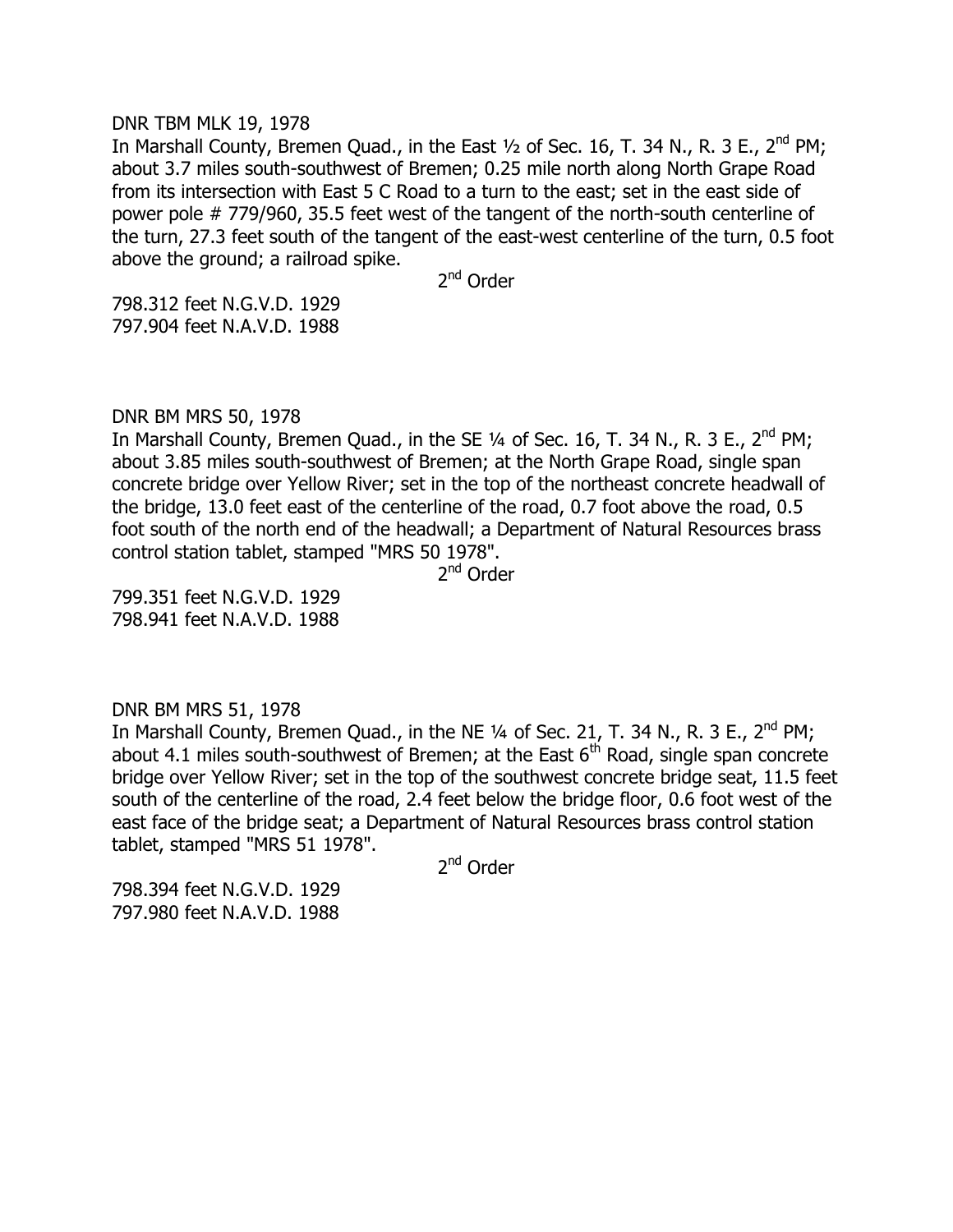DNR TBM MLK 19, 1978

In Marshall County, Bremen Quad., in the East ½ of Sec. 16, T. 34 N., R. 3 E., 2nd PM; about 3.7 miles south-southwest of Bremen; 0.25 mile north along North Grape Road from its intersection with East 5 C Road to a turn to the east; set in the east side of power pole # 779/960, 35.5 feet west of the tangent of the north-south centerline of the turn, 27.3 feet south of the tangent of the east-west centerline of the turn, 0.5 foot above the ground; a railroad spike.

2nd Order

798.312 feet N.G.V.D. 1929
797.904 feet N.A.V.D. 1988

DNR BM MRS 50, 1978

In Marshall County, Bremen Quad., in the SE ¼ of Sec. 16, T. 34 N., R. 3 E., 2nd PM; about 3.85 miles south-southwest of Bremen; at the North Grape Road, single span concrete bridge over Yellow River; set in the top of the northeast concrete headwall of the bridge, 13.0 feet east of the centerline of the road, 0.7 foot above the road, 0.5 foot south of the north end of the headwall; a Department of Natural Resources brass control station tablet, stamped "MRS 50 1978".

2nd Order

799.351 feet N.G.V.D. 1929
798.941 feet N.A.V.D. 1988

DNR BM MRS 51, 1978

In Marshall County, Bremen Quad., in the NE ¼ of Sec. 21, T. 34 N., R. 3 E., 2nd PM; about 4.1 miles south-southwest of Bremen; at the East 6th Road, single span concrete bridge over Yellow River; set in the top of the southwest concrete bridge seat, 11.5 feet south of the centerline of the road, 2.4 feet below the bridge floor, 0.6 foot west of the east face of the bridge seat; a Department of Natural Resources brass control station tablet, stamped "MRS 51 1978".

2nd Order

798.394 feet N.G.V.D. 1929
797.980 feet N.A.V.D. 1988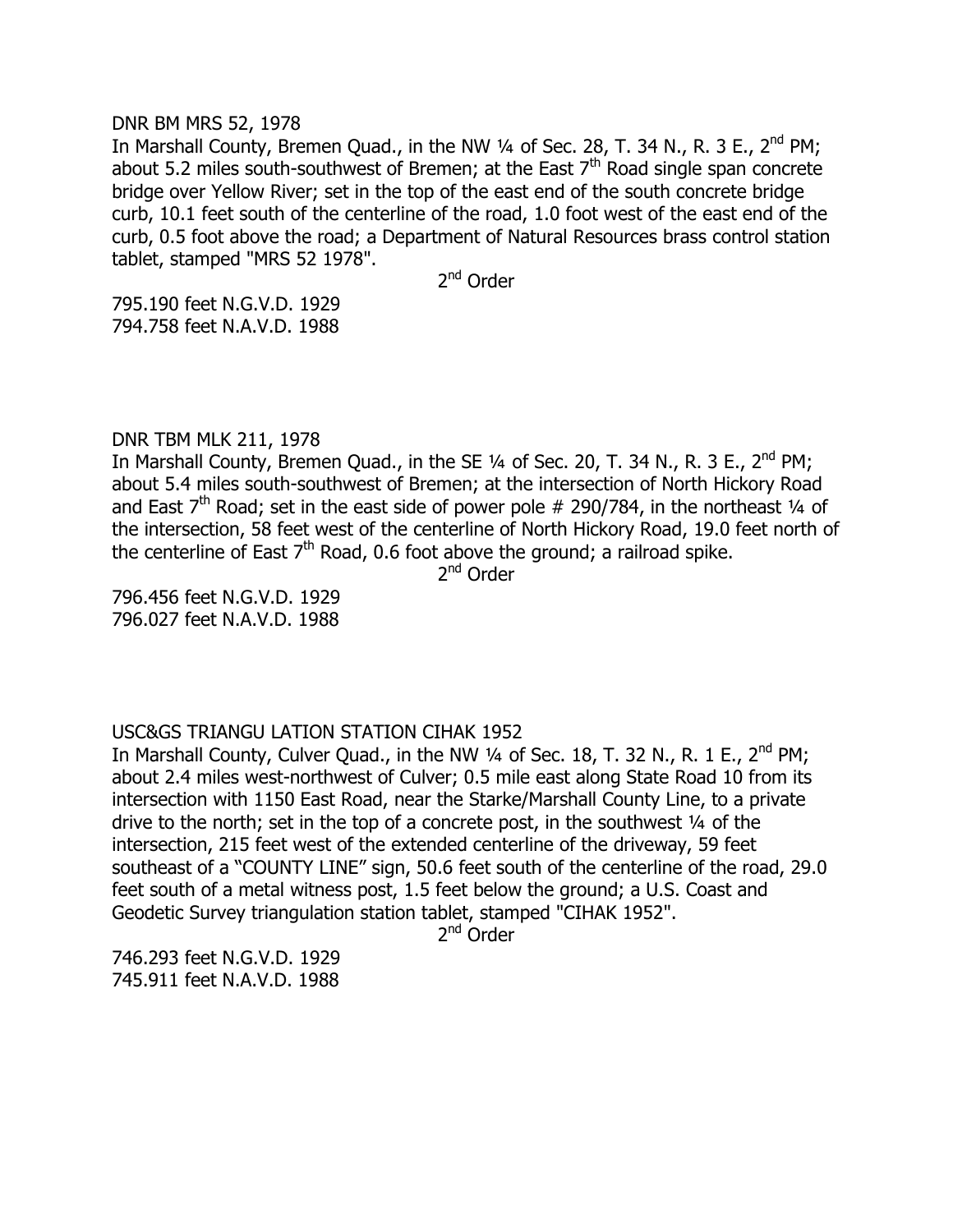DNR BM MRS 52, 1978

In Marshall County, Bremen Quad., in the NW ¼ of Sec. 28, T. 34 N., R. 3 E., 2nd PM; about 5.2 miles south-southwest of Bremen; at the East 7th Road single span concrete bridge over Yellow River; set in the top of the east end of the south concrete bridge curb, 10.1 feet south of the centerline of the road, 1.0 foot west of the east end of the curb, 0.5 foot above the road; a Department of Natural Resources brass control station tablet, stamped "MRS 52 1978".

2nd Order

795.190 feet N.G.V.D. 1929
794.758 feet N.A.V.D. 1988

DNR TBM MLK 211, 1978

In Marshall County, Bremen Quad., in the SE ¼ of Sec. 20, T. 34 N., R. 3 E., 2nd PM; about 5.4 miles south-southwest of Bremen; at the intersection of North Hickory Road and East 7th Road; set in the east side of power pole # 290/784, in the northeast ¼ of the intersection, 58 feet west of the centerline of North Hickory Road, 19.0 feet north of the centerline of East 7th Road, 0.6 foot above the ground; a railroad spike.

2nd Order

796.456 feet N.G.V.D. 1929
796.027 feet N.A.V.D. 1988

USC&GS TRIANGU LATION STATION CIHAK 1952

In Marshall County, Culver Quad., in the NW ¼ of Sec. 18, T. 32 N., R. 1 E., 2nd PM; about 2.4 miles west-northwest of Culver; 0.5 mile east along State Road 10 from its intersection with 1150 East Road, near the Starke/Marshall County Line, to a private drive to the north; set in the top of a concrete post, in the southwest ¼ of the intersection, 215 feet west of the extended centerline of the driveway, 59 feet southeast of a "COUNTY LINE" sign, 50.6 feet south of the centerline of the road, 29.0 feet south of a metal witness post, 1.5 feet below the ground; a U.S. Coast and Geodetic Survey triangulation station tablet, stamped "CIHAK 1952".

2nd Order

746.293 feet N.G.V.D. 1929
745.911 feet N.A.V.D. 1988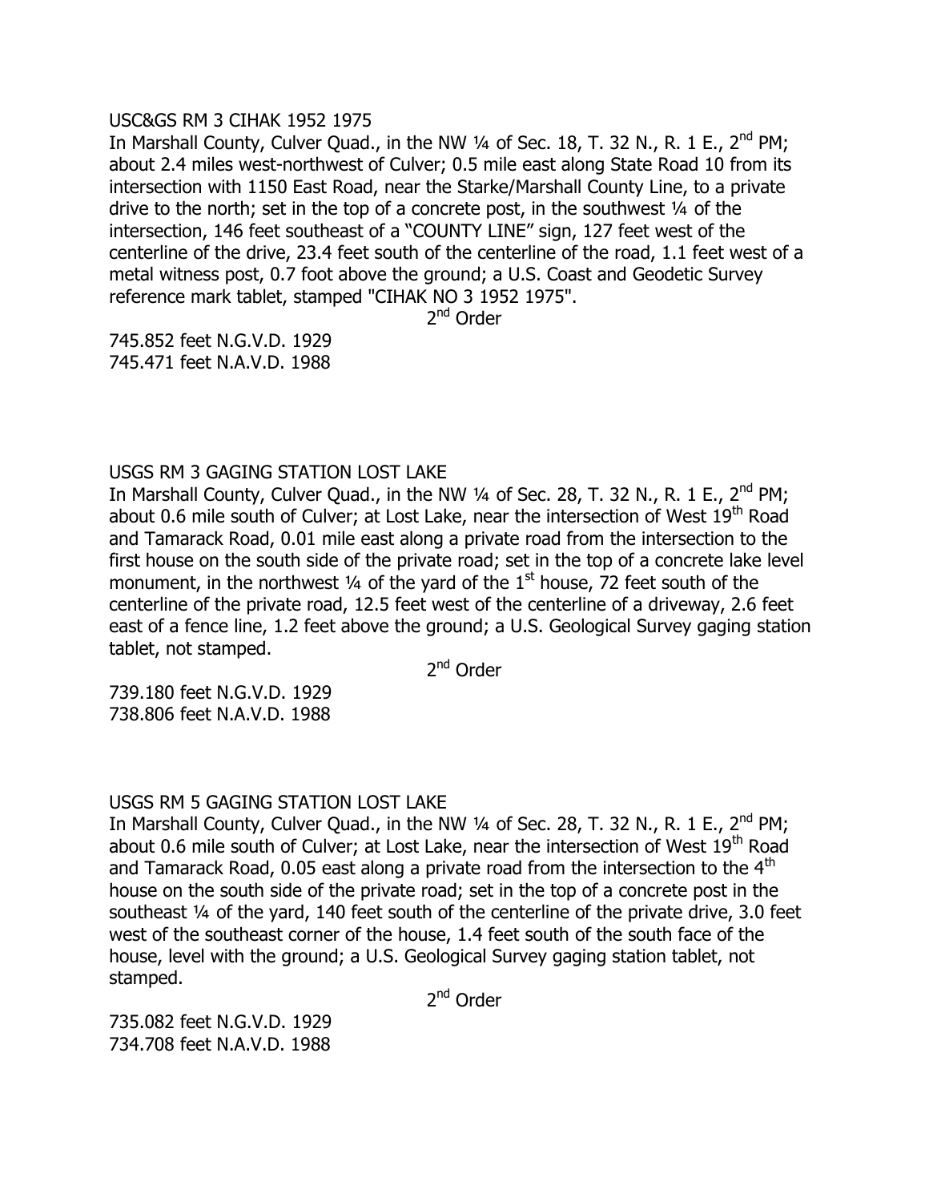USC&GS RM 3 CIHAK 1952 1975

In Marshall County, Culver Quad., in the NW ¼ of Sec. 18, T. 32 N., R. 1 E., 2nd PM; about 2.4 miles west-northwest of Culver; 0.5 mile east along State Road 10 from its intersection with 1150 East Road, near the Starke/Marshall County Line, to a private drive to the north; set in the top of a concrete post, in the southwest ¼ of the intersection, 146 feet southeast of a "COUNTY LINE" sign, 127 feet west of the centerline of the drive, 23.4 feet south of the centerline of the road, 1.1 feet west of a metal witness post, 0.7 foot above the ground; a U.S. Coast and Geodetic Survey reference mark tablet, stamped "CIHAK NO 3 1952 1975".

2nd Order

745.852 feet N.G.V.D. 1929
745.471 feet N.A.V.D. 1988

USGS RM 3 GAGING STATION LOST LAKE

In Marshall County, Culver Quad., in the NW ¼ of Sec. 28, T. 32 N., R. 1 E., 2nd PM; about 0.6 mile south of Culver; at Lost Lake, near the intersection of West 19th Road and Tamarack Road, 0.01 mile east along a private road from the intersection to the first house on the south side of the private road; set in the top of a concrete lake level monument, in the northwest ¼ of the yard of the 1st house, 72 feet south of the centerline of the private road, 12.5 feet west of the centerline of a driveway, 2.6 feet east of a fence line, 1.2 feet above the ground; a U.S. Geological Survey gaging station tablet, not stamped.

2nd Order

739.180 feet N.G.V.D. 1929
738.806 feet N.A.V.D. 1988

USGS RM 5 GAGING STATION LOST LAKE

In Marshall County, Culver Quad., in the NW ¼ of Sec. 28, T. 32 N., R. 1 E., 2nd PM; about 0.6 mile south of Culver; at Lost Lake, near the intersection of West 19th Road and Tamarack Road, 0.05 east along a private road from the intersection to the 4th house on the south side of the private road; set in the top of a concrete post in the southeast ¼ of the yard, 140 feet south of the centerline of the private drive, 3.0 feet west of the southeast corner of the house, 1.4 feet south of the south face of the house, level with the ground; a U.S. Geological Survey gaging station tablet, not stamped.

2nd Order

735.082 feet N.G.V.D. 1929
734.708 feet N.A.V.D. 1988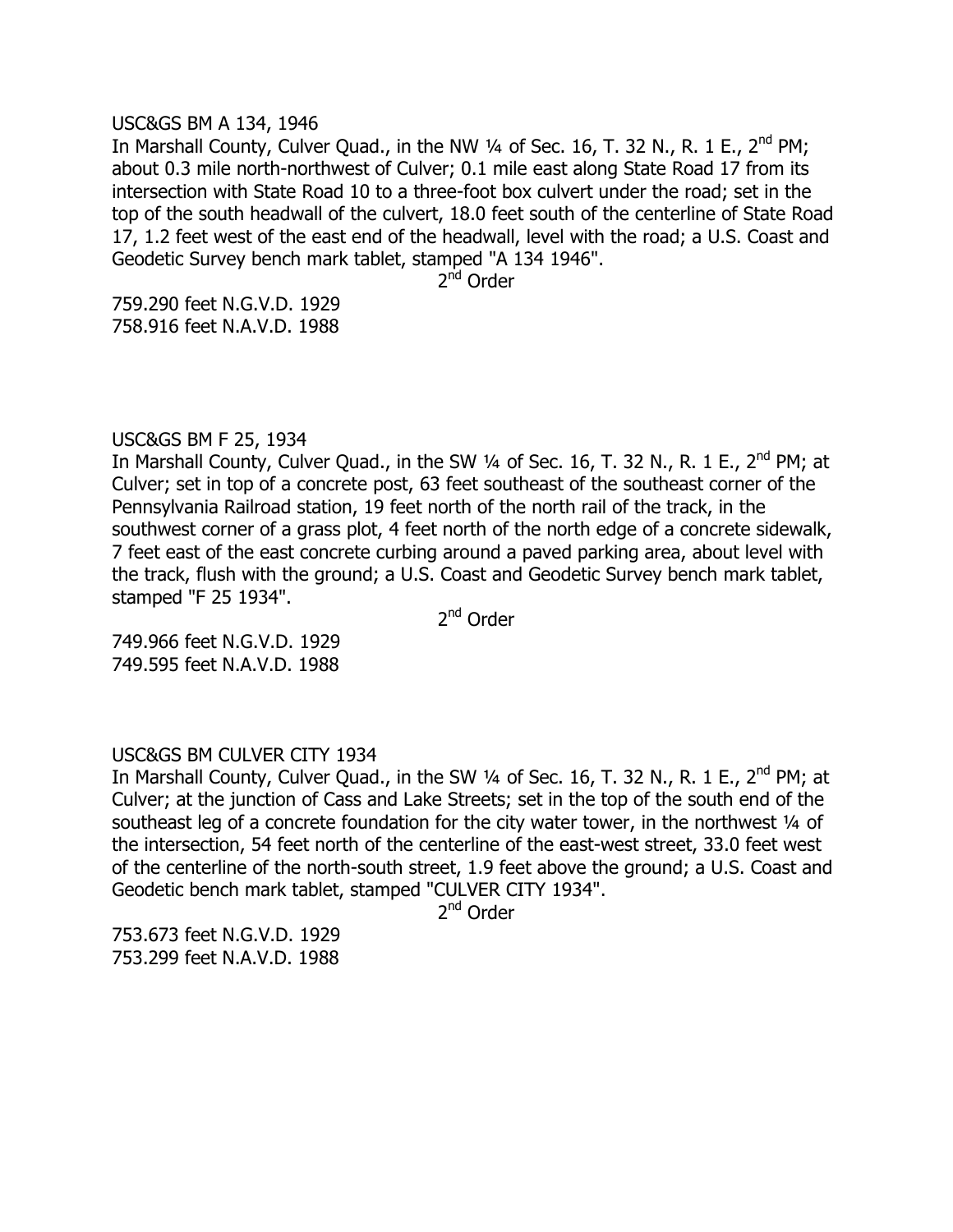USC&GS BM A 134, 1946

In Marshall County, Culver Quad., in the NW ¼ of Sec. 16, T. 32 N., R. 1 E., 2nd PM; about 0.3 mile north-northwest of Culver; 0.1 mile east along State Road 17 from its intersection with State Road 10 to a three-foot box culvert under the road; set in the top of the south headwall of the culvert, 18.0 feet south of the centerline of State Road 17, 1.2 feet west of the east end of the headwall, level with the road; a U.S. Coast and Geodetic Survey bench mark tablet, stamped "A 134 1946".

2nd Order

759.290 feet N.G.V.D. 1929
758.916 feet N.A.V.D. 1988

USC&GS BM F 25, 1934

In Marshall County, Culver Quad., in the SW ¼ of Sec. 16, T. 32 N., R. 1 E., 2nd PM; at Culver; set in top of a concrete post, 63 feet southeast of the southeast corner of the Pennsylvania Railroad station, 19 feet north of the north rail of the track, in the southwest corner of a grass plot, 4 feet north of the north edge of a concrete sidewalk, 7 feet east of the east concrete curbing around a paved parking area, about level with the track, flush with the ground; a U.S. Coast and Geodetic Survey bench mark tablet, stamped "F 25 1934".

2nd Order

749.966 feet N.G.V.D. 1929
749.595 feet N.A.V.D. 1988

USC&GS BM CULVER CITY 1934

In Marshall County, Culver Quad., in the SW ¼ of Sec. 16, T. 32 N., R. 1 E., 2nd PM; at Culver; at the junction of Cass and Lake Streets; set in the top of the south end of the southeast leg of a concrete foundation for the city water tower, in the northwest ¼ of the intersection, 54 feet north of the centerline of the east-west street, 33.0 feet west of the centerline of the north-south street, 1.9 feet above the ground; a U.S. Coast and Geodetic bench mark tablet, stamped "CULVER CITY 1934".

2nd Order

753.673 feet N.G.V.D. 1929
753.299 feet N.A.V.D. 1988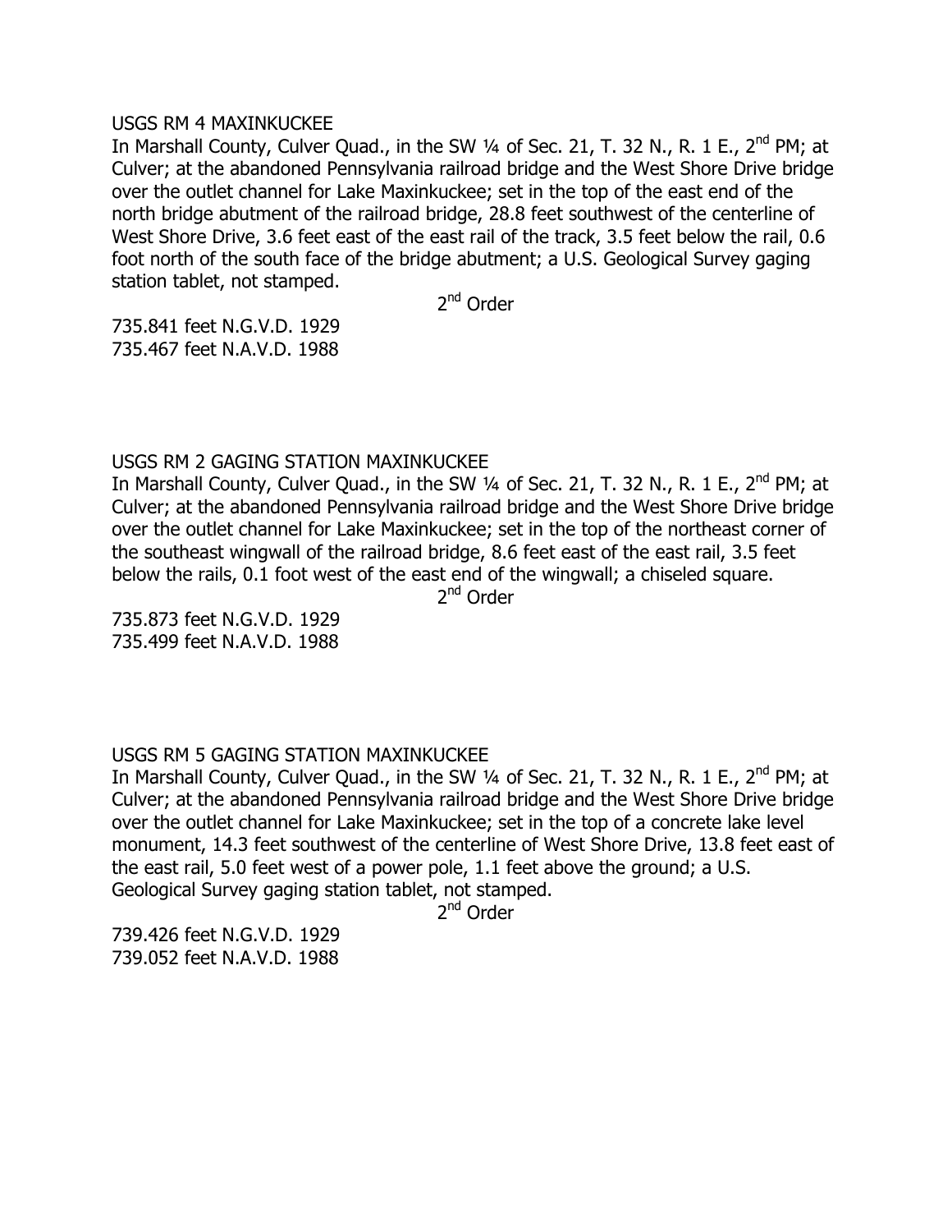USGS RM 4 MAXINKUCKEE

In Marshall County, Culver Quad., in the SW ¼ of Sec. 21, T. 32 N., R. 1 E., 2nd PM; at Culver; at the abandoned Pennsylvania railroad bridge and the West Shore Drive bridge over the outlet channel for Lake Maxinkuckee; set in the top of the east end of the north bridge abutment of the railroad bridge, 28.8 feet southwest of the centerline of West Shore Drive, 3.6 feet east of the east rail of the track, 3.5 feet below the rail, 0.6 foot north of the south face of the bridge abutment; a U.S. Geological Survey gaging station tablet, not stamped.

2nd Order

735.841 feet N.G.V.D. 1929
735.467 feet N.A.V.D. 1988

USGS RM 2 GAGING STATION MAXINKUCKEE

In Marshall County, Culver Quad., in the SW ¼ of Sec. 21, T. 32 N., R. 1 E., 2nd PM; at Culver; at the abandoned Pennsylvania railroad bridge and the West Shore Drive bridge over the outlet channel for Lake Maxinkuckee; set in the top of the northeast corner of the southeast wingwall of the railroad bridge, 8.6 feet east of the east rail, 3.5 feet below the rails, 0.1 foot west of the east end of the wingwall; a chiseled square.

2nd Order

735.873 feet N.G.V.D. 1929
735.499 feet N.A.V.D. 1988

USGS RM 5 GAGING STATION MAXINKUCKEE

In Marshall County, Culver Quad., in the SW ¼ of Sec. 21, T. 32 N., R. 1 E., 2nd PM; at Culver; at the abandoned Pennsylvania railroad bridge and the West Shore Drive bridge over the outlet channel for Lake Maxinkuckee; set in the top of a concrete lake level monument, 14.3 feet southwest of the centerline of West Shore Drive, 13.8 feet east of the east rail, 5.0 feet west of a power pole, 1.1 feet above the ground; a U.S. Geological Survey gaging station tablet, not stamped.

2nd Order

739.426 feet N.G.V.D. 1929
739.052 feet N.A.V.D. 1988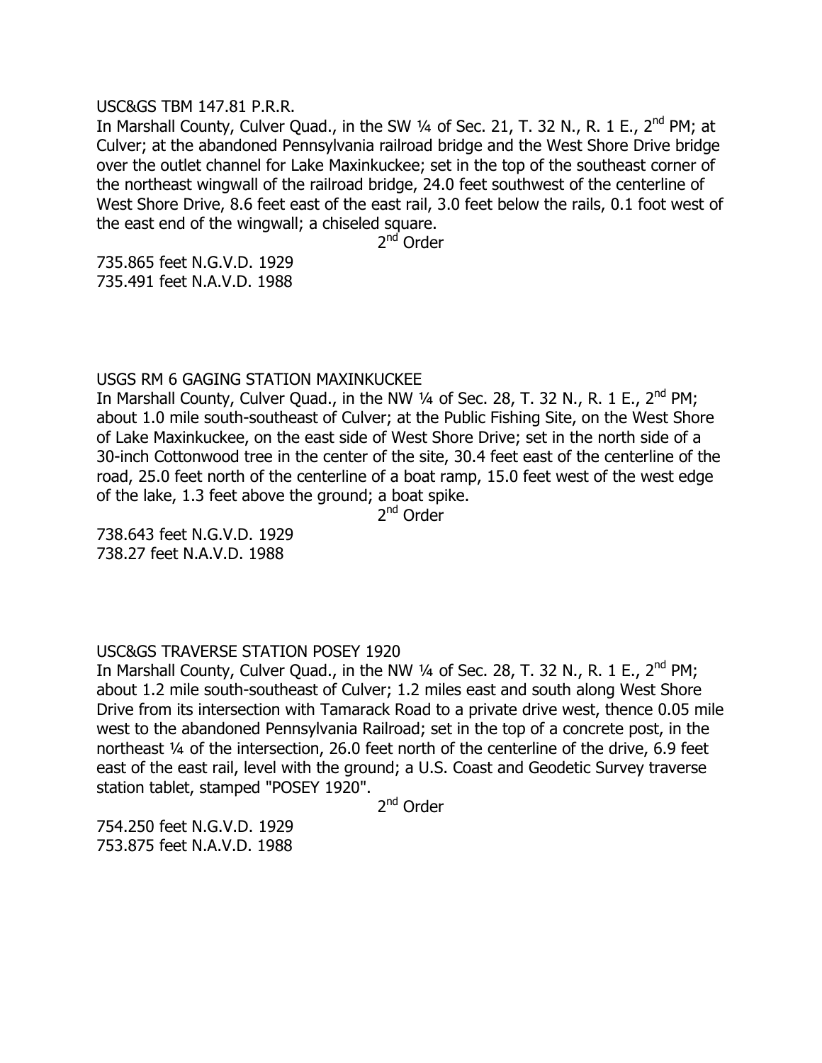USC&GS TBM 147.81 P.R.R.

In Marshall County, Culver Quad., in the SW ¼ of Sec. 21, T. 32 N., R. 1 E., 2nd PM; at Culver; at the abandoned Pennsylvania railroad bridge and the West Shore Drive bridge over the outlet channel for Lake Maxinkuckee; set in the top of the southeast corner of the northeast wingwall of the railroad bridge, 24.0 feet southwest of the centerline of West Shore Drive, 8.6 feet east of the east rail, 3.0 feet below the rails, 0.1 foot west of the east end of the wingwall; a chiseled square.

2nd Order

735.865 feet N.G.V.D. 1929
735.491 feet N.A.V.D. 1988

USGS RM 6 GAGING STATION MAXINKUCKEE

In Marshall County, Culver Quad., in the NW ¼ of Sec. 28, T. 32 N., R. 1 E., 2nd PM; about 1.0 mile south-southeast of Culver; at the Public Fishing Site, on the West Shore of Lake Maxinkuckee, on the east side of West Shore Drive; set in the north side of a 30-inch Cottonwood tree in the center of the site, 30.4 feet east of the centerline of the road, 25.0 feet north of the centerline of a boat ramp, 15.0 feet west of the west edge of the lake, 1.3 feet above the ground; a boat spike.

2nd Order

738.643 feet N.G.V.D. 1929
738.27 feet N.A.V.D. 1988

USC&GS TRAVERSE STATION POSEY 1920

In Marshall County, Culver Quad., in the NW ¼ of Sec. 28, T. 32 N., R. 1 E., 2nd PM; about 1.2 mile south-southeast of Culver; 1.2 miles east and south along West Shore Drive from its intersection with Tamarack Road to a private drive west, thence 0.05 mile west to the abandoned Pennsylvania Railroad; set in the top of a concrete post, in the northeast ¼ of the intersection, 26.0 feet north of the centerline of the drive, 6.9 feet east of the east rail, level with the ground; a U.S. Coast and Geodetic Survey traverse station tablet, stamped "POSEY 1920".

2nd Order

754.250 feet N.G.V.D. 1929
753.875 feet N.A.V.D. 1988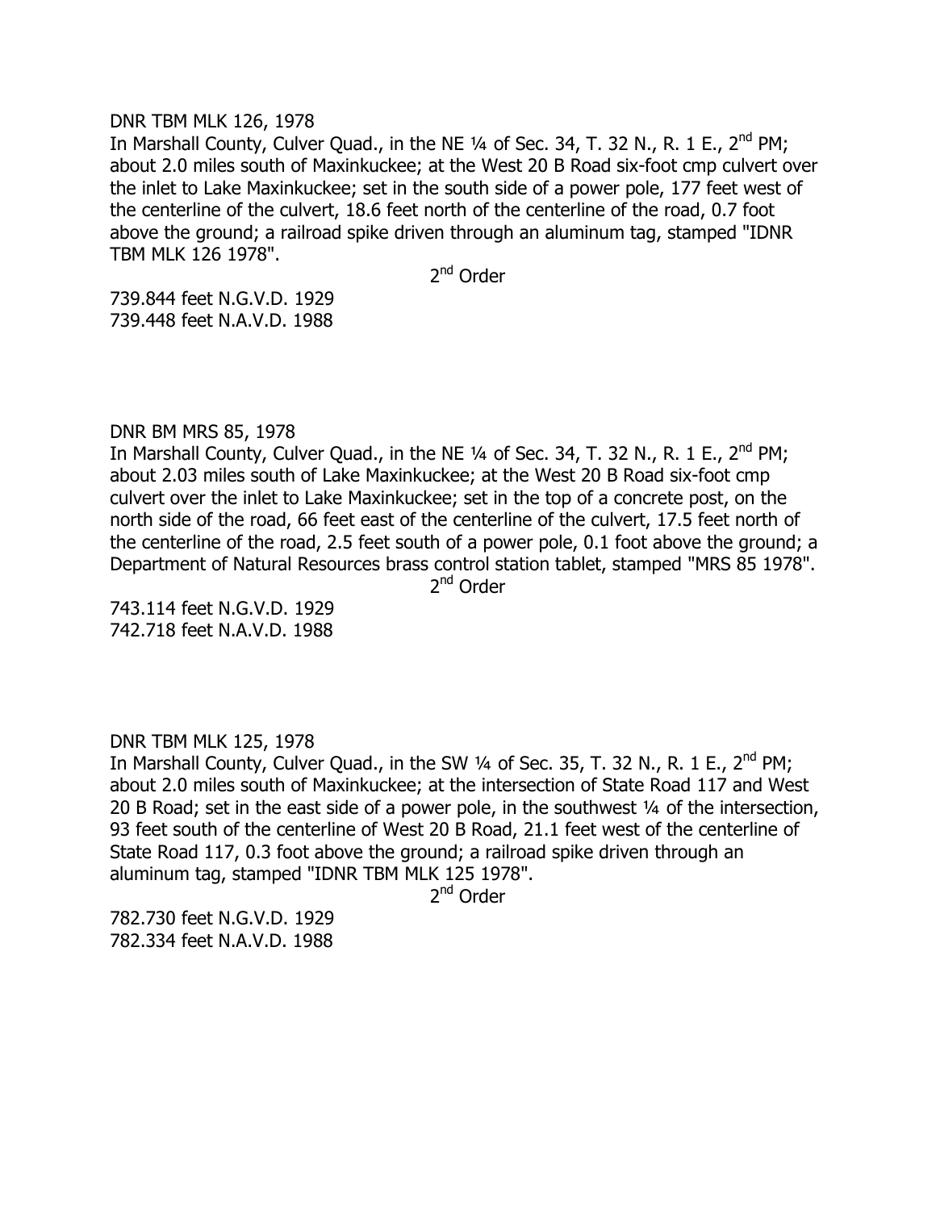DNR TBM MLK 126, 1978

In Marshall County, Culver Quad., in the NE ¼ of Sec. 34, T. 32 N., R. 1 E., 2nd PM; about 2.0 miles south of Maxinkuckee; at the West 20 B Road six-foot cmp culvert over the inlet to Lake Maxinkuckee; set in the south side of a power pole, 177 feet west of the centerline of the culvert, 18.6 feet north of the centerline of the road, 0.7 foot above the ground; a railroad spike driven through an aluminum tag, stamped "IDNR TBM MLK 126 1978".

2nd Order

739.844 feet N.G.V.D. 1929
739.448 feet N.A.V.D. 1988

DNR BM MRS 85, 1978

In Marshall County, Culver Quad., in the NE ¼ of Sec. 34, T. 32 N., R. 1 E., 2nd PM; about 2.03 miles south of Lake Maxinkuckee; at the West 20 B Road six-foot cmp culvert over the inlet to Lake Maxinkuckee; set in the top of a concrete post, on the north side of the road, 66 feet east of the centerline of the culvert, 17.5 feet north of the centerline of the road, 2.5 feet south of a power pole, 0.1 foot above the ground; a Department of Natural Resources brass control station tablet, stamped "MRS 85 1978".

2nd Order

743.114 feet N.G.V.D. 1929
742.718 feet N.A.V.D. 1988

DNR TBM MLK 125, 1978

In Marshall County, Culver Quad., in the SW ¼ of Sec. 35, T. 32 N., R. 1 E., 2nd PM; about 2.0 miles south of Maxinkuckee; at the intersection of State Road 117 and West 20 B Road; set in the east side of a power pole, in the southwest ¼ of the intersection, 93 feet south of the centerline of West 20 B Road, 21.1 feet west of the centerline of State Road 117, 0.3 foot above the ground; a railroad spike driven through an aluminum tag, stamped "IDNR TBM MLK 125 1978".

2nd Order

782.730 feet N.G.V.D. 1929
782.334 feet N.A.V.D. 1988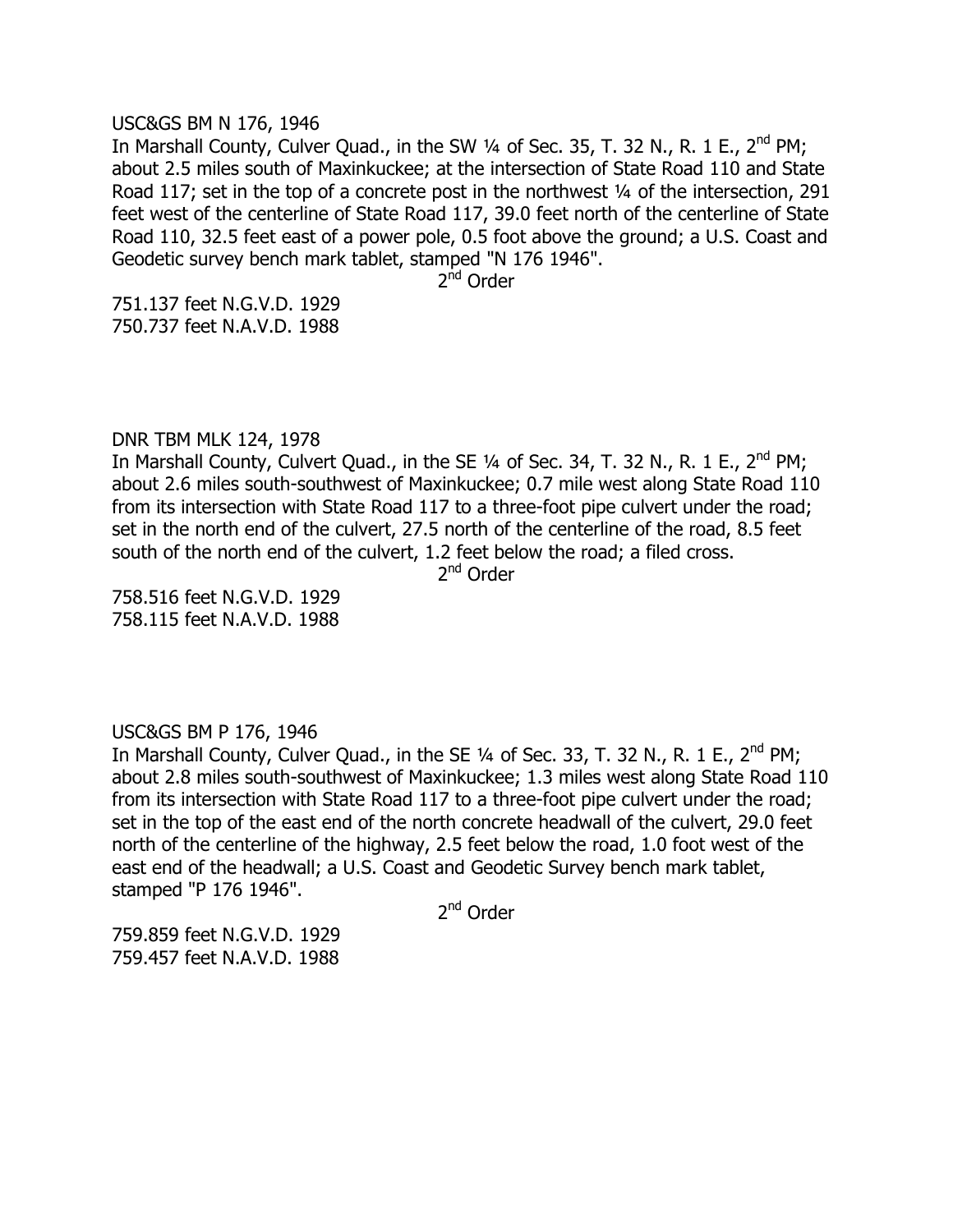USC&GS BM N 176, 1946

In Marshall County, Culver Quad., in the SW ¼ of Sec. 35, T. 32 N., R. 1 E., 2nd PM; about 2.5 miles south of Maxinkuckee; at the intersection of State Road 110 and State Road 117; set in the top of a concrete post in the northwest ¼ of the intersection, 291 feet west of the centerline of State Road 117, 39.0 feet north of the centerline of State Road 110, 32.5 feet east of a power pole, 0.5 foot above the ground; a U.S. Coast and Geodetic survey bench mark tablet, stamped "N 176 1946".

2nd Order

751.137 feet N.G.V.D. 1929
750.737 feet N.A.V.D. 1988

DNR TBM MLK 124, 1978

In Marshall County, Culvert Quad., in the SE ¼ of Sec. 34, T. 32 N., R. 1 E., 2nd PM; about 2.6 miles south-southwest of Maxinkuckee; 0.7 mile west along State Road 110 from its intersection with State Road 117 to a three-foot pipe culvert under the road; set in the north end of the culvert, 27.5 north of the centerline of the road, 8.5 feet south of the north end of the culvert, 1.2 feet below the road; a filed cross.

2nd Order

758.516 feet N.G.V.D. 1929
758.115 feet N.A.V.D. 1988

USC&GS BM P 176, 1946

In Marshall County, Culver Quad., in the SE ¼ of Sec. 33, T. 32 N., R. 1 E., 2nd PM; about 2.8 miles south-southwest of Maxinkuckee; 1.3 miles west along State Road 110 from its intersection with State Road 117 to a three-foot pipe culvert under the road; set in the top of the east end of the north concrete headwall of the culvert, 29.0 feet north of the centerline of the highway, 2.5 feet below the road, 1.0 foot west of the east end of the headwall; a U.S. Coast and Geodetic Survey bench mark tablet, stamped "P 176 1946".

2nd Order

759.859 feet N.G.V.D. 1929
759.457 feet N.A.V.D. 1988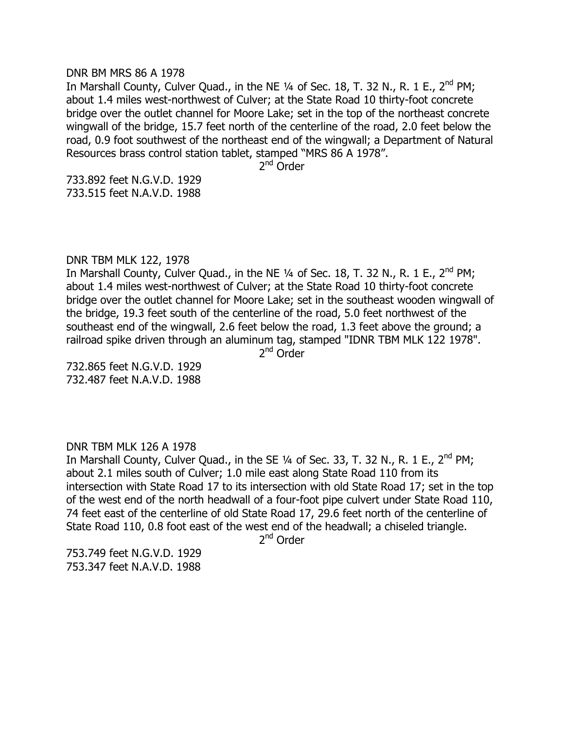DNR BM MRS 86 A 1978

In Marshall County, Culver Quad., in the NE ¼ of Sec. 18, T. 32 N., R. 1 E., 2nd PM; about 1.4 miles west-northwest of Culver; at the State Road 10 thirty-foot concrete bridge over the outlet channel for Moore Lake; set in the top of the northeast concrete wingwall of the bridge, 15.7 feet north of the centerline of the road, 2.0 feet below the road, 0.9 foot southwest of the northeast end of the wingwall; a Department of Natural Resources brass control station tablet, stamped "MRS 86 A 1978".

2nd Order

733.892 feet N.G.V.D. 1929
733.515 feet N.A.V.D. 1988

DNR TBM MLK 122, 1978

In Marshall County, Culver Quad., in the NE ¼ of Sec. 18, T. 32 N., R. 1 E., 2nd PM; about 1.4 miles west-northwest of Culver; at the State Road 10 thirty-foot concrete bridge over the outlet channel for Moore Lake; set in the southeast wooden wingwall of the bridge, 19.3 feet south of the centerline of the road, 5.0 feet northwest of the southeast end of the wingwall, 2.6 feet below the road, 1.3 feet above the ground; a railroad spike driven through an aluminum tag, stamped "IDNR TBM MLK 122 1978".

2nd Order

732.865 feet N.G.V.D. 1929
732.487 feet N.A.V.D. 1988

DNR TBM MLK 126 A 1978

In Marshall County, Culver Quad., in the SE ¼ of Sec. 33, T. 32 N., R. 1 E., 2nd PM; about 2.1 miles south of Culver; 1.0 mile east along State Road 110 from its intersection with State Road 17 to its intersection with old State Road 17; set in the top of the west end of the north headwall of a four-foot pipe culvert under State Road 110, 74 feet east of the centerline of old State Road 17, 29.6 feet north of the centerline of State Road 110, 0.8 foot east of the west end of the headwall; a chiseled triangle.

2nd Order

753.749 feet N.G.V.D. 1929
753.347 feet N.A.V.D. 1988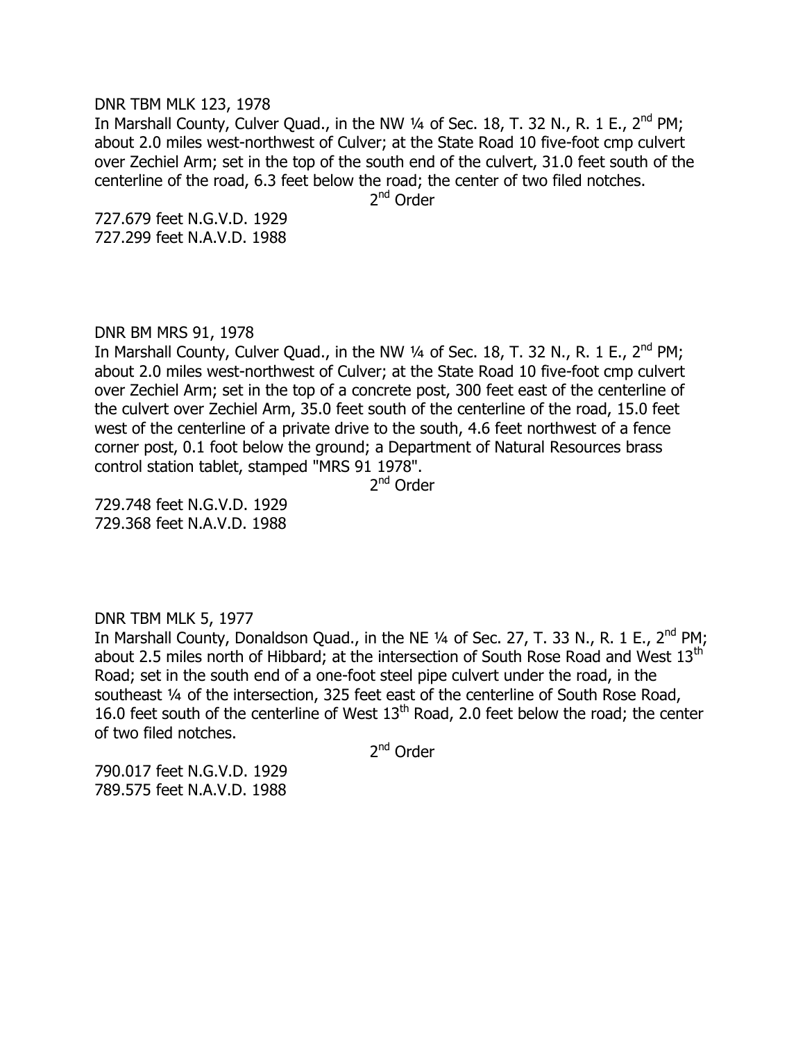DNR TBM MLK 123, 1978

In Marshall County, Culver Quad., in the NW ¼ of Sec. 18, T. 32 N., R. 1 E., 2nd PM; about 2.0 miles west-northwest of Culver; at the State Road 10 five-foot cmp culvert over Zechiel Arm; set in the top of the south end of the culvert, 31.0 feet south of the centerline of the road, 6.3 feet below the road; the center of two filed notches.

2nd Order

727.679 feet N.G.V.D. 1929
727.299 feet N.A.V.D. 1988

DNR BM MRS 91, 1978

In Marshall County, Culver Quad., in the NW ¼ of Sec. 18, T. 32 N., R. 1 E., 2nd PM; about 2.0 miles west-northwest of Culver; at the State Road 10 five-foot cmp culvert over Zechiel Arm; set in the top of a concrete post, 300 feet east of the centerline of the culvert over Zechiel Arm, 35.0 feet south of the centerline of the road, 15.0 feet west of the centerline of a private drive to the south, 4.6 feet northwest of a fence corner post, 0.1 foot below the ground; a Department of Natural Resources brass control station tablet, stamped "MRS 91 1978".

2nd Order

729.748 feet N.G.V.D. 1929
729.368 feet N.A.V.D. 1988

DNR TBM MLK 5, 1977

In Marshall County, Donaldson Quad., in the NE ¼ of Sec. 27, T. 33 N., R. 1 E., 2nd PM; about 2.5 miles north of Hibbard; at the intersection of South Rose Road and West 13th Road; set in the south end of a one-foot steel pipe culvert under the road, in the southeast ¼ of the intersection, 325 feet east of the centerline of South Rose Road, 16.0 feet south of the centerline of West 13th Road, 2.0 feet below the road; the center of two filed notches.

2nd Order

790.017 feet N.G.V.D. 1929
789.575 feet N.A.V.D. 1988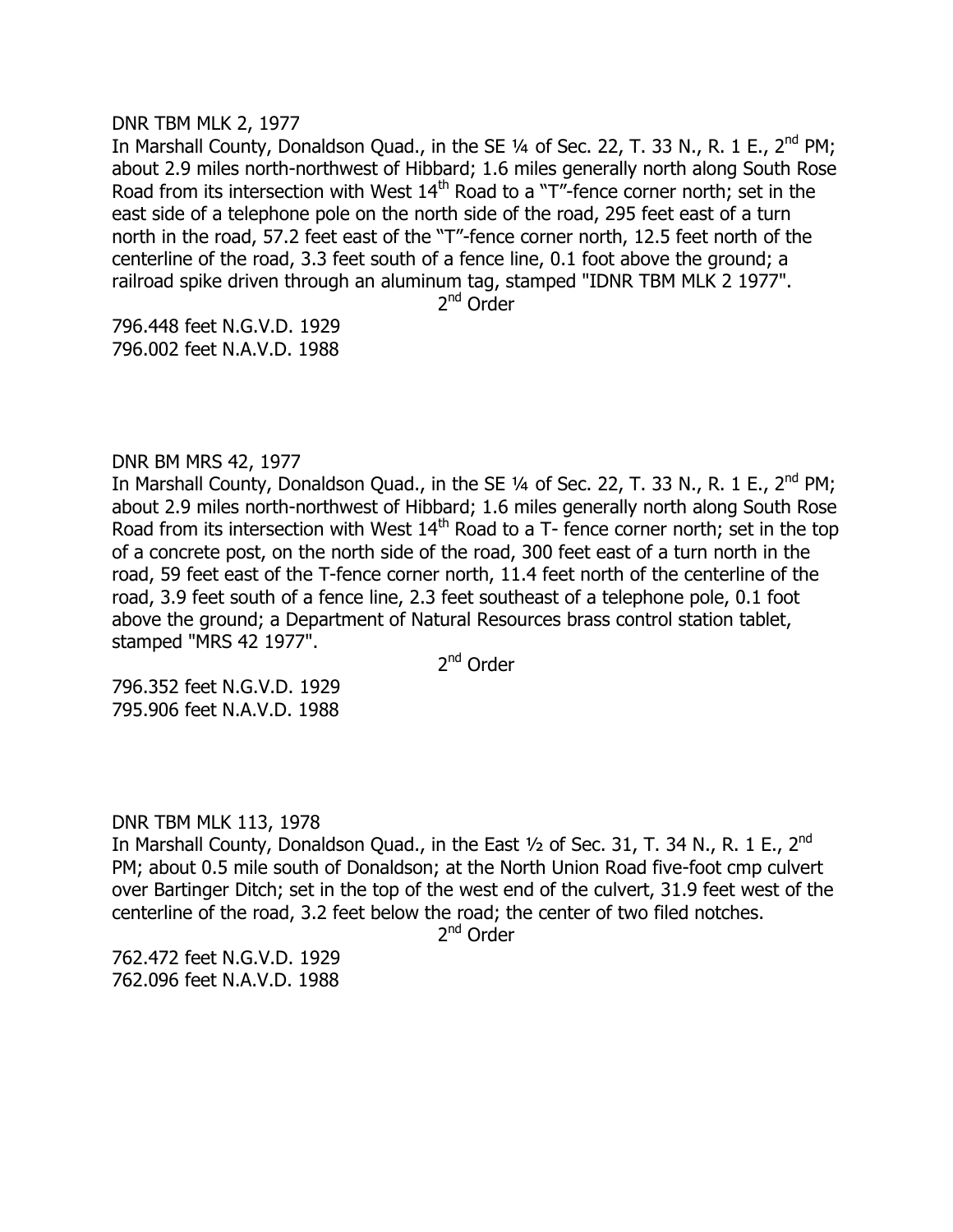DNR TBM MLK 2, 1977

In Marshall County, Donaldson Quad., in the SE ¼ of Sec. 22, T. 33 N., R. 1 E., 2nd PM; about 2.9 miles north-northwest of Hibbard; 1.6 miles generally north along South Rose Road from its intersection with West 14th Road to a "T"-fence corner north; set in the east side of a telephone pole on the north side of the road, 295 feet east of a turn north in the road, 57.2 feet east of the "T"-fence corner north, 12.5 feet north of the centerline of the road, 3.3 feet south of a fence line, 0.1 foot above the ground; a railroad spike driven through an aluminum tag, stamped "IDNR TBM MLK 2 1977".

2nd Order

796.448 feet N.G.V.D. 1929
796.002 feet N.A.V.D. 1988

DNR BM MRS 42, 1977

In Marshall County, Donaldson Quad., in the SE ¼ of Sec. 22, T. 33 N., R. 1 E., 2nd PM; about 2.9 miles north-northwest of Hibbard; 1.6 miles generally north along South Rose Road from its intersection with West 14th Road to a T- fence corner north; set in the top of a concrete post, on the north side of the road, 300 feet east of a turn north in the road, 59 feet east of the T-fence corner north, 11.4 feet north of the centerline of the road, 3.9 feet south of a fence line, 2.3 feet southeast of a telephone pole, 0.1 foot above the ground; a Department of Natural Resources brass control station tablet, stamped "MRS 42 1977".

2nd Order

796.352 feet N.G.V.D. 1929
795.906 feet N.A.V.D. 1988

DNR TBM MLK 113, 1978

In Marshall County, Donaldson Quad., in the East ½ of Sec. 31, T. 34 N., R. 1 E., 2nd PM; about 0.5 mile south of Donaldson; at the North Union Road five-foot cmp culvert over Bartinger Ditch; set in the top of the west end of the culvert, 31.9 feet west of the centerline of the road, 3.2 feet below the road; the center of two filed notches.

2nd Order

762.472 feet N.G.V.D. 1929
762.096 feet N.A.V.D. 1988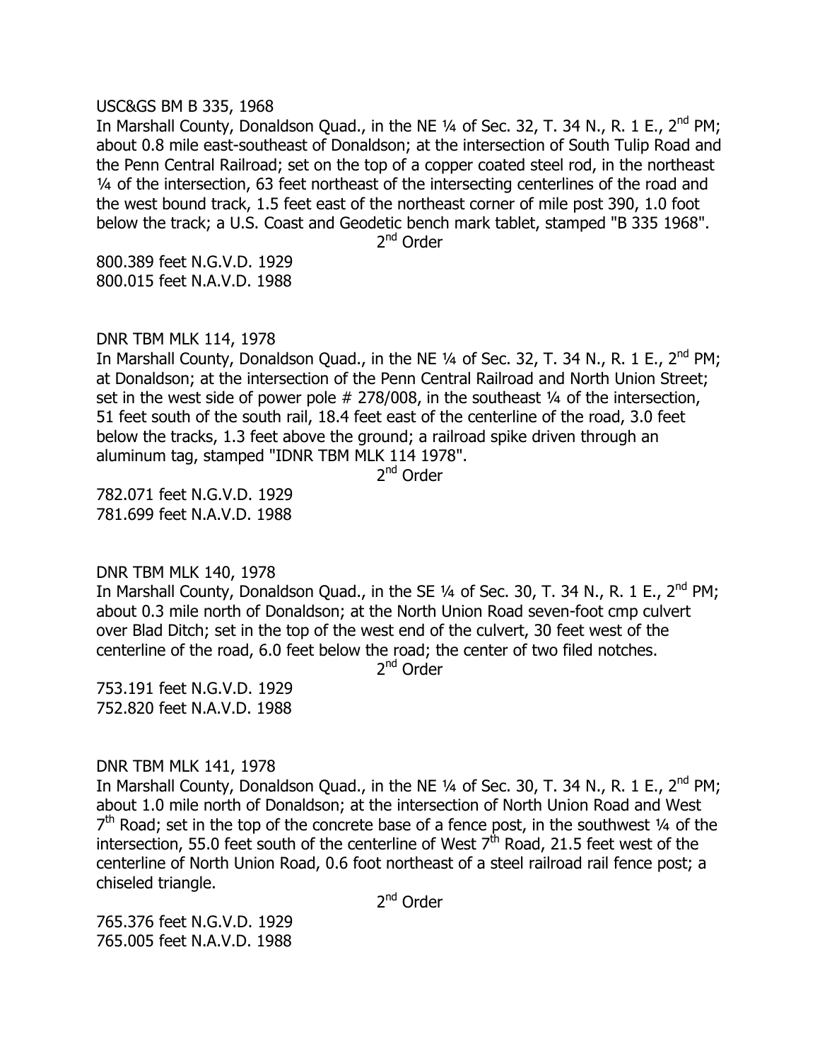USC&GS BM B 335, 1968

In Marshall County, Donaldson Quad., in the NE ¼ of Sec. 32, T. 34 N., R. 1 E., 2nd PM; about 0.8 mile east-southeast of Donaldson; at the intersection of South Tulip Road and the Penn Central Railroad; set on the top of a copper coated steel rod, in the northeast ¼ of the intersection, 63 feet northeast of the intersecting centerlines of the road and the west bound track, 1.5 feet east of the northeast corner of mile post 390, 1.0 foot below the track; a U.S. Coast and Geodetic bench mark tablet, stamped "B 335 1968".

2nd Order

800.389 feet N.G.V.D. 1929
800.015 feet N.A.V.D. 1988

DNR TBM MLK 114, 1978

In Marshall County, Donaldson Quad., in the NE ¼ of Sec. 32, T. 34 N., R. 1 E., 2nd PM; at Donaldson; at the intersection of the Penn Central Railroad and North Union Street; set in the west side of power pole # 278/008, in the southeast ¼ of the intersection, 51 feet south of the south rail, 18.4 feet east of the centerline of the road, 3.0 feet below the tracks, 1.3 feet above the ground; a railroad spike driven through an aluminum tag, stamped "IDNR TBM MLK 114 1978".

2nd Order

782.071 feet N.G.V.D. 1929
781.699 feet N.A.V.D. 1988

DNR TBM MLK 140, 1978

In Marshall County, Donaldson Quad., in the SE ¼ of Sec. 30, T. 34 N., R. 1 E., 2nd PM; about 0.3 mile north of Donaldson; at the North Union Road seven-foot cmp culvert over Blad Ditch; set in the top of the west end of the culvert, 30 feet west of the centerline of the road, 6.0 feet below the road; the center of two filed notches.

2nd Order

753.191 feet N.G.V.D. 1929
752.820 feet N.A.V.D. 1988

DNR TBM MLK 141, 1978

In Marshall County, Donaldson Quad., in the NE ¼ of Sec. 30, T. 34 N., R. 1 E., 2nd PM; about 1.0 mile north of Donaldson; at the intersection of North Union Road and West 7th Road; set in the top of the concrete base of a fence post, in the southwest ¼ of the intersection, 55.0 feet south of the centerline of West 7th Road, 21.5 feet west of the centerline of North Union Road, 0.6 foot northeast of a steel railroad rail fence post; a chiseled triangle.

2nd Order

765.376 feet N.G.V.D. 1929
765.005 feet N.A.V.D. 1988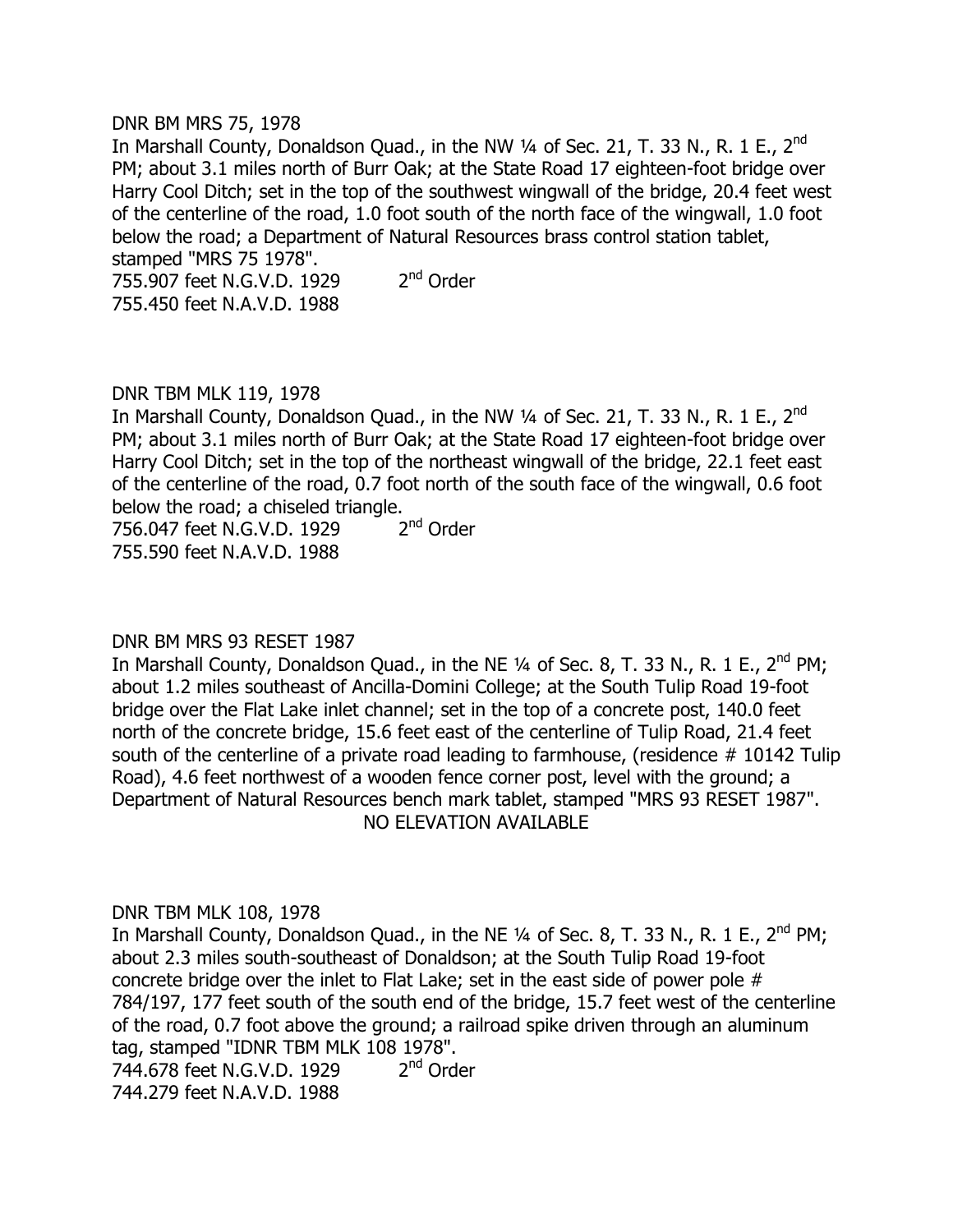DNR BM MRS 75, 1978

In Marshall County, Donaldson Quad., in the NW ¼ of Sec. 21, T. 33 N., R. 1 E., 2nd PM; about 3.1 miles north of Burr Oak; at the State Road 17 eighteen-foot bridge over Harry Cool Ditch; set in the top of the southwest wingwall of the bridge, 20.4 feet west of the centerline of the road, 1.0 foot south of the north face of the wingwall, 1.0 foot below the road; a Department of Natural Resources brass control station tablet, stamped "MRS 75 1978".

755.907 feet N.G.V.D. 1929    2nd Order
755.450 feet N.A.V.D. 1988

DNR TBM MLK 119, 1978

In Marshall County, Donaldson Quad., in the NW ¼ of Sec. 21, T. 33 N., R. 1 E., 2nd PM; about 3.1 miles north of Burr Oak; at the State Road 17 eighteen-foot bridge over Harry Cool Ditch; set in the top of the northeast wingwall of the bridge, 22.1 feet east of the centerline of the road, 0.7 foot north of the south face of the wingwall, 0.6 foot below the road; a chiseled triangle.

756.047 feet N.G.V.D. 1929    2nd Order
755.590 feet N.A.V.D. 1988

DNR BM MRS 93 RESET 1987

In Marshall County, Donaldson Quad., in the NE ¼ of Sec. 8, T. 33 N., R. 1 E., 2nd PM; about 1.2 miles southeast of Ancilla-Domini College; at the South Tulip Road 19-foot bridge over the Flat Lake inlet channel; set in the top of a concrete post, 140.0 feet north of the concrete bridge, 15.6 feet east of the centerline of Tulip Road, 21.4 feet south of the centerline of a private road leading to farmhouse, (residence # 10142 Tulip Road), 4.6 feet northwest of a wooden fence corner post, level with the ground; a Department of Natural Resources bench mark tablet, stamped "MRS 93 RESET 1987".

NO ELEVATION AVAILABLE

DNR TBM MLK 108, 1978

In Marshall County, Donaldson Quad., in the NE ¼ of Sec. 8, T. 33 N., R. 1 E., 2nd PM; about 2.3 miles south-southeast of Donaldson; at the South Tulip Road 19-foot concrete bridge over the inlet to Flat Lake; set in the east side of power pole # 784/197, 177 feet south of the south end of the bridge, 15.7 feet west of the centerline of the road, 0.7 foot above the ground; a railroad spike driven through an aluminum tag, stamped "IDNR TBM MLK 108 1978".

744.678 feet N.G.V.D. 1929    2nd Order
744.279 feet N.A.V.D. 1988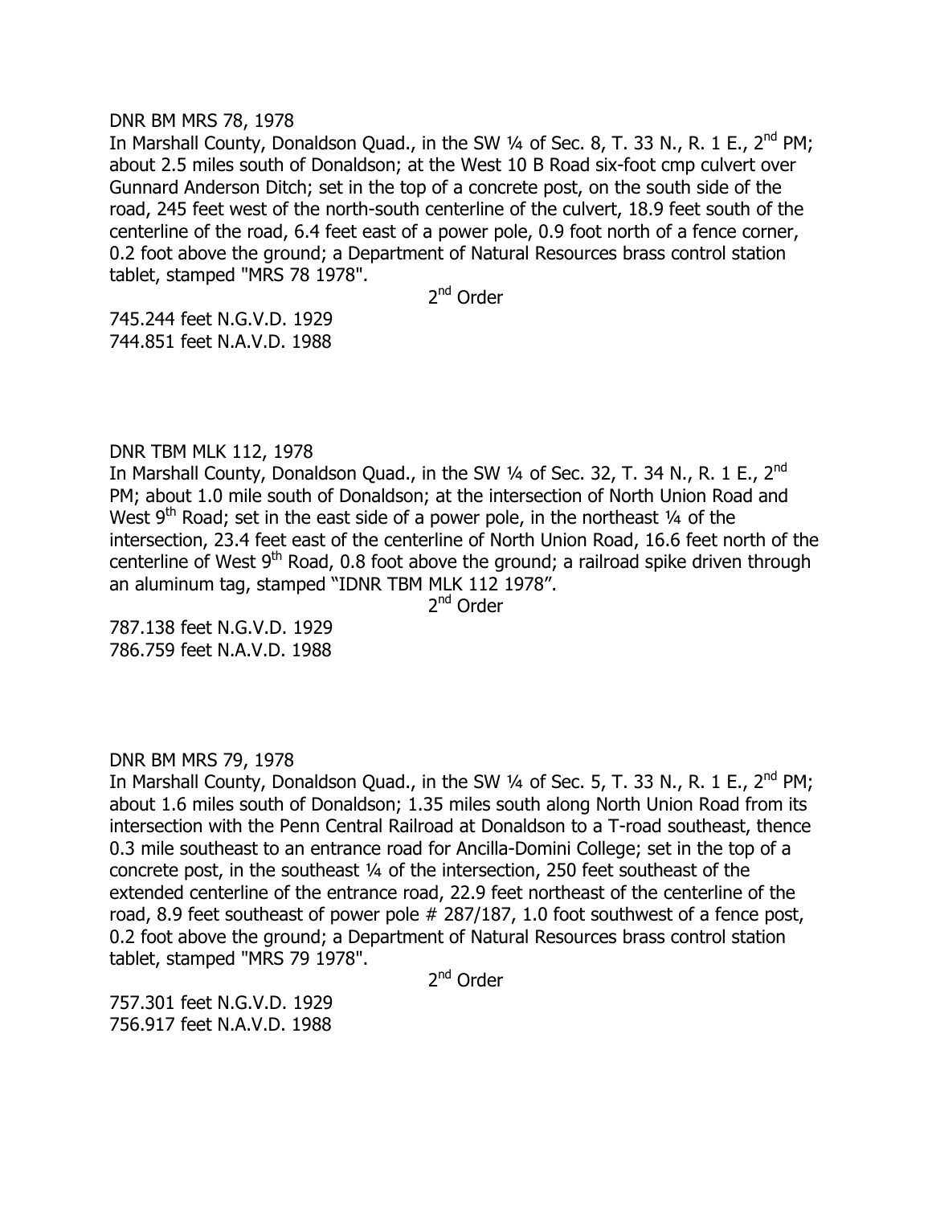DNR BM MRS 78, 1978

In Marshall County, Donaldson Quad., in the SW ¼ of Sec. 8, T. 33 N., R. 1 E., 2nd PM; about 2.5 miles south of Donaldson; at the West 10 B Road six-foot cmp culvert over Gunnard Anderson Ditch; set in the top of a concrete post, on the south side of the road, 245 feet west of the north-south centerline of the culvert, 18.9 feet south of the centerline of the road, 6.4 feet east of a power pole, 0.9 foot north of a fence corner, 0.2 foot above the ground; a Department of Natural Resources brass control station tablet, stamped "MRS 78 1978".

2nd Order

745.244 feet N.G.V.D. 1929
744.851 feet N.A.V.D. 1988

DNR TBM MLK 112, 1978

In Marshall County, Donaldson Quad., in the SW ¼ of Sec. 32, T. 34 N., R. 1 E., 2nd PM; about 1.0 mile south of Donaldson; at the intersection of North Union Road and West 9th Road; set in the east side of a power pole, in the northeast ¼ of the intersection, 23.4 feet east of the centerline of North Union Road, 16.6 feet north of the centerline of West 9th Road, 0.8 foot above the ground; a railroad spike driven through an aluminum tag, stamped "IDNR TBM MLK 112 1978".

2nd Order

787.138 feet N.G.V.D. 1929
786.759 feet N.A.V.D. 1988

DNR BM MRS 79, 1978

In Marshall County, Donaldson Quad., in the SW ¼ of Sec. 5, T. 33 N., R. 1 E., 2nd PM; about 1.6 miles south of Donaldson; 1.35 miles south along North Union Road from its intersection with the Penn Central Railroad at Donaldson to a T-road southeast, thence 0.3 mile southeast to an entrance road for Ancilla-Domini College; set in the top of a concrete post, in the southeast ¼ of the intersection, 250 feet southeast of the extended centerline of the entrance road, 22.9 feet northeast of the centerline of the road, 8.9 feet southeast of power pole # 287/187, 1.0 foot southwest of a fence post, 0.2 foot above the ground; a Department of Natural Resources brass control station tablet, stamped "MRS 79 1978".

2nd Order

757.301 feet N.G.V.D. 1929
756.917 feet N.A.V.D. 1988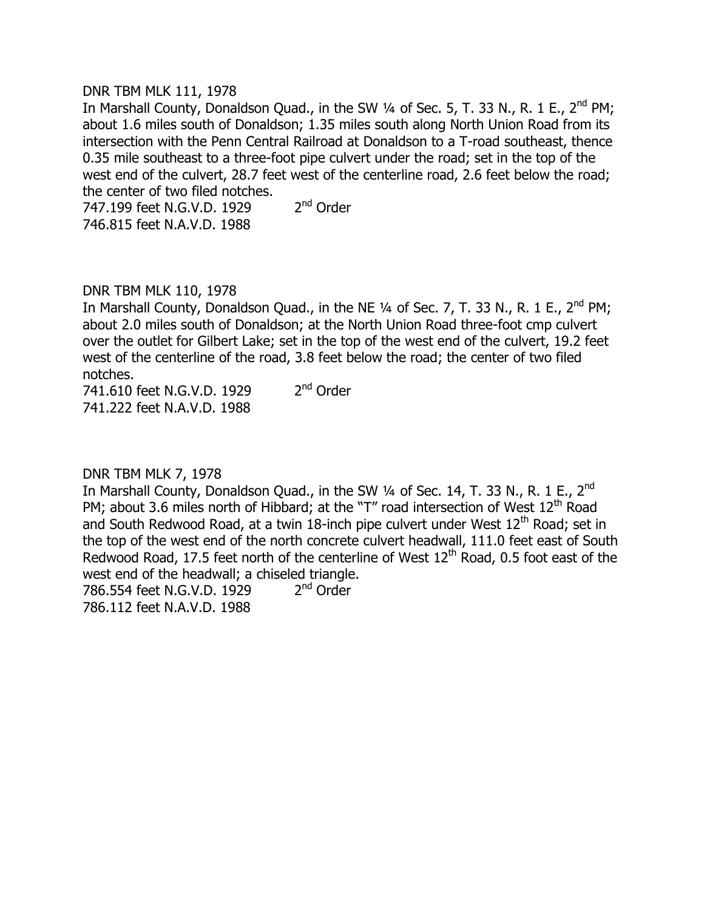DNR TBM MLK 111, 1978

In Marshall County, Donaldson Quad., in the SW ¼ of Sec. 5, T. 33 N., R. 1 E., 2nd PM; about 1.6 miles south of Donaldson; 1.35 miles south along North Union Road from its intersection with the Penn Central Railroad at Donaldson to a T-road southeast, thence 0.35 mile southeast to a three-foot pipe culvert under the road; set in the top of the west end of the culvert, 28.7 feet west of the centerline road, 2.6 feet below the road; the center of two filed notches.

747.199 feet N.G.V.D. 1929 2nd Order
746.815 feet N.A.V.D. 1988

DNR TBM MLK 110, 1978

In Marshall County, Donaldson Quad., in the NE ¼ of Sec. 7, T. 33 N., R. 1 E., 2nd PM; about 2.0 miles south of Donaldson; at the North Union Road three-foot cmp culvert over the outlet for Gilbert Lake; set in the top of the west end of the culvert, 19.2 feet west of the centerline of the road, 3.8 feet below the road; the center of two filed notches.

741.610 feet N.G.V.D. 1929 2nd Order
741.222 feet N.A.V.D. 1988

DNR TBM MLK 7, 1978

In Marshall County, Donaldson Quad., in the SW ¼ of Sec. 14, T. 33 N., R. 1 E., 2nd PM; about 3.6 miles north of Hibbard; at the "T" road intersection of West 12th Road and South Redwood Road, at a twin 18-inch pipe culvert under West 12th Road; set in the top of the west end of the north concrete culvert headwall, 111.0 feet east of South Redwood Road, 17.5 feet north of the centerline of West 12th Road, 0.5 foot east of the west end of the headwall; a chiseled triangle.

786.554 feet N.G.V.D. 1929 2nd Order
786.112 feet N.A.V.D. 1988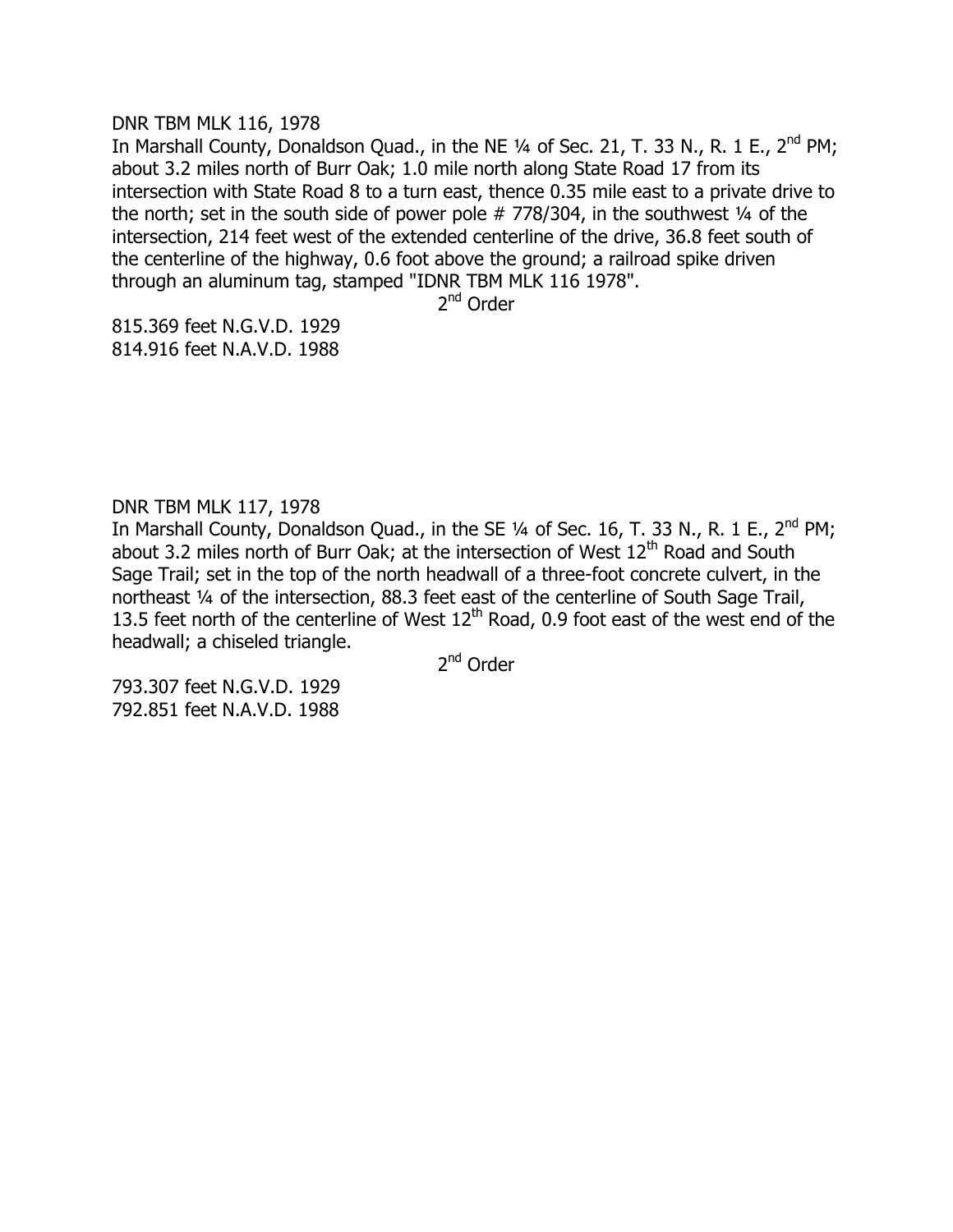DNR TBM MLK 116, 1978

In Marshall County, Donaldson Quad., in the NE ¼ of Sec. 21, T. 33 N., R. 1 E., 2nd PM; about 3.2 miles north of Burr Oak; 1.0 mile north along State Road 17 from its intersection with State Road 8 to a turn east, thence 0.35 mile east to a private drive to the north; set in the south side of power pole # 778/304, in the southwest ¼ of the intersection, 214 feet west of the extended centerline of the drive, 36.8 feet south of the centerline of the highway, 0.6 foot above the ground; a railroad spike driven through an aluminum tag, stamped "IDNR TBM MLK 116 1978".

2nd Order

815.369 feet N.G.V.D. 1929
814.916 feet N.A.V.D. 1988

DNR TBM MLK 117, 1978

In Marshall County, Donaldson Quad., in the SE ¼ of Sec. 16, T. 33 N., R. 1 E., 2nd PM; about 3.2 miles north of Burr Oak; at the intersection of West 12th Road and South Sage Trail; set in the top of the north headwall of a three-foot concrete culvert, in the northeast ¼ of the intersection, 88.3 feet east of the centerline of South Sage Trail, 13.5 feet north of the centerline of West 12th Road, 0.9 foot east of the west end of the headwall; a chiseled triangle.

2nd Order

793.307 feet N.G.V.D. 1929
792.851 feet N.A.V.D. 1988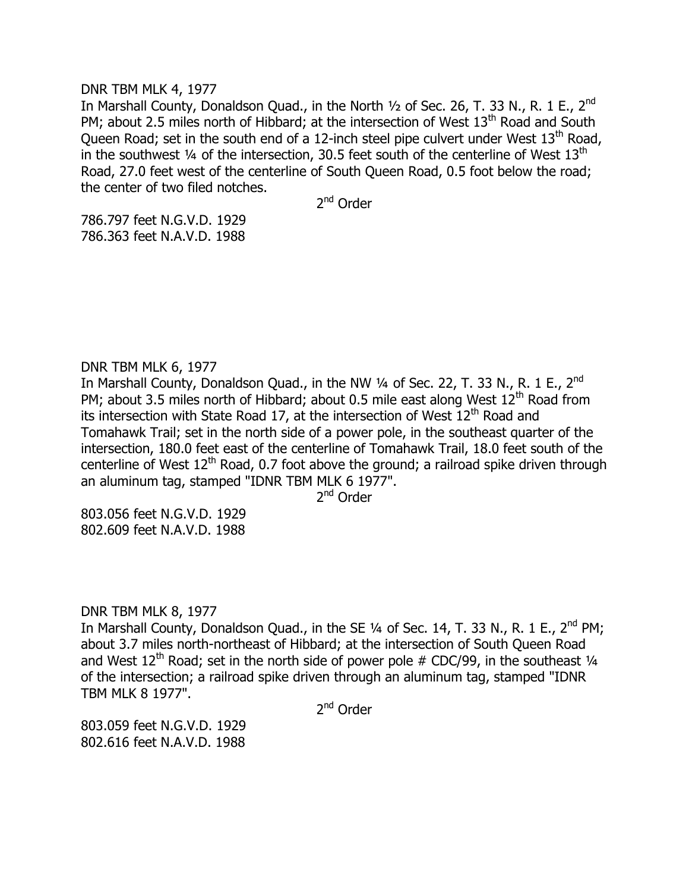DNR TBM MLK 4, 1977

In Marshall County, Donaldson Quad., in the North ½ of Sec. 26, T. 33 N., R. 1 E., 2nd PM; about 2.5 miles north of Hibbard; at the intersection of West 13th Road and South Queen Road; set in the south end of a 12-inch steel pipe culvert under West 13th Road, in the southwest ¼ of the intersection, 30.5 feet south of the centerline of West 13th Road, 27.0 feet west of the centerline of South Queen Road, 0.5 foot below the road; the center of two filed notches.

2nd Order

786.797 feet N.G.V.D. 1929
786.363 feet N.A.V.D. 1988

DNR TBM MLK 6, 1977

In Marshall County, Donaldson Quad., in the NW ¼ of Sec. 22, T. 33 N., R. 1 E., 2nd PM; about 3.5 miles north of Hibbard; about 0.5 mile east along West 12th Road from its intersection with State Road 17, at the intersection of West 12th Road and Tomahawk Trail; set in the north side of a power pole, in the southeast quarter of the intersection, 180.0 feet east of the centerline of Tomahawk Trail, 18.0 feet south of the centerline of West 12th Road, 0.7 foot above the ground; a railroad spike driven through an aluminum tag, stamped "IDNR TBM MLK 6 1977".

2nd Order

803.056 feet N.G.V.D. 1929
802.609 feet N.A.V.D. 1988

DNR TBM MLK 8, 1977

In Marshall County, Donaldson Quad., in the SE ¼ of Sec. 14, T. 33 N., R. 1 E., 2nd PM; about 3.7 miles north-northeast of Hibbard; at the intersection of South Queen Road and West 12th Road; set in the north side of power pole # CDC/99, in the southeast ¼ of the intersection; a railroad spike driven through an aluminum tag, stamped "IDNR TBM MLK 8 1977".

2nd Order

803.059 feet N.G.V.D. 1929
802.616 feet N.A.V.D. 1988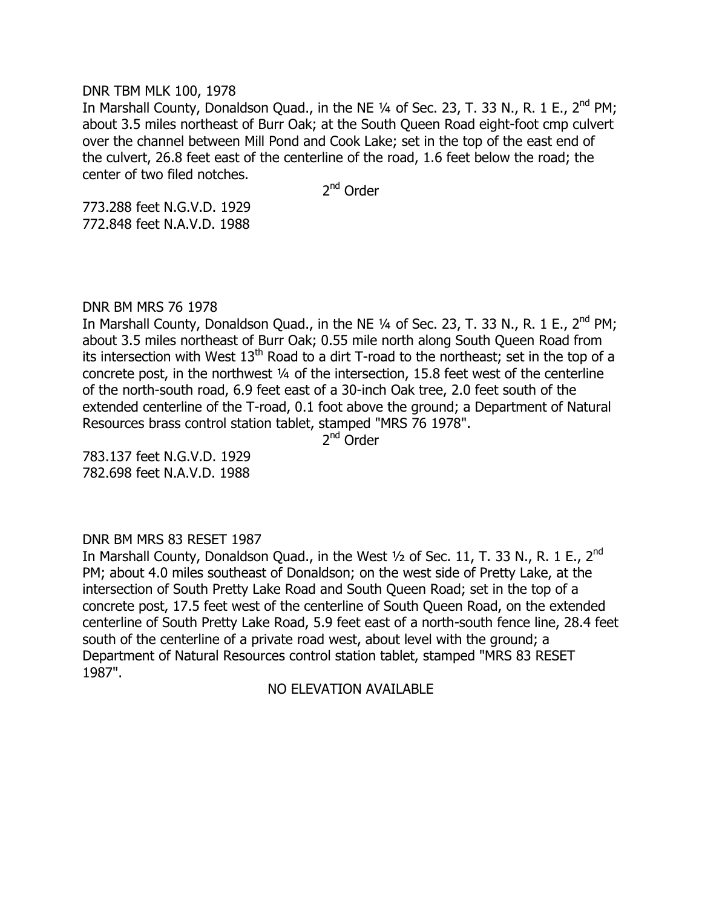DNR TBM MLK 100, 1978

In Marshall County, Donaldson Quad., in the NE ¼ of Sec. 23, T. 33 N., R. 1 E., 2nd PM; about 3.5 miles northeast of Burr Oak; at the South Queen Road eight-foot cmp culvert over the channel between Mill Pond and Cook Lake; set in the top of the east end of the culvert, 26.8 feet east of the centerline of the road, 1.6 feet below the road; the center of two filed notches.

2nd Order

773.288 feet N.G.V.D. 1929
772.848 feet N.A.V.D. 1988

DNR BM MRS 76 1978

In Marshall County, Donaldson Quad., in the NE ¼ of Sec. 23, T. 33 N., R. 1 E., 2nd PM; about 3.5 miles northeast of Burr Oak; 0.55 mile north along South Queen Road from its intersection with West 13th Road to a dirt T-road to the northeast; set in the top of a concrete post, in the northwest ¼ of the intersection, 15.8 feet west of the centerline of the north-south road, 6.9 feet east of a 30-inch Oak tree, 2.0 feet south of the extended centerline of the T-road, 0.1 foot above the ground; a Department of Natural Resources brass control station tablet, stamped "MRS 76 1978".

2nd Order

783.137 feet N.G.V.D. 1929
782.698 feet N.A.V.D. 1988

DNR BM MRS 83 RESET 1987

In Marshall County, Donaldson Quad., in the West ½ of Sec. 11, T. 33 N., R. 1 E., 2nd PM; about 4.0 miles southeast of Donaldson; on the west side of Pretty Lake, at the intersection of South Pretty Lake Road and South Queen Road; set in the top of a concrete post, 17.5 feet west of the centerline of South Queen Road, on the extended centerline of South Pretty Lake Road, 5.9 feet east of a north-south fence line, 28.4 feet south of the centerline of a private road west, about level with the ground; a Department of Natural Resources control station tablet, stamped "MRS 83 RESET 1987".

NO ELEVATION AVAILABLE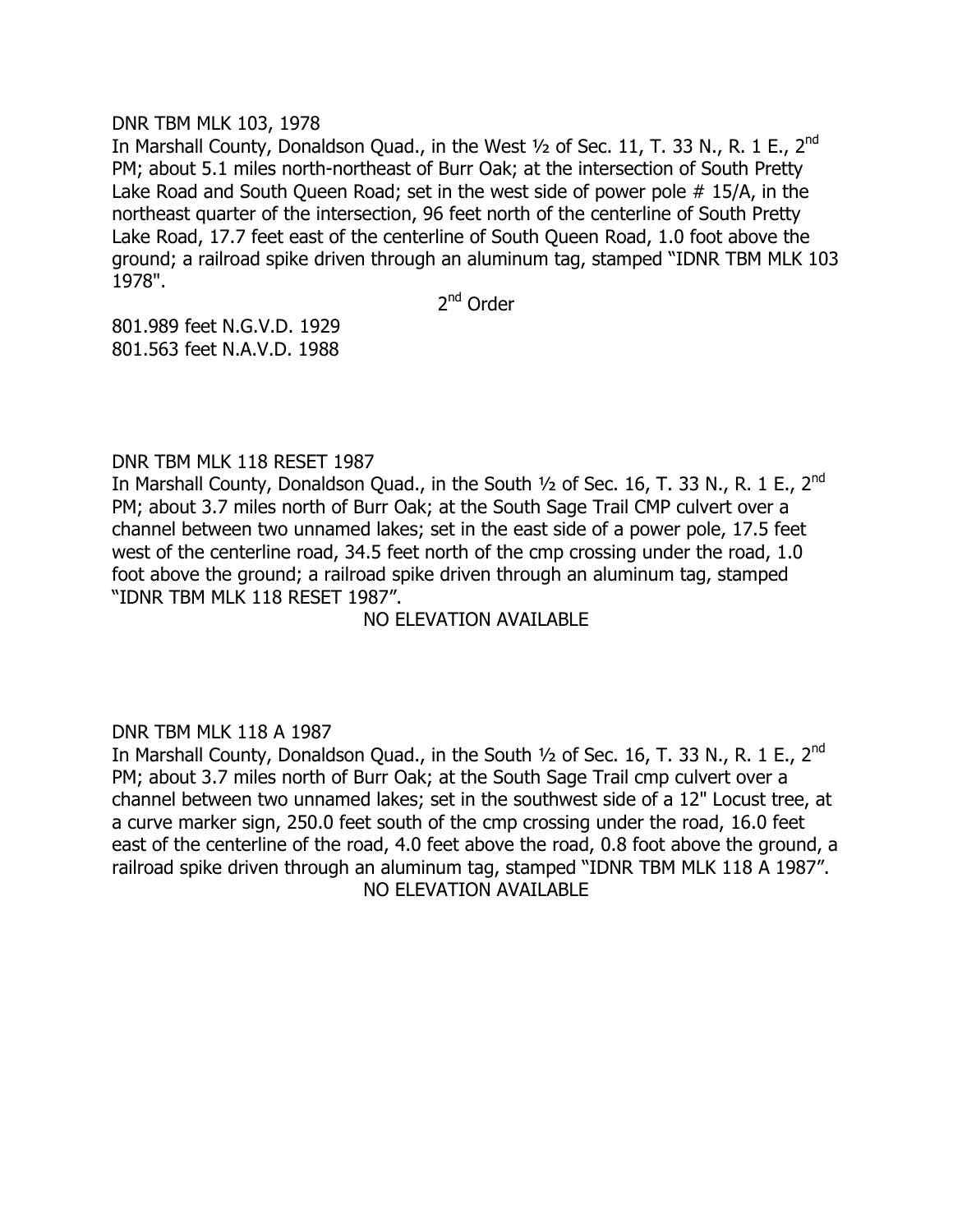DNR TBM MLK 103, 1978

In Marshall County, Donaldson Quad., in the West ½ of Sec. 11, T. 33 N., R. 1 E., 2nd PM; about 5.1 miles north-northeast of Burr Oak; at the intersection of South Pretty Lake Road and South Queen Road; set in the west side of power pole # 15/A, in the northeast quarter of the intersection, 96 feet north of the centerline of South Pretty Lake Road, 17.7 feet east of the centerline of South Queen Road, 1.0 foot above the ground; a railroad spike driven through an aluminum tag, stamped "IDNR TBM MLK 103 1978".

2nd Order

801.989 feet N.G.V.D. 1929
801.563 feet N.A.V.D. 1988

DNR TBM MLK 118 RESET 1987

In Marshall County, Donaldson Quad., in the South ½ of Sec. 16, T. 33 N., R. 1 E., 2nd PM; about 3.7 miles north of Burr Oak; at the South Sage Trail CMP culvert over a channel between two unnamed lakes; set in the east side of a power pole, 17.5 feet west of the centerline road, 34.5 feet north of the cmp crossing under the road, 1.0 foot above the ground; a railroad spike driven through an aluminum tag, stamped "IDNR TBM MLK 118 RESET 1987".

NO ELEVATION AVAILABLE

DNR TBM MLK 118 A 1987

In Marshall County, Donaldson Quad., in the South ½ of Sec. 16, T. 33 N., R. 1 E., 2nd PM; about 3.7 miles north of Burr Oak; at the South Sage Trail cmp culvert over a channel between two unnamed lakes; set in the southwest side of a 12" Locust tree, at a curve marker sign, 250.0 feet south of the cmp crossing under the road, 16.0 feet east of the centerline of the road, 4.0 feet above the road, 0.8 foot above the ground, a railroad spike driven through an aluminum tag, stamped "IDNR TBM MLK 118 A 1987".

NO ELEVATION AVAILABLE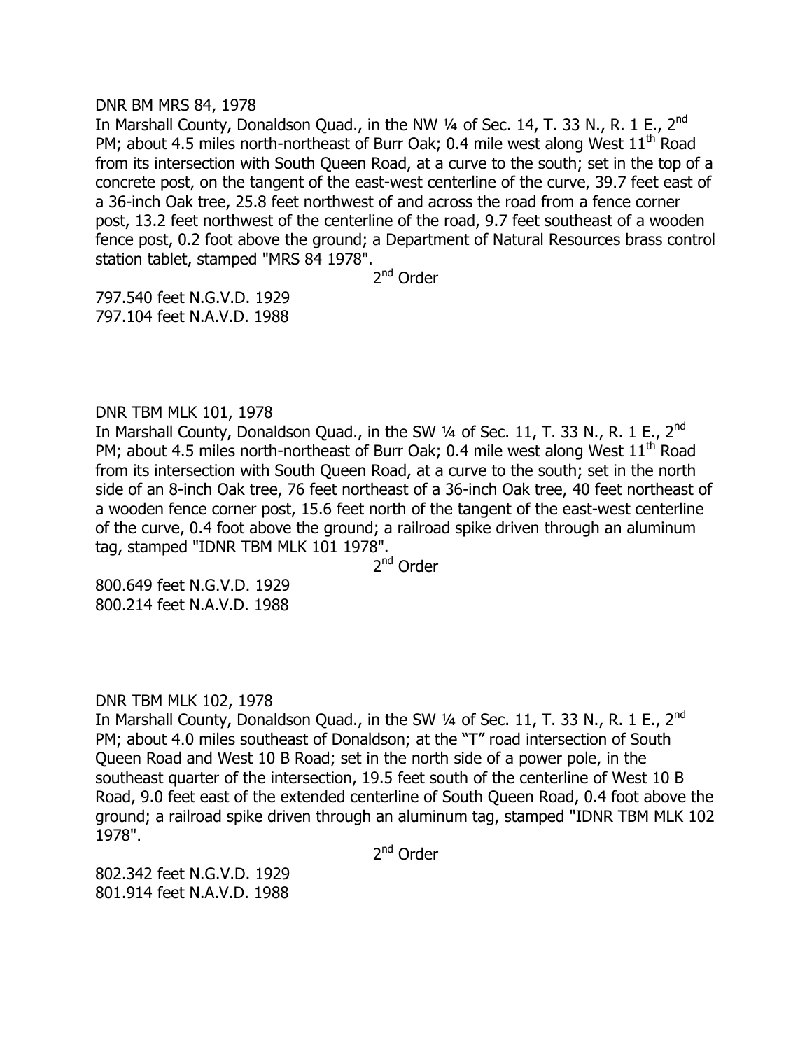DNR BM MRS 84, 1978

In Marshall County, Donaldson Quad., in the NW ¼ of Sec. 14, T. 33 N., R. 1 E., 2nd PM; about 4.5 miles north-northeast of Burr Oak; 0.4 mile west along West 11th Road from its intersection with South Queen Road, at a curve to the south; set in the top of a concrete post, on the tangent of the east-west centerline of the curve, 39.7 feet east of a 36-inch Oak tree, 25.8 feet northwest of and across the road from a fence corner post, 13.2 feet northwest of the centerline of the road, 9.7 feet southeast of a wooden fence post, 0.2 foot above the ground; a Department of Natural Resources brass control station tablet, stamped "MRS 84 1978".

2nd Order

797.540 feet N.G.V.D. 1929
797.104 feet N.A.V.D. 1988

DNR TBM MLK 101, 1978

In Marshall County, Donaldson Quad., in the SW ¼ of Sec. 11, T. 33 N., R. 1 E., 2nd PM; about 4.5 miles north-northeast of Burr Oak; 0.4 mile west along West 11th Road from its intersection with South Queen Road, at a curve to the south; set in the north side of an 8-inch Oak tree, 76 feet northeast of a 36-inch Oak tree, 40 feet northeast of a wooden fence corner post, 15.6 feet north of the tangent of the east-west centerline of the curve, 0.4 foot above the ground; a railroad spike driven through an aluminum tag, stamped "IDNR TBM MLK 101 1978".

2nd Order

800.649 feet N.G.V.D. 1929
800.214 feet N.A.V.D. 1988

DNR TBM MLK 102, 1978

In Marshall County, Donaldson Quad., in the SW ¼ of Sec. 11, T. 33 N., R. 1 E., 2nd PM; about 4.0 miles southeast of Donaldson; at the "T" road intersection of South Queen Road and West 10 B Road; set in the north side of a power pole, in the southeast quarter of the intersection, 19.5 feet south of the centerline of West 10 B Road, 9.0 feet east of the extended centerline of South Queen Road, 0.4 foot above the ground; a railroad spike driven through an aluminum tag, stamped "IDNR TBM MLK 102 1978".

2nd Order

802.342 feet N.G.V.D. 1929
801.914 feet N.A.V.D. 1988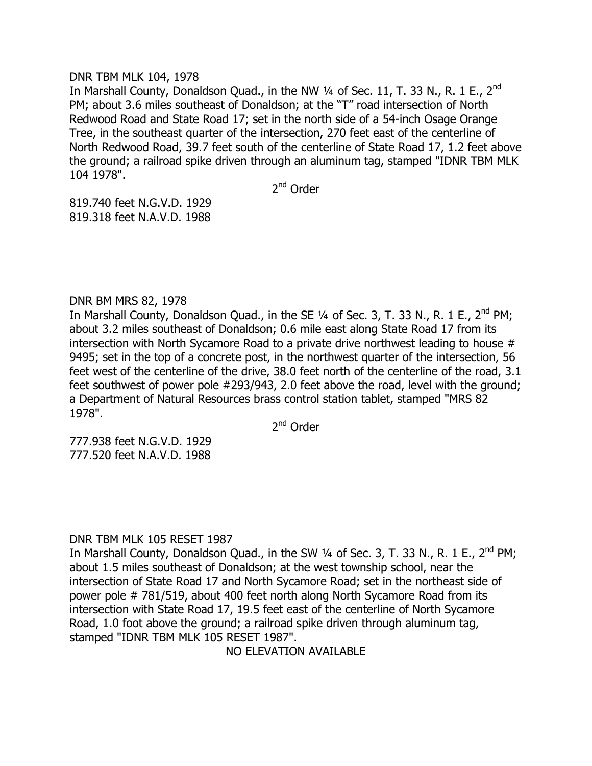DNR TBM MLK 104, 1978

In Marshall County, Donaldson Quad., in the NW ¼ of Sec. 11, T. 33 N., R. 1 E., 2nd PM; about 3.6 miles southeast of Donaldson; at the "T" road intersection of North Redwood Road and State Road 17; set in the north side of a 54-inch Osage Orange Tree, in the southeast quarter of the intersection, 270 feet east of the centerline of North Redwood Road, 39.7 feet south of the centerline of State Road 17, 1.2 feet above the ground; a railroad spike driven through an aluminum tag, stamped "IDNR TBM MLK 104 1978".

2nd Order

819.740 feet N.G.V.D. 1929
819.318 feet N.A.V.D. 1988

DNR BM MRS 82, 1978

In Marshall County, Donaldson Quad., in the SE ¼ of Sec. 3, T. 33 N., R. 1 E., 2nd PM; about 3.2 miles southeast of Donaldson; 0.6 mile east along State Road 17 from its intersection with North Sycamore Road to a private drive northwest leading to house # 9495; set in the top of a concrete post, in the northwest quarter of the intersection, 56 feet west of the centerline of the drive, 38.0 feet north of the centerline of the road, 3.1 feet southwest of power pole #293/943, 2.0 feet above the road, level with the ground; a Department of Natural Resources brass control station tablet, stamped "MRS 82 1978".

2nd Order

777.938 feet N.G.V.D. 1929
777.520 feet N.A.V.D. 1988

DNR TBM MLK 105 RESET 1987

In Marshall County, Donaldson Quad., in the SW ¼ of Sec. 3, T. 33 N., R. 1 E., 2nd PM; about 1.5 miles southeast of Donaldson; at the west township school, near the intersection of State Road 17 and North Sycamore Road; set in the northeast side of power pole # 781/519, about 400 feet north along North Sycamore Road from its intersection with State Road 17, 19.5 feet east of the centerline of North Sycamore Road, 1.0 foot above the ground; a railroad spike driven through aluminum tag, stamped "IDNR TBM MLK 105 RESET 1987".

NO ELEVATION AVAILABLE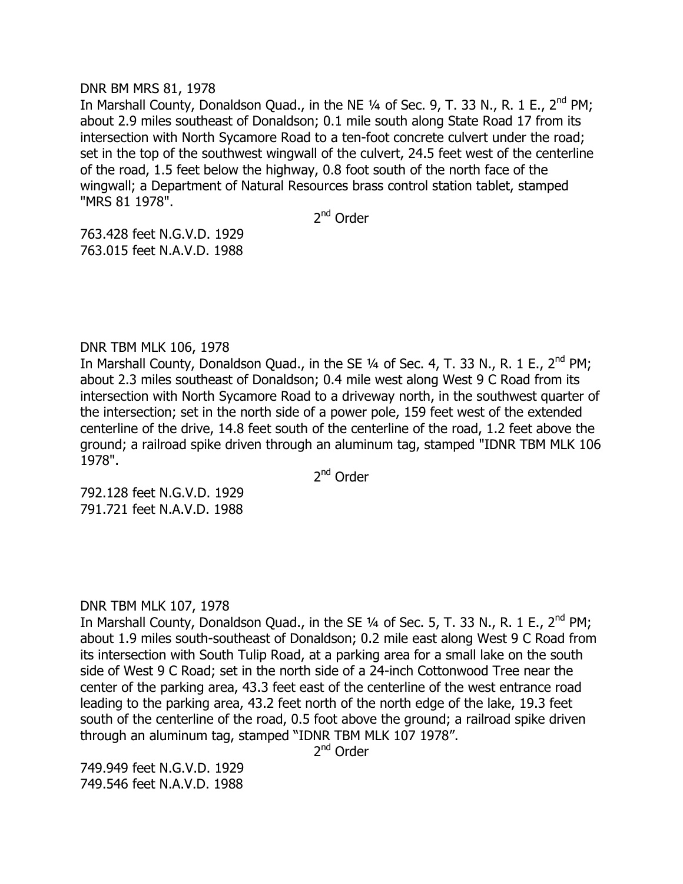DNR BM MRS 81, 1978

In Marshall County, Donaldson Quad., in the NE ¼ of Sec. 9, T. 33 N., R. 1 E., 2nd PM; about 2.9 miles southeast of Donaldson; 0.1 mile south along State Road 17 from its intersection with North Sycamore Road to a ten-foot concrete culvert under the road; set in the top of the southwest wingwall of the culvert, 24.5 feet west of the centerline of the road, 1.5 feet below the highway, 0.8 foot south of the north face of the wingwall; a Department of Natural Resources brass control station tablet, stamped "MRS 81 1978".

2nd Order

763.428 feet N.G.V.D. 1929
763.015 feet N.A.V.D. 1988

DNR TBM MLK 106, 1978

In Marshall County, Donaldson Quad., in the SE ¼ of Sec. 4, T. 33 N., R. 1 E., 2nd PM; about 2.3 miles southeast of Donaldson; 0.4 mile west along West 9 C Road from its intersection with North Sycamore Road to a driveway north, in the southwest quarter of the intersection; set in the north side of a power pole, 159 feet west of the extended centerline of the drive, 14.8 feet south of the centerline of the road, 1.2 feet above the ground; a railroad spike driven through an aluminum tag, stamped "IDNR TBM MLK 106 1978".

2nd Order

792.128 feet N.G.V.D. 1929
791.721 feet N.A.V.D. 1988

DNR TBM MLK 107, 1978

In Marshall County, Donaldson Quad., in the SE ¼ of Sec. 5, T. 33 N., R. 1 E., 2nd PM; about 1.9 miles south-southeast of Donaldson; 0.2 mile east along West 9 C Road from its intersection with South Tulip Road, at a parking area for a small lake on the south side of West 9 C Road; set in the north side of a 24-inch Cottonwood Tree near the center of the parking area, 43.3 feet east of the centerline of the west entrance road leading to the parking area, 43.2 feet north of the north edge of the lake, 19.3 feet south of the centerline of the road, 0.5 foot above the ground; a railroad spike driven through an aluminum tag, stamped "IDNR TBM MLK 107 1978".

2nd Order

749.949 feet N.G.V.D. 1929
749.546 feet N.A.V.D. 1988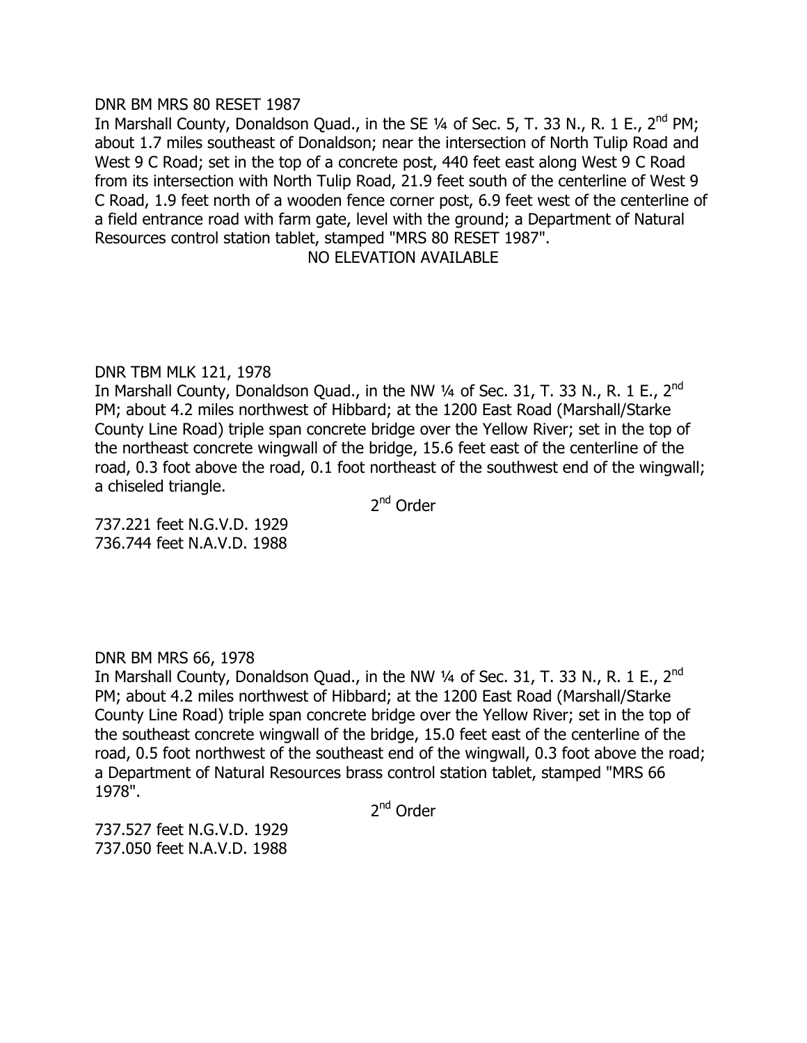DNR BM MRS 80 RESET 1987

In Marshall County, Donaldson Quad., in the SE ¼ of Sec. 5, T. 33 N., R. 1 E., 2nd PM; about 1.7 miles southeast of Donaldson; near the intersection of North Tulip Road and West 9 C Road; set in the top of a concrete post, 440 feet east along West 9 C Road from its intersection with North Tulip Road, 21.9 feet south of the centerline of West 9 C Road, 1.9 feet north of a wooden fence corner post, 6.9 feet west of the centerline of a field entrance road with farm gate, level with the ground; a Department of Natural Resources control station tablet, stamped "MRS 80 RESET 1987".

NO ELEVATION AVAILABLE

DNR TBM MLK 121, 1978

In Marshall County, Donaldson Quad., in the NW ¼ of Sec. 31, T. 33 N., R. 1 E., 2nd PM; about 4.2 miles northwest of Hibbard; at the 1200 East Road (Marshall/Starke County Line Road) triple span concrete bridge over the Yellow River; set in the top of the northeast concrete wingwall of the bridge, 15.6 feet east of the centerline of the road, 0.3 foot above the road, 0.1 foot northeast of the southwest end of the wingwall; a chiseled triangle.

2nd Order

737.221 feet N.G.V.D. 1929
736.744 feet N.A.V.D. 1988

DNR BM MRS 66, 1978

In Marshall County, Donaldson Quad., in the NW ¼ of Sec. 31, T. 33 N., R. 1 E., 2nd PM; about 4.2 miles northwest of Hibbard; at the 1200 East Road (Marshall/Starke County Line Road) triple span concrete bridge over the Yellow River; set in the top of the southeast concrete wingwall of the bridge, 15.0 feet east of the centerline of the road, 0.5 foot northwest of the southeast end of the wingwall, 0.3 foot above the road; a Department of Natural Resources brass control station tablet, stamped "MRS 66 1978".

2nd Order

737.527 feet N.G.V.D. 1929
737.050 feet N.A.V.D. 1988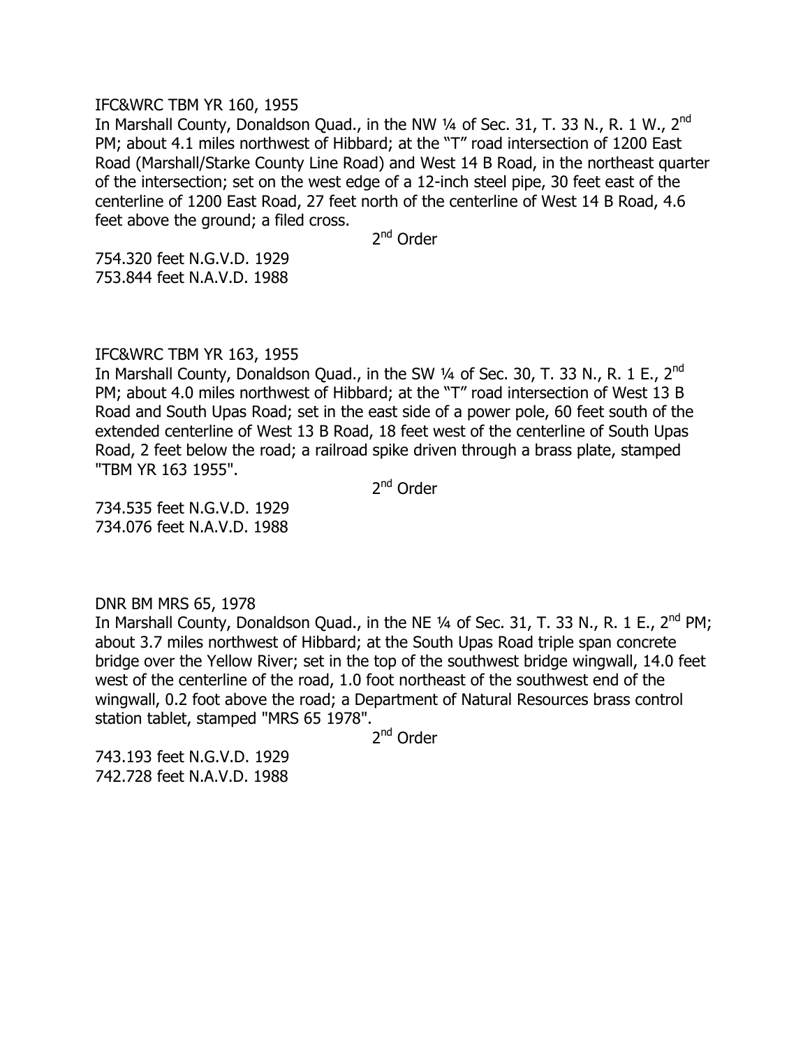IFC&WRC TBM YR 160, 1955

In Marshall County, Donaldson Quad., in the NW ¼ of Sec. 31, T. 33 N., R. 1 W., 2nd PM; about 4.1 miles northwest of Hibbard; at the "T" road intersection of 1200 East Road (Marshall/Starke County Line Road) and West 14 B Road, in the northeast quarter of the intersection; set on the west edge of a 12-inch steel pipe, 30 feet east of the centerline of 1200 East Road, 27 feet north of the centerline of West 14 B Road, 4.6 feet above the ground; a filed cross.

2nd Order

754.320 feet N.G.V.D. 1929
753.844 feet N.A.V.D. 1988

IFC&WRC TBM YR 163, 1955

In Marshall County, Donaldson Quad., in the SW ¼ of Sec. 30, T. 33 N., R. 1 E., 2nd PM; about 4.0 miles northwest of Hibbard; at the "T" road intersection of West 13 B Road and South Upas Road; set in the east side of a power pole, 60 feet south of the extended centerline of West 13 B Road, 18 feet west of the centerline of South Upas Road, 2 feet below the road; a railroad spike driven through a brass plate, stamped "TBM YR 163 1955".

2nd Order

734.535 feet N.G.V.D. 1929
734.076 feet N.A.V.D. 1988

DNR BM MRS 65, 1978

In Marshall County, Donaldson Quad., in the NE ¼ of Sec. 31, T. 33 N., R. 1 E., 2nd PM; about 3.7 miles northwest of Hibbard; at the South Upas Road triple span concrete bridge over the Yellow River; set in the top of the southwest bridge wingwall, 14.0 feet west of the centerline of the road, 1.0 foot northeast of the southwest end of the wingwall, 0.2 foot above the road; a Department of Natural Resources brass control station tablet, stamped "MRS 65 1978".

2nd Order

743.193 feet N.G.V.D. 1929
742.728 feet N.A.V.D. 1988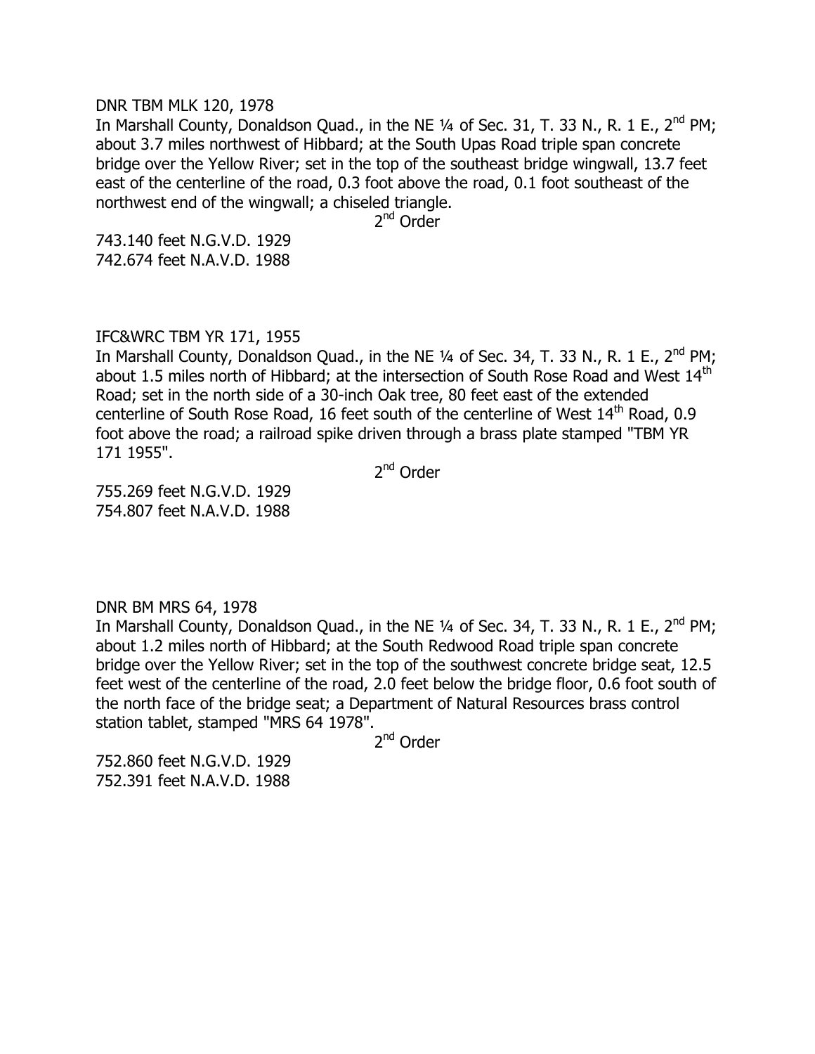DNR TBM MLK 120, 1978

In Marshall County, Donaldson Quad., in the NE ¼ of Sec. 31, T. 33 N., R. 1 E., 2nd PM; about 3.7 miles northwest of Hibbard; at the South Upas Road triple span concrete bridge over the Yellow River; set in the top of the southeast bridge wingwall, 13.7 feet east of the centerline of the road, 0.3 foot above the road, 0.1 foot southeast of the northwest end of the wingwall; a chiseled triangle.

2nd Order

743.140 feet N.G.V.D. 1929
742.674 feet N.A.V.D. 1988

IFC&WRC TBM YR 171, 1955

In Marshall County, Donaldson Quad., in the NE ¼ of Sec. 34, T. 33 N., R. 1 E., 2nd PM; about 1.5 miles north of Hibbard; at the intersection of South Rose Road and West 14th Road; set in the north side of a 30-inch Oak tree, 80 feet east of the extended centerline of South Rose Road, 16 feet south of the centerline of West 14th Road, 0.9 foot above the road; a railroad spike driven through a brass plate stamped "TBM YR 171 1955".

2nd Order

755.269 feet N.G.V.D. 1929
754.807 feet N.A.V.D. 1988

DNR BM MRS 64, 1978

In Marshall County, Donaldson Quad., in the NE ¼ of Sec. 34, T. 33 N., R. 1 E., 2nd PM; about 1.2 miles north of Hibbard; at the South Redwood Road triple span concrete bridge over the Yellow River; set in the top of the southwest concrete bridge seat, 12.5 feet west of the centerline of the road, 2.0 feet below the bridge floor, 0.6 foot south of the north face of the bridge seat; a Department of Natural Resources brass control station tablet, stamped "MRS 64 1978".

2nd Order

752.860 feet N.G.V.D. 1929
752.391 feet N.A.V.D. 1988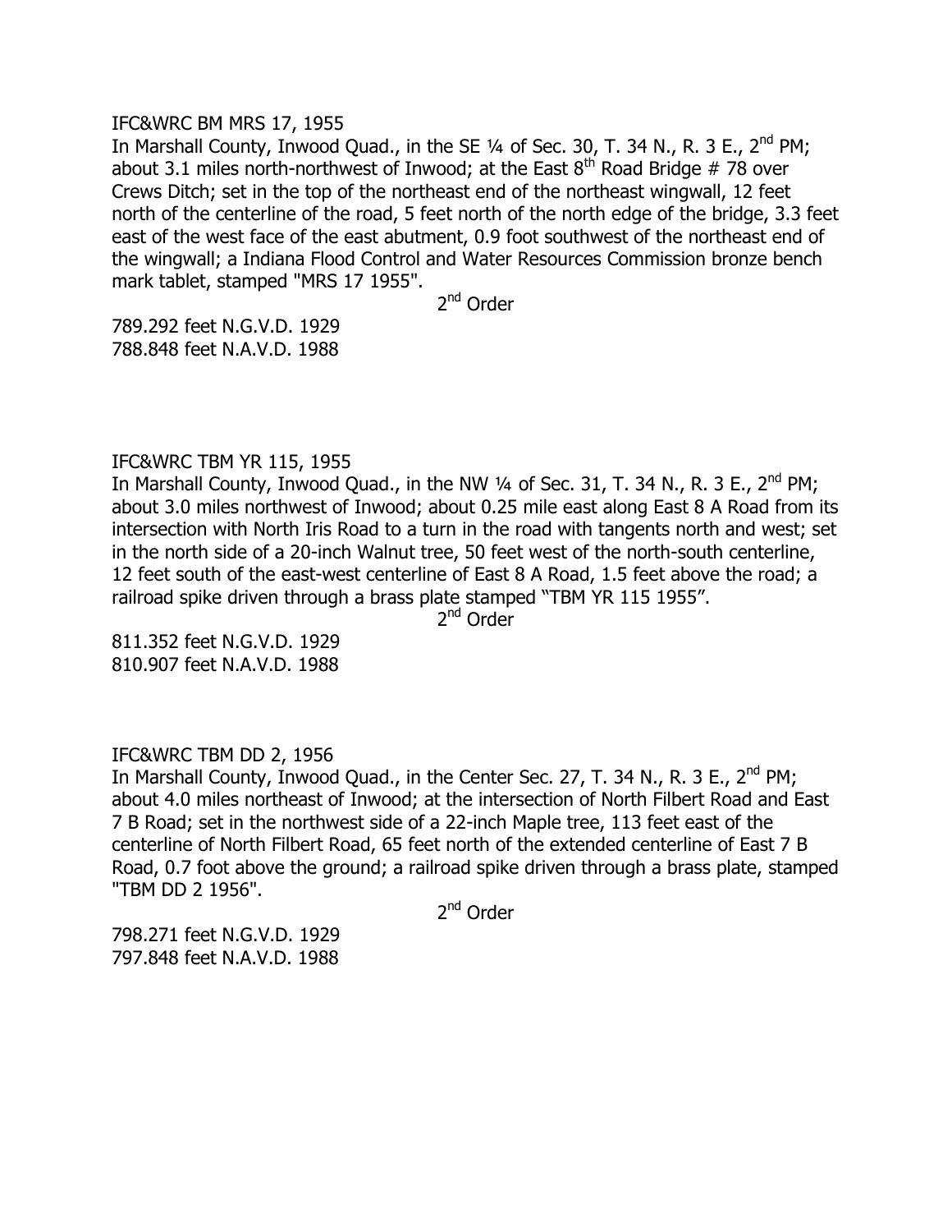IFC&WRC BM MRS 17, 1955

In Marshall County, Inwood Quad., in the SE ¼ of Sec. 30, T. 34 N., R. 3 E., 2nd PM; about 3.1 miles north-northwest of Inwood; at the East 8th Road Bridge # 78 over Crews Ditch; set in the top of the northeast end of the northeast wingwall, 12 feet north of the centerline of the road, 5 feet north of the north edge of the bridge, 3.3 feet east of the west face of the east abutment, 0.9 foot southwest of the northeast end of the wingwall; a Indiana Flood Control and Water Resources Commission bronze bench mark tablet, stamped "MRS 17 1955".

2nd Order

789.292 feet N.G.V.D. 1929
788.848 feet N.A.V.D. 1988

IFC&WRC TBM YR 115, 1955

In Marshall County, Inwood Quad., in the NW ¼ of Sec. 31, T. 34 N., R. 3 E., 2nd PM; about 3.0 miles northwest of Inwood; about 0.25 mile east along East 8 A Road from its intersection with North Iris Road to a turn in the road with tangents north and west; set in the north side of a 20-inch Walnut tree, 50 feet west of the north-south centerline, 12 feet south of the east-west centerline of East 8 A Road, 1.5 feet above the road; a railroad spike driven through a brass plate stamped "TBM YR 115 1955".

2nd Order

811.352 feet N.G.V.D. 1929
810.907 feet N.A.V.D. 1988

IFC&WRC TBM DD 2, 1956

In Marshall County, Inwood Quad., in the Center Sec. 27, T. 34 N., R. 3 E., 2nd PM; about 4.0 miles northeast of Inwood; at the intersection of North Filbert Road and East 7 B Road; set in the northwest side of a 22-inch Maple tree, 113 feet east of the centerline of North Filbert Road, 65 feet north of the extended centerline of East 7 B Road, 0.7 foot above the ground; a railroad spike driven through a brass plate, stamped "TBM DD 2 1956".

2nd Order

798.271 feet N.G.V.D. 1929
797.848 feet N.A.V.D. 1988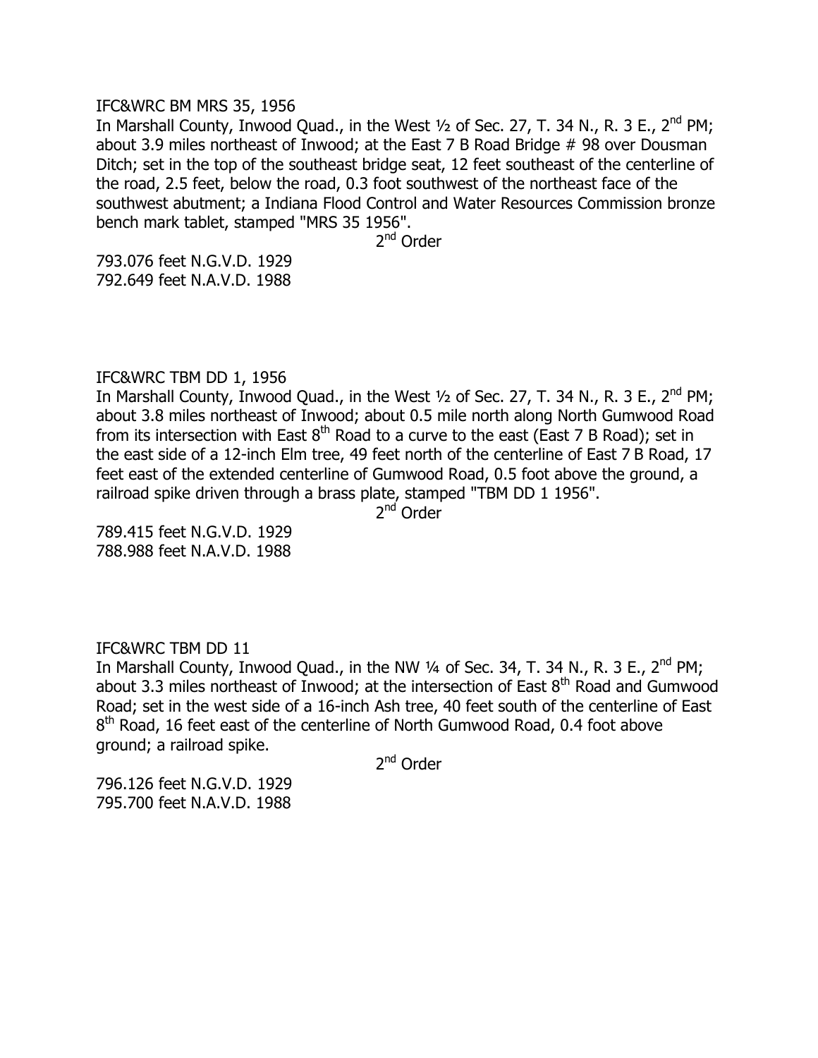IFC&WRC BM MRS 35, 1956

In Marshall County, Inwood Quad., in the West ½ of Sec. 27, T. 34 N., R. 3 E., 2nd PM; about 3.9 miles northeast of Inwood; at the East 7 B Road Bridge # 98 over Dousman Ditch; set in the top of the southeast bridge seat, 12 feet southeast of the centerline of the road, 2.5 feet, below the road, 0.3 foot southwest of the northeast face of the southwest abutment; a Indiana Flood Control and Water Resources Commission bronze bench mark tablet, stamped "MRS 35 1956".

2nd Order

793.076 feet N.G.V.D. 1929
792.649 feet N.A.V.D. 1988

IFC&WRC TBM DD 1, 1956

In Marshall County, Inwood Quad., in the West ½ of Sec. 27, T. 34 N., R. 3 E., 2nd PM; about 3.8 miles northeast of Inwood; about 0.5 mile north along North Gumwood Road from its intersection with East 8th Road to a curve to the east (East 7 B Road); set in the east side of a 12-inch Elm tree, 49 feet north of the centerline of East 7 B Road, 17 feet east of the extended centerline of Gumwood Road, 0.5 foot above the ground, a railroad spike driven through a brass plate, stamped "TBM DD 1 1956".

2nd Order

789.415 feet N.G.V.D. 1929
788.988 feet N.A.V.D. 1988

IFC&WRC TBM DD 11

In Marshall County, Inwood Quad., in the NW ¼ of Sec. 34, T. 34 N., R. 3 E., 2nd PM; about 3.3 miles northeast of Inwood; at the intersection of East 8th Road and Gumwood Road; set in the west side of a 16-inch Ash tree, 40 feet south of the centerline of East 8th Road, 16 feet east of the centerline of North Gumwood Road, 0.4 foot above ground; a railroad spike.

2nd Order

796.126 feet N.G.V.D. 1929
795.700 feet N.A.V.D. 1988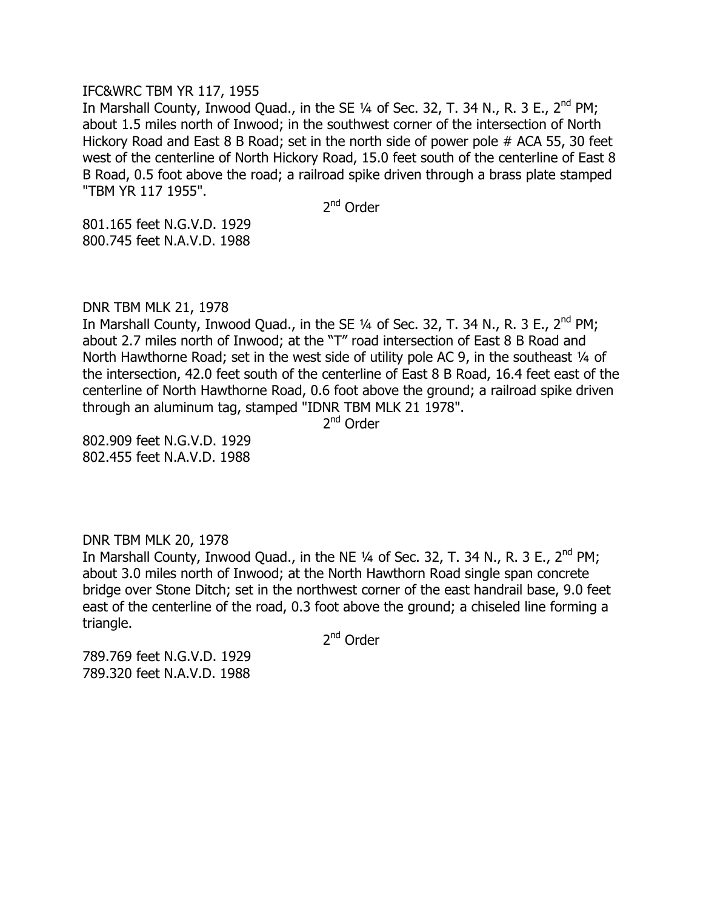IFC&WRC TBM YR 117, 1955

In Marshall County, Inwood Quad., in the SE ¼ of Sec. 32, T. 34 N., R. 3 E., 2nd PM; about 1.5 miles north of Inwood; in the southwest corner of the intersection of North Hickory Road and East 8 B Road; set in the north side of power pole # ACA 55, 30 feet west of the centerline of North Hickory Road, 15.0 feet south of the centerline of East 8 B Road, 0.5 foot above the road; a railroad spike driven through a brass plate stamped "TBM YR 117 1955".

2nd Order

801.165 feet N.G.V.D. 1929
800.745 feet N.A.V.D. 1988

DNR TBM MLK 21, 1978

In Marshall County, Inwood Quad., in the SE ¼ of Sec. 32, T. 34 N., R. 3 E., 2nd PM; about 2.7 miles north of Inwood; at the "T" road intersection of East 8 B Road and North Hawthorne Road; set in the west side of utility pole AC 9, in the southeast ¼ of the intersection, 42.0 feet south of the centerline of East 8 B Road, 16.4 feet east of the centerline of North Hawthorne Road, 0.6 foot above the ground; a railroad spike driven through an aluminum tag, stamped "IDNR TBM MLK 21 1978".

2nd Order

802.909 feet N.G.V.D. 1929
802.455 feet N.A.V.D. 1988

DNR TBM MLK 20, 1978

In Marshall County, Inwood Quad., in the NE ¼ of Sec. 32, T. 34 N., R. 3 E., 2nd PM; about 3.0 miles north of Inwood; at the North Hawthorn Road single span concrete bridge over Stone Ditch; set in the northwest corner of the east handrail base, 9.0 feet east of the centerline of the road, 0.3 foot above the ground; a chiseled line forming a triangle.

2nd Order

789.769 feet N.G.V.D. 1929
789.320 feet N.A.V.D. 1988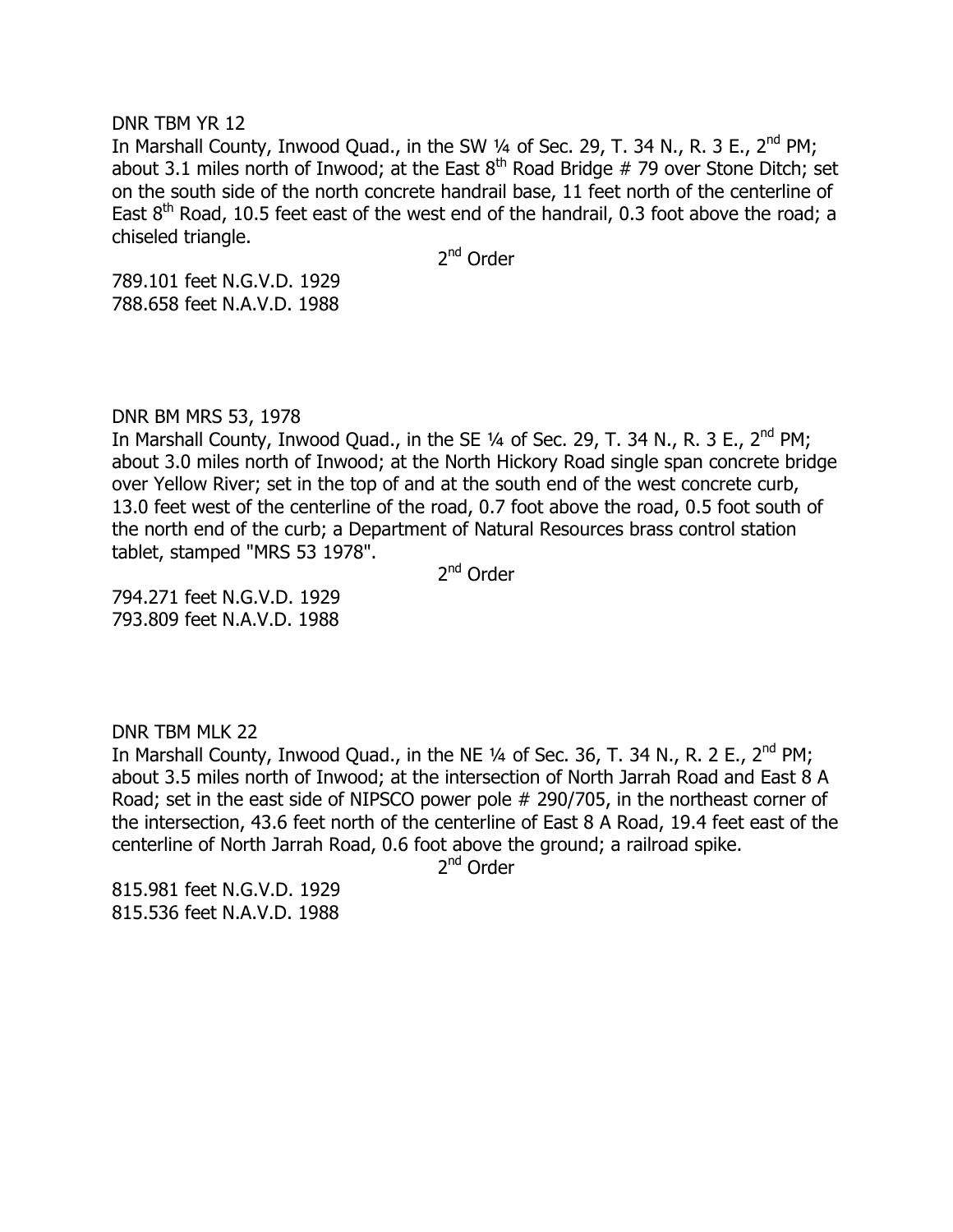DNR TBM YR 12

In Marshall County, Inwood Quad., in the SW ¼ of Sec. 29, T. 34 N., R. 3 E., 2nd PM; about 3.1 miles north of Inwood; at the East 8th Road Bridge # 79 over Stone Ditch; set on the south side of the north concrete handrail base, 11 feet north of the centerline of East 8th Road, 10.5 feet east of the west end of the handrail, 0.3 foot above the road; a chiseled triangle.

2nd Order

789.101 feet N.G.V.D. 1929
788.658 feet N.A.V.D. 1988

DNR BM MRS 53, 1978

In Marshall County, Inwood Quad., in the SE ¼ of Sec. 29, T. 34 N., R. 3 E., 2nd PM; about 3.0 miles north of Inwood; at the North Hickory Road single span concrete bridge over Yellow River; set in the top of and at the south end of the west concrete curb, 13.0 feet west of the centerline of the road, 0.7 foot above the road, 0.5 foot south of the north end of the curb; a Department of Natural Resources brass control station tablet, stamped "MRS 53 1978".

2nd Order

794.271 feet N.G.V.D. 1929
793.809 feet N.A.V.D. 1988

DNR TBM MLK 22

In Marshall County, Inwood Quad., in the NE ¼ of Sec. 36, T. 34 N., R. 2 E., 2nd PM; about 3.5 miles north of Inwood; at the intersection of North Jarrah Road and East 8 A Road; set in the east side of NIPSCO power pole # 290/705, in the northeast corner of the intersection, 43.6 feet north of the centerline of East 8 A Road, 19.4 feet east of the centerline of North Jarrah Road, 0.6 foot above the ground; a railroad spike.

2nd Order

815.981 feet N.G.V.D. 1929
815.536 feet N.A.V.D. 1988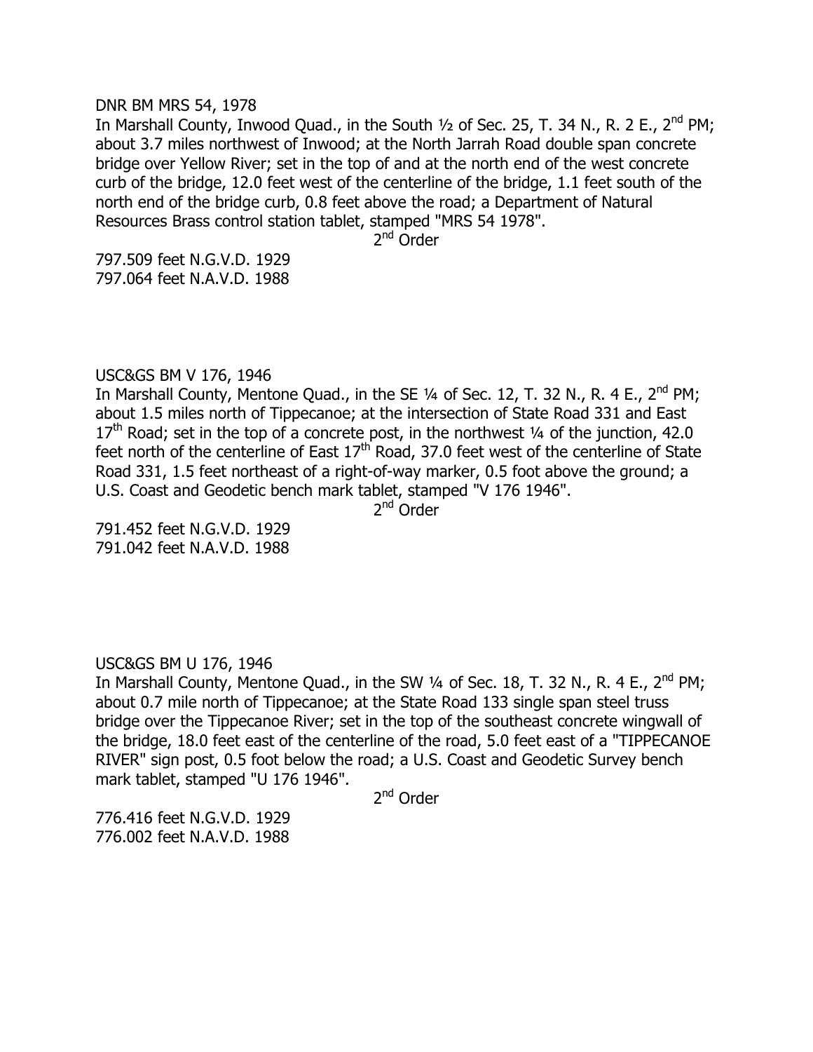DNR BM MRS 54, 1978

In Marshall County, Inwood Quad., in the South ½ of Sec. 25, T. 34 N., R. 2 E., 2nd PM; about 3.7 miles northwest of Inwood; at the North Jarrah Road double span concrete bridge over Yellow River; set in the top of and at the north end of the west concrete curb of the bridge, 12.0 feet west of the centerline of the bridge, 1.1 feet south of the north end of the bridge curb, 0.8 feet above the road; a Department of Natural Resources Brass control station tablet, stamped "MRS 54 1978".

2nd Order

797.509 feet N.G.V.D. 1929
797.064 feet N.A.V.D. 1988

USC&GS BM V 176, 1946

In Marshall County, Mentone Quad., in the SE ¼ of Sec. 12, T. 32 N., R. 4 E., 2nd PM; about 1.5 miles north of Tippecanoe; at the intersection of State Road 331 and East 17th Road; set in the top of a concrete post, in the northwest ¼ of the junction, 42.0 feet north of the centerline of East 17th Road, 37.0 feet west of the centerline of State Road 331, 1.5 feet northeast of a right-of-way marker, 0.5 foot above the ground; a U.S. Coast and Geodetic bench mark tablet, stamped "V 176 1946".

2nd Order

791.452 feet N.G.V.D. 1929
791.042 feet N.A.V.D. 1988

USC&GS BM U 176, 1946

In Marshall County, Mentone Quad., in the SW ¼ of Sec. 18, T. 32 N., R. 4 E., 2nd PM; about 0.7 mile north of Tippecanoe; at the State Road 133 single span steel truss bridge over the Tippecanoe River; set in the top of the southeast concrete wingwall of the bridge, 18.0 feet east of the centerline of the road, 5.0 feet east of a "TIPPECANOE RIVER" sign post, 0.5 foot below the road; a U.S. Coast and Geodetic Survey bench mark tablet, stamped "U 176 1946".

2nd Order

776.416 feet N.G.V.D. 1929
776.002 feet N.A.V.D. 1988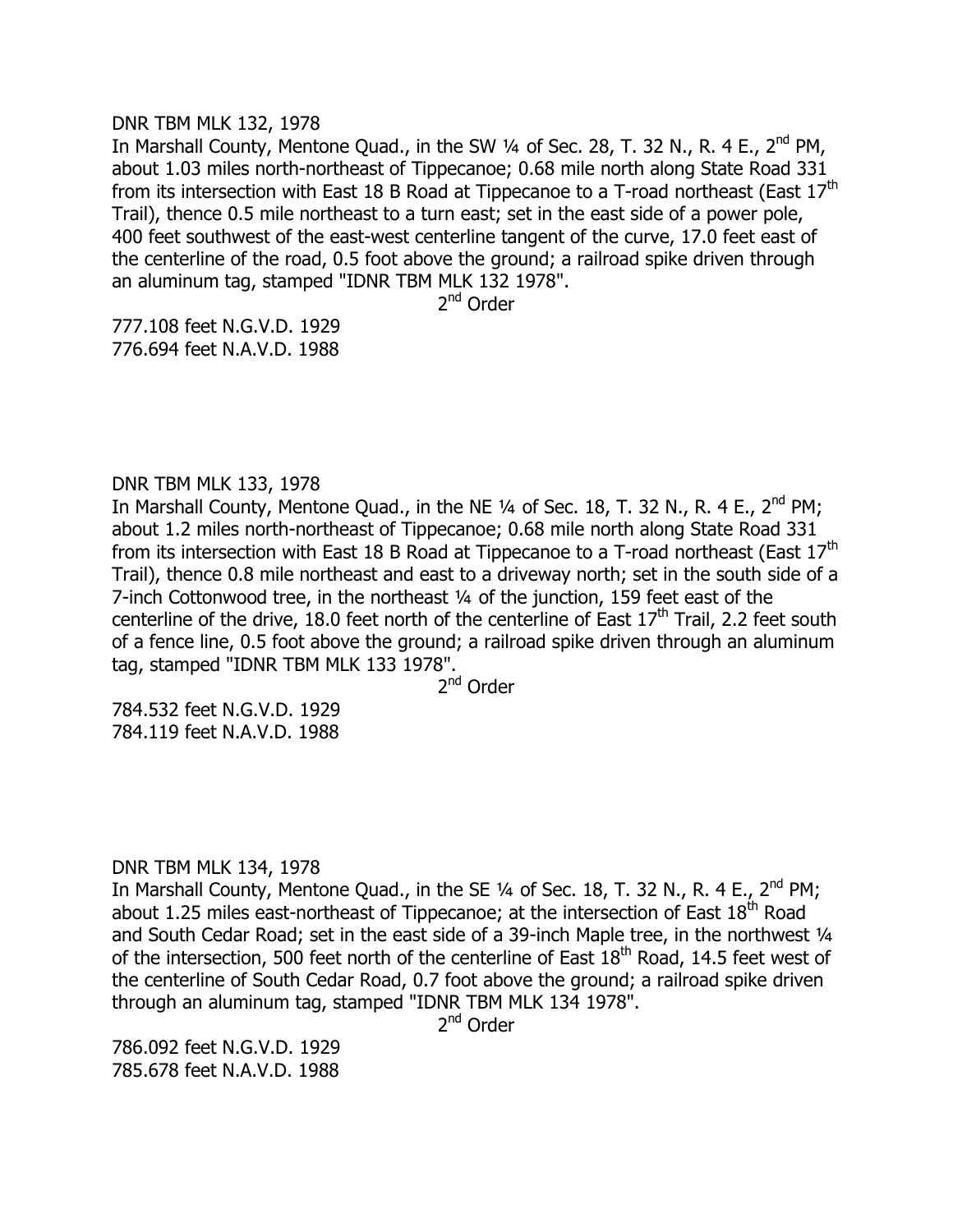DNR TBM MLK 132, 1978

In Marshall County, Mentone Quad., in the SW ¼ of Sec. 28, T. 32 N., R. 4 E., 2nd PM, about 1.03 miles north-northeast of Tippecanoe; 0.68 mile north along State Road 331 from its intersection with East 18 B Road at Tippecanoe to a T-road northeast (East 17th Trail), thence 0.5 mile northeast to a turn east; set in the east side of a power pole, 400 feet southwest of the east-west centerline tangent of the curve, 17.0 feet east of the centerline of the road, 0.5 foot above the ground; a railroad spike driven through an aluminum tag, stamped "IDNR TBM MLK 132 1978".

2nd Order

777.108 feet N.G.V.D. 1929
776.694 feet N.A.V.D. 1988

DNR TBM MLK 133, 1978

In Marshall County, Mentone Quad., in the NE ¼ of Sec. 18, T. 32 N., R. 4 E., 2nd PM; about 1.2 miles north-northeast of Tippecanoe; 0.68 mile north along State Road 331 from its intersection with East 18 B Road at Tippecanoe to a T-road northeast (East 17th Trail), thence 0.8 mile northeast and east to a driveway north; set in the south side of a 7-inch Cottonwood tree, in the northeast ¼ of the junction, 159 feet east of the centerline of the drive, 18.0 feet north of the centerline of East 17th Trail, 2.2 feet south of a fence line, 0.5 foot above the ground; a railroad spike driven through an aluminum tag, stamped "IDNR TBM MLK 133 1978".

2nd Order

784.532 feet N.G.V.D. 1929
784.119 feet N.A.V.D. 1988

DNR TBM MLK 134, 1978

In Marshall County, Mentone Quad., in the SE ¼ of Sec. 18, T. 32 N., R. 4 E., 2nd PM; about 1.25 miles east-northeast of Tippecanoe; at the intersection of East 18th Road and South Cedar Road; set in the east side of a 39-inch Maple tree, in the northwest ¼ of the intersection, 500 feet north of the centerline of East 18th Road, 14.5 feet west of the centerline of South Cedar Road, 0.7 foot above the ground; a railroad spike driven through an aluminum tag, stamped "IDNR TBM MLK 134 1978".

2nd Order

786.092 feet N.G.V.D. 1929
785.678 feet N.A.V.D. 1988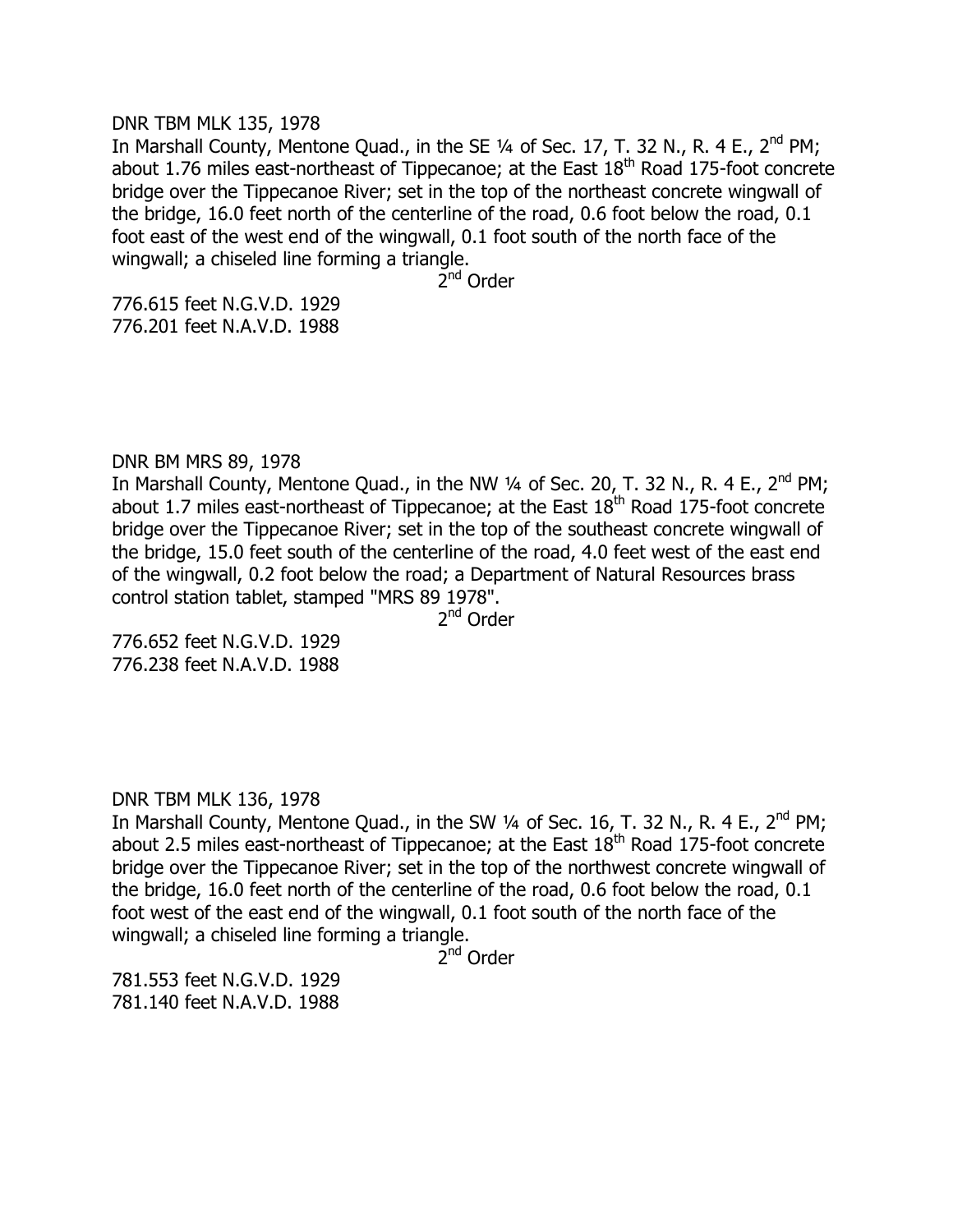DNR TBM MLK 135, 1978

In Marshall County, Mentone Quad., in the SE ¼ of Sec. 17, T. 32 N., R. 4 E., 2nd PM; about 1.76 miles east-northeast of Tippecanoe; at the East 18th Road 175-foot concrete bridge over the Tippecanoe River; set in the top of the northeast concrete wingwall of the bridge, 16.0 feet north of the centerline of the road, 0.6 foot below the road, 0.1 foot east of the west end of the wingwall, 0.1 foot south of the north face of the wingwall; a chiseled line forming a triangle.

2nd Order

776.615 feet N.G.V.D. 1929
776.201 feet N.A.V.D. 1988

DNR BM MRS 89, 1978

In Marshall County, Mentone Quad., in the NW ¼ of Sec. 20, T. 32 N., R. 4 E., 2nd PM; about 1.7 miles east-northeast of Tippecanoe; at the East 18th Road 175-foot concrete bridge over the Tippecanoe River; set in the top of the southeast concrete wingwall of the bridge, 15.0 feet south of the centerline of the road, 4.0 feet west of the east end of the wingwall, 0.2 foot below the road; a Department of Natural Resources brass control station tablet, stamped "MRS 89 1978".

2nd Order

776.652 feet N.G.V.D. 1929
776.238 feet N.A.V.D. 1988

DNR TBM MLK 136, 1978

In Marshall County, Mentone Quad., in the SW ¼ of Sec. 16, T. 32 N., R. 4 E., 2nd PM; about 2.5 miles east-northeast of Tippecanoe; at the East 18th Road 175-foot concrete bridge over the Tippecanoe River; set in the top of the northwest concrete wingwall of the bridge, 16.0 feet north of the centerline of the road, 0.6 foot below the road, 0.1 foot west of the east end of the wingwall, 0.1 foot south of the north face of the wingwall; a chiseled line forming a triangle.

2nd Order

781.553 feet N.G.V.D. 1929
781.140 feet N.A.V.D. 1988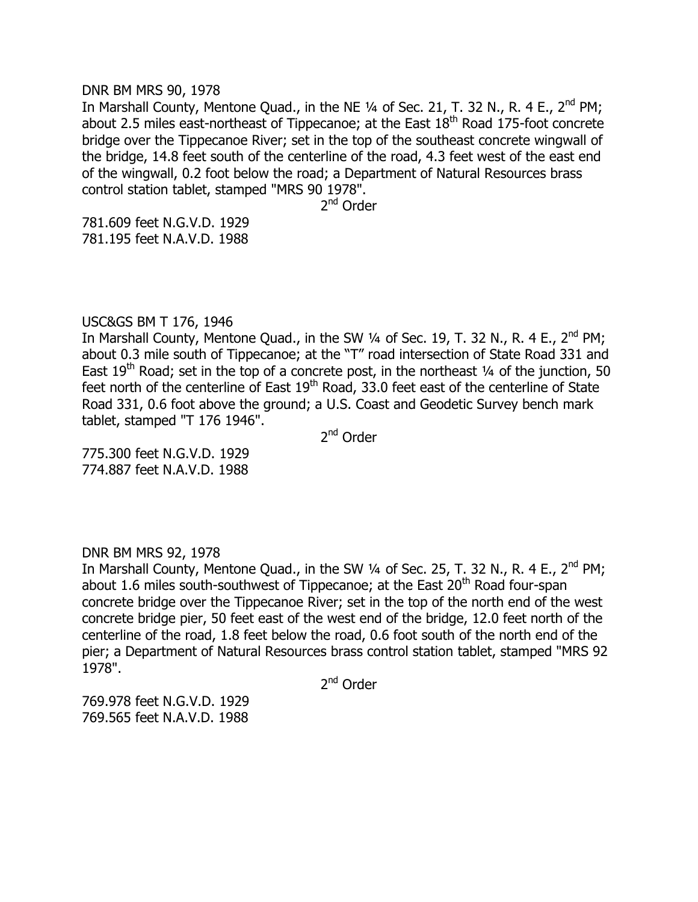DNR BM MRS 90, 1978

In Marshall County, Mentone Quad., in the NE ¼ of Sec. 21, T. 32 N., R. 4 E., 2nd PM; about 2.5 miles east-northeast of Tippecanoe; at the East 18th Road 175-foot concrete bridge over the Tippecanoe River; set in the top of the southeast concrete wingwall of the bridge, 14.8 feet south of the centerline of the road, 4.3 feet west of the east end of the wingwall, 0.2 foot below the road; a Department of Natural Resources brass control station tablet, stamped "MRS 90 1978".

2nd Order

781.609 feet N.G.V.D. 1929
781.195 feet N.A.V.D. 1988

USC&GS BM T 176, 1946

In Marshall County, Mentone Quad., in the SW ¼ of Sec. 19, T. 32 N., R. 4 E., 2nd PM; about 0.3 mile south of Tippecanoe; at the "T" road intersection of State Road 331 and East 19th Road; set in the top of a concrete post, in the northeast ¼ of the junction, 50 feet north of the centerline of East 19th Road, 33.0 feet east of the centerline of State Road 331, 0.6 foot above the ground; a U.S. Coast and Geodetic Survey bench mark tablet, stamped "T 176 1946".

2nd Order

775.300 feet N.G.V.D. 1929
774.887 feet N.A.V.D. 1988

DNR BM MRS 92, 1978

In Marshall County, Mentone Quad., in the SW ¼ of Sec. 25, T. 32 N., R. 4 E., 2nd PM; about 1.6 miles south-southwest of Tippecanoe; at the East 20th Road four-span concrete bridge over the Tippecanoe River; set in the top of the north end of the west concrete bridge pier, 50 feet east of the west end of the bridge, 12.0 feet north of the centerline of the road, 1.8 feet below the road, 0.6 foot south of the north end of the pier; a Department of Natural Resources brass control station tablet, stamped "MRS 92 1978".

2nd Order

769.978 feet N.G.V.D. 1929
769.565 feet N.A.V.D. 1988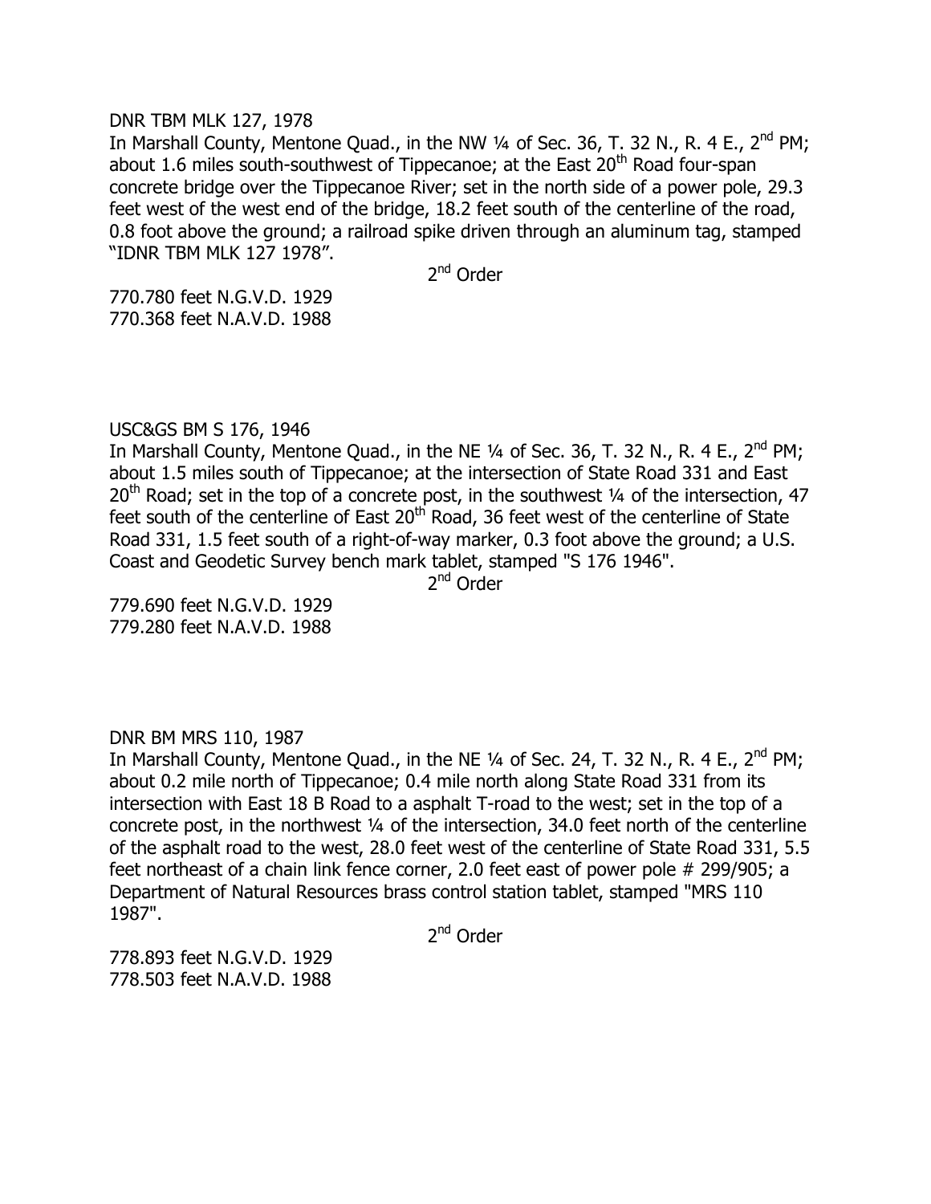DNR TBM MLK 127, 1978

In Marshall County, Mentone Quad., in the NW ¼ of Sec. 36, T. 32 N., R. 4 E., 2nd PM; about 1.6 miles south-southwest of Tippecanoe; at the East 20th Road four-span concrete bridge over the Tippecanoe River; set in the north side of a power pole, 29.3 feet west of the west end of the bridge, 18.2 feet south of the centerline of the road, 0.8 foot above the ground; a railroad spike driven through an aluminum tag, stamped "IDNR TBM MLK 127 1978".

2nd Order

770.780 feet N.G.V.D. 1929
770.368 feet N.A.V.D. 1988

USC&GS BM S 176, 1946

In Marshall County, Mentone Quad., in the NE ¼ of Sec. 36, T. 32 N., R. 4 E., 2nd PM; about 1.5 miles south of Tippecanoe; at the intersection of State Road 331 and East 20th Road; set in the top of a concrete post, in the southwest ¼ of the intersection, 47 feet south of the centerline of East 20th Road, 36 feet west of the centerline of State Road 331, 1.5 feet south of a right-of-way marker, 0.3 foot above the ground; a U.S. Coast and Geodetic Survey bench mark tablet, stamped "S 176 1946".

2nd Order

779.690 feet N.G.V.D. 1929
779.280 feet N.A.V.D. 1988

DNR BM MRS 110, 1987

In Marshall County, Mentone Quad., in the NE ¼ of Sec. 24, T. 32 N., R. 4 E., 2nd PM; about 0.2 mile north of Tippecanoe; 0.4 mile north along State Road 331 from its intersection with East 18 B Road to a asphalt T-road to the west; set in the top of a concrete post, in the northwest ¼ of the intersection, 34.0 feet north of the centerline of the asphalt road to the west, 28.0 feet west of the centerline of State Road 331, 5.5 feet northeast of a chain link fence corner, 2.0 feet east of power pole # 299/905; a Department of Natural Resources brass control station tablet, stamped "MRS 110 1987".

2nd Order

778.893 feet N.G.V.D. 1929
778.503 feet N.A.V.D. 1988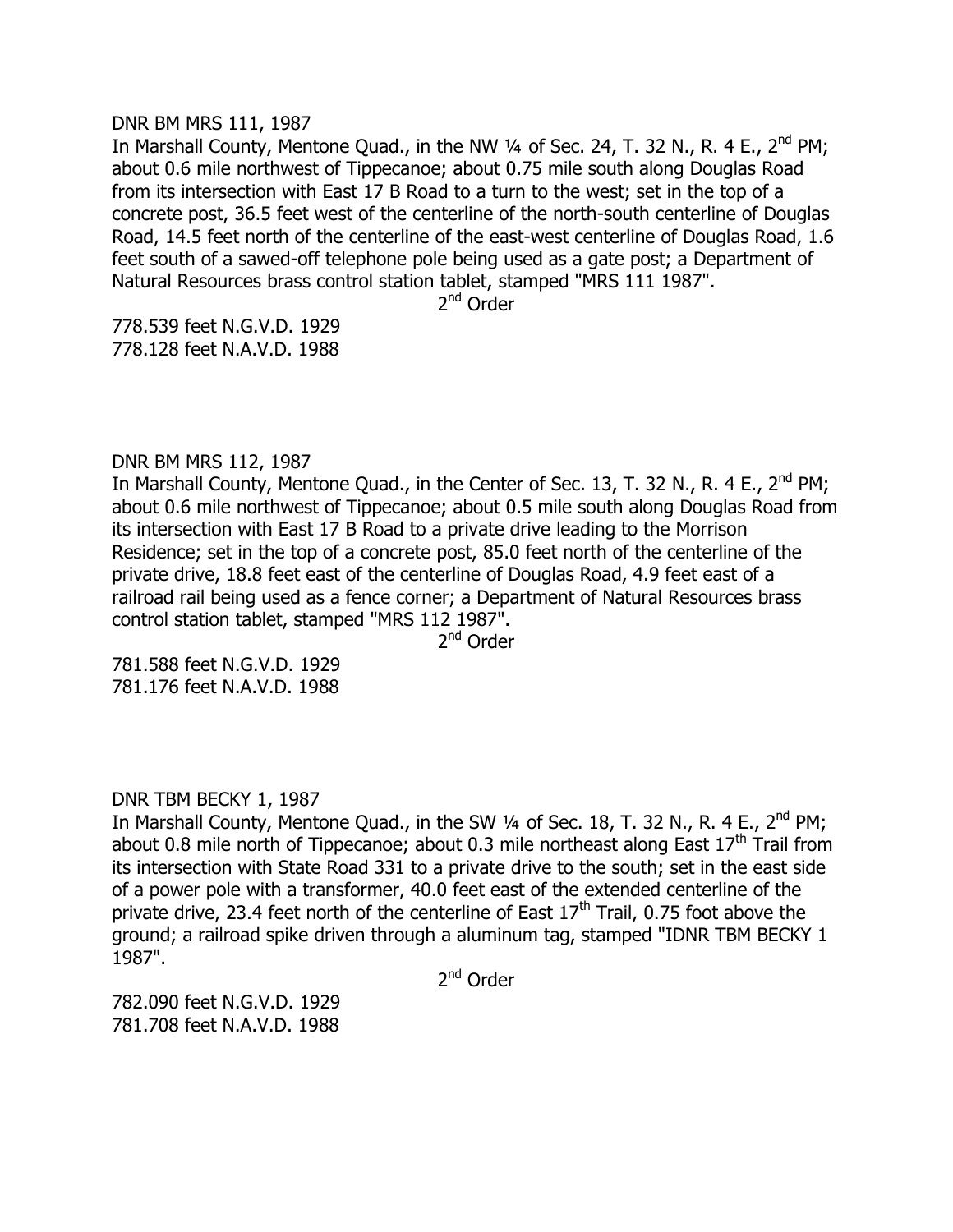DNR BM MRS 111, 1987

In Marshall County, Mentone Quad., in the NW ¼ of Sec. 24, T. 32 N., R. 4 E., 2nd PM; about 0.6 mile northwest of Tippecanoe; about 0.75 mile south along Douglas Road from its intersection with East 17 B Road to a turn to the west; set in the top of a concrete post, 36.5 feet west of the centerline of the north-south centerline of Douglas Road, 14.5 feet north of the centerline of the east-west centerline of Douglas Road, 1.6 feet south of a sawed-off telephone pole being used as a gate post; a Department of Natural Resources brass control station tablet, stamped "MRS 111 1987".

2nd Order

778.539 feet N.G.V.D. 1929
778.128 feet N.A.V.D. 1988

DNR BM MRS 112, 1987

In Marshall County, Mentone Quad., in the Center of Sec. 13, T. 32 N., R. 4 E., 2nd PM; about 0.6 mile northwest of Tippecanoe; about 0.5 mile south along Douglas Road from its intersection with East 17 B Road to a private drive leading to the Morrison Residence; set in the top of a concrete post, 85.0 feet north of the centerline of the private drive, 18.8 feet east of the centerline of Douglas Road, 4.9 feet east of a railroad rail being used as a fence corner; a Department of Natural Resources brass control station tablet, stamped "MRS 112 1987".

2nd Order

781.588 feet N.G.V.D. 1929
781.176 feet N.A.V.D. 1988

DNR TBM BECKY 1, 1987

In Marshall County, Mentone Quad., in the SW ¼ of Sec. 18, T. 32 N., R. 4 E., 2nd PM; about 0.8 mile north of Tippecanoe; about 0.3 mile northeast along East 17th Trail from its intersection with State Road 331 to a private drive to the south; set in the east side of a power pole with a transformer, 40.0 feet east of the extended centerline of the private drive, 23.4 feet north of the centerline of East 17th Trail, 0.75 foot above the ground; a railroad spike driven through a aluminum tag, stamped "IDNR TBM BECKY 1 1987".

2nd Order

782.090 feet N.G.V.D. 1929
781.708 feet N.A.V.D. 1988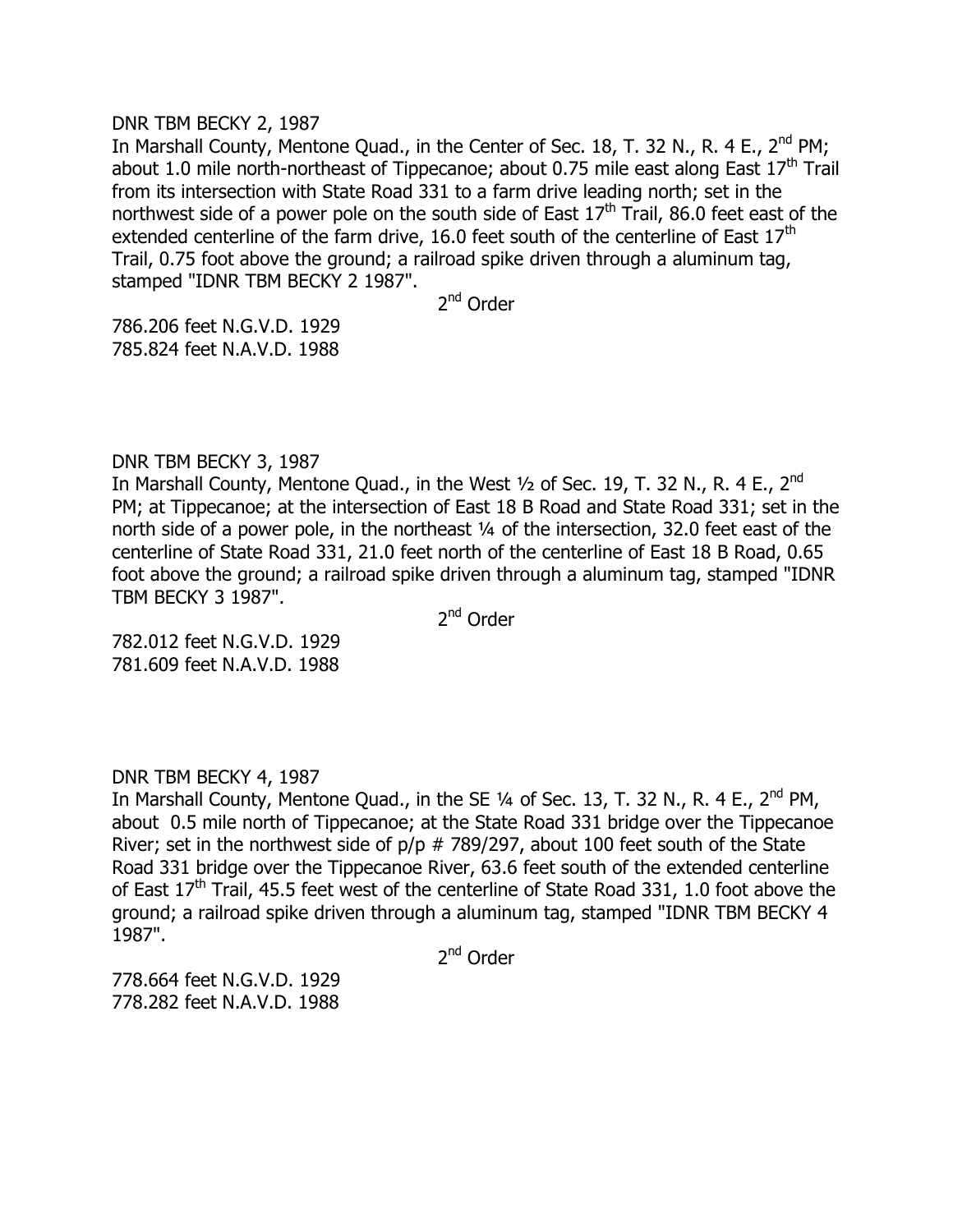DNR TBM BECKY 2, 1987

In Marshall County, Mentone Quad., in the Center of Sec. 18, T. 32 N., R. 4 E., 2nd PM; about 1.0 mile north-northeast of Tippecanoe; about 0.75 mile east along East 17th Trail from its intersection with State Road 331 to a farm drive leading north; set in the northwest side of a power pole on the south side of East 17th Trail, 86.0 feet east of the extended centerline of the farm drive, 16.0 feet south of the centerline of East 17th Trail, 0.75 foot above the ground; a railroad spike driven through a aluminum tag, stamped "IDNR TBM BECKY 2 1987".

2nd Order

786.206 feet N.G.V.D. 1929
785.824 feet N.A.V.D. 1988

DNR TBM BECKY 3, 1987

In Marshall County, Mentone Quad., in the West ½ of Sec. 19, T. 32 N., R. 4 E., 2nd PM; at Tippecanoe; at the intersection of East 18 B Road and State Road 331; set in the north side of a power pole, in the northeast ¼ of the intersection, 32.0 feet east of the centerline of State Road 331, 21.0 feet north of the centerline of East 18 B Road, 0.65 foot above the ground; a railroad spike driven through a aluminum tag, stamped "IDNR TBM BECKY 3 1987".

2nd Order

782.012 feet N.G.V.D. 1929
781.609 feet N.A.V.D. 1988

DNR TBM BECKY 4, 1987

In Marshall County, Mentone Quad., in the SE ¼ of Sec. 13, T. 32 N., R. 4 E., 2nd PM, about 0.5 mile north of Tippecanoe; at the State Road 331 bridge over the Tippecanoe River; set in the northwest side of p/p # 789/297, about 100 feet south of the State Road 331 bridge over the Tippecanoe River, 63.6 feet south of the extended centerline of East 17th Trail, 45.5 feet west of the centerline of State Road 331, 1.0 foot above the ground; a railroad spike driven through a aluminum tag, stamped "IDNR TBM BECKY 4 1987".

2nd Order

778.664 feet N.G.V.D. 1929
778.282 feet N.A.V.D. 1988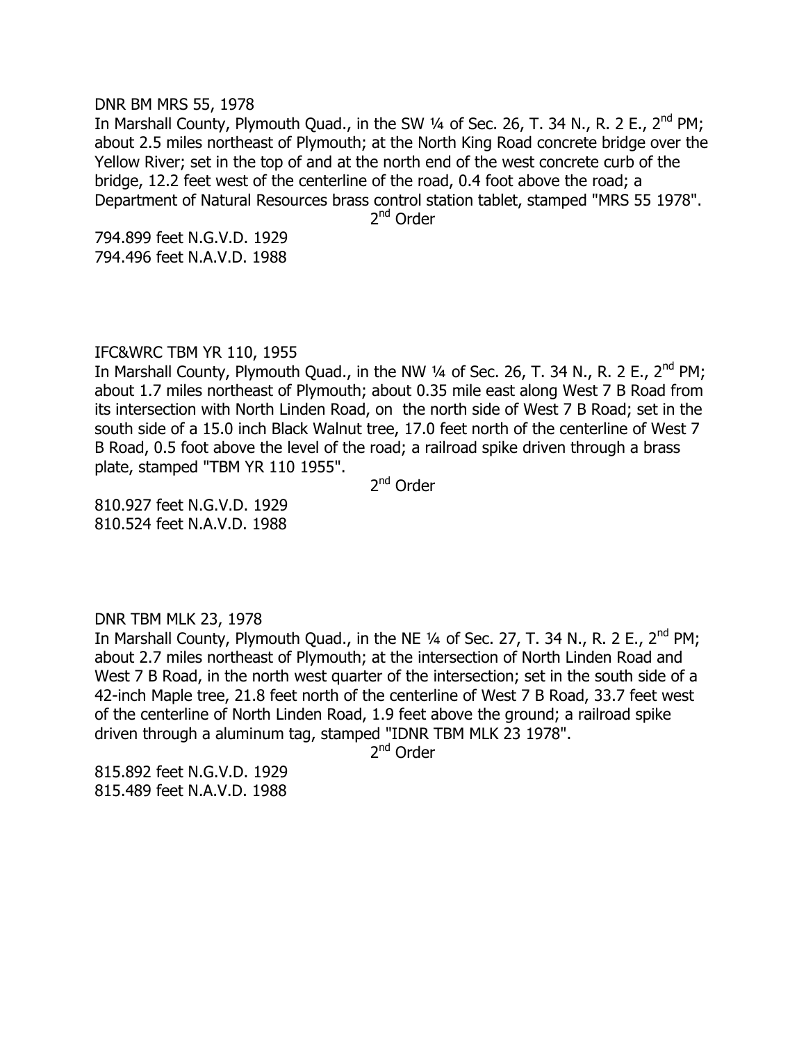DNR BM MRS 55, 1978

In Marshall County, Plymouth Quad., in the SW ¼ of Sec. 26, T. 34 N., R. 2 E., 2nd PM; about 2.5 miles northeast of Plymouth; at the North King Road concrete bridge over the Yellow River; set in the top of and at the north end of the west concrete curb of the bridge, 12.2 feet west of the centerline of the road, 0.4 foot above the road; a Department of Natural Resources brass control station tablet, stamped "MRS 55 1978".

2nd Order

794.899 feet N.G.V.D. 1929
794.496 feet N.A.V.D. 1988

IFC&WRC TBM YR 110, 1955

In Marshall County, Plymouth Quad., in the NW ¼ of Sec. 26, T. 34 N., R. 2 E., 2nd PM; about 1.7 miles northeast of Plymouth; about 0.35 mile east along West 7 B Road from its intersection with North Linden Road, on the north side of West 7 B Road; set in the south side of a 15.0 inch Black Walnut tree, 17.0 feet north of the centerline of West 7 B Road, 0.5 foot above the level of the road; a railroad spike driven through a brass plate, stamped "TBM YR 110 1955".

2nd Order

810.927 feet N.G.V.D. 1929
810.524 feet N.A.V.D. 1988

DNR TBM MLK 23, 1978

In Marshall County, Plymouth Quad., in the NE ¼ of Sec. 27, T. 34 N., R. 2 E., 2nd PM; about 2.7 miles northeast of Plymouth; at the intersection of North Linden Road and West 7 B Road, in the north west quarter of the intersection; set in the south side of a 42-inch Maple tree, 21.8 feet north of the centerline of West 7 B Road, 33.7 feet west of the centerline of North Linden Road, 1.9 feet above the ground; a railroad spike driven through a aluminum tag, stamped "IDNR TBM MLK 23 1978".

2nd Order

815.892 feet N.G.V.D. 1929
815.489 feet N.A.V.D. 1988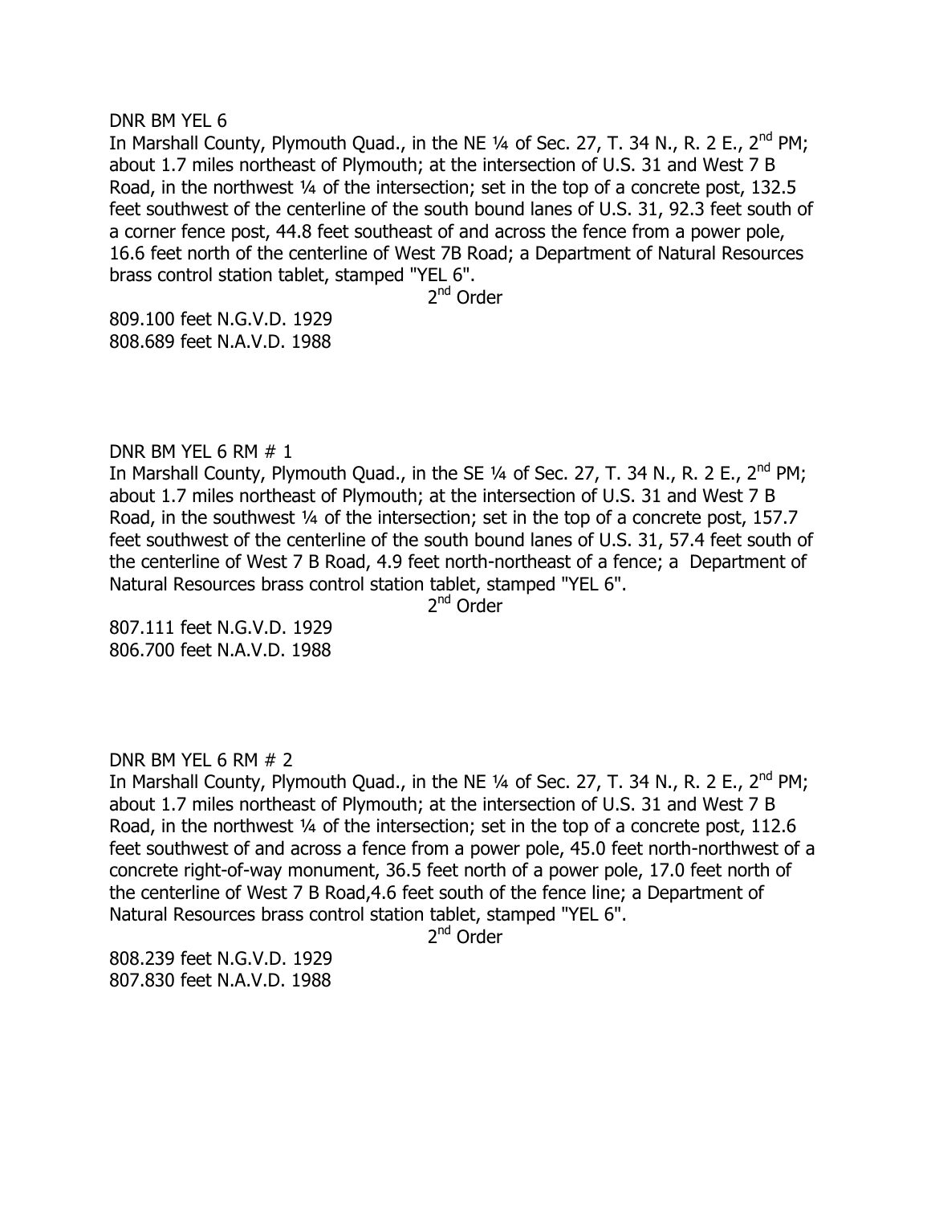DNR BM YEL 6

In Marshall County, Plymouth Quad., in the NE ¼ of Sec. 27, T. 34 N., R. 2 E., 2nd PM; about 1.7 miles northeast of Plymouth; at the intersection of U.S. 31 and West 7 B Road, in the northwest ¼ of the intersection; set in the top of a concrete post, 132.5 feet southwest of the centerline of the south bound lanes of U.S. 31, 92.3 feet south of a corner fence post, 44.8 feet southeast of and across the fence from a power pole, 16.6 feet north of the centerline of West 7B Road; a Department of Natural Resources brass control station tablet, stamped "YEL 6".

2nd Order

809.100 feet N.G.V.D. 1929
808.689 feet N.A.V.D. 1988

DNR BM YEL 6 RM # 1

In Marshall County, Plymouth Quad., in the SE ¼ of Sec. 27, T. 34 N., R. 2 E., 2nd PM; about 1.7 miles northeast of Plymouth; at the intersection of U.S. 31 and West 7 B Road, in the southwest ¼ of the intersection; set in the top of a concrete post, 157.7 feet southwest of the centerline of the south bound lanes of U.S. 31, 57.4 feet south of the centerline of West 7 B Road, 4.9 feet north-northeast of a fence; a Department of Natural Resources brass control station tablet, stamped "YEL 6".

2nd Order

807.111 feet N.G.V.D. 1929
806.700 feet N.A.V.D. 1988

DNR BM YEL 6 RM # 2

In Marshall County, Plymouth Quad., in the NE ¼ of Sec. 27, T. 34 N., R. 2 E., 2nd PM; about 1.7 miles northeast of Plymouth; at the intersection of U.S. 31 and West 7 B Road, in the northwest ¼ of the intersection; set in the top of a concrete post, 112.6 feet southwest of and across a fence from a power pole, 45.0 feet north-northwest of a concrete right-of-way monument, 36.5 feet north of a power pole, 17.0 feet north of the centerline of West 7 B Road,4.6 feet south of the fence line; a Department of Natural Resources brass control station tablet, stamped "YEL 6".

2nd Order

808.239 feet N.G.V.D. 1929
807.830 feet N.A.V.D. 1988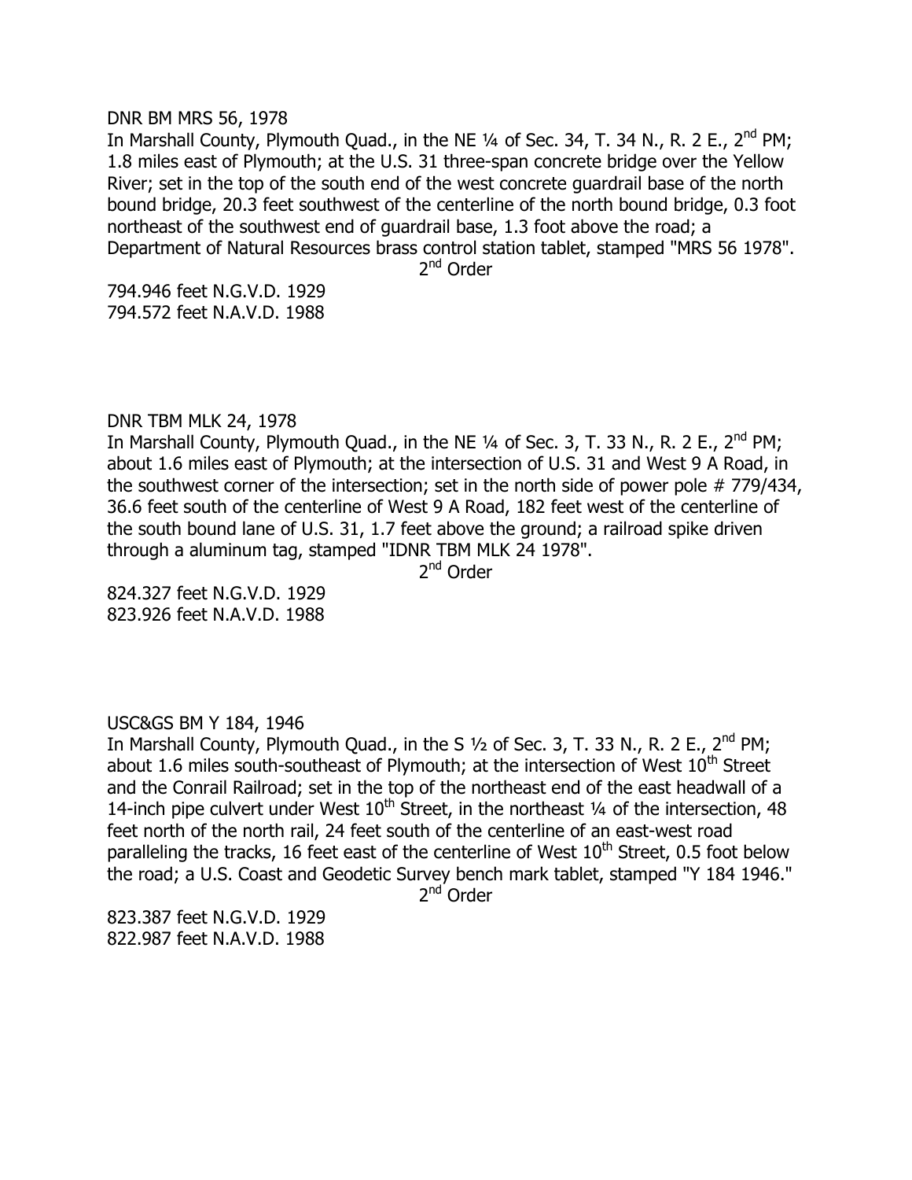DNR BM MRS 56, 1978

In Marshall County, Plymouth Quad., in the NE ¼ of Sec. 34, T. 34 N., R. 2 E., 2nd PM; 1.8 miles east of Plymouth; at the U.S. 31 three-span concrete bridge over the Yellow River; set in the top of the south end of the west concrete guardrail base of the north bound bridge, 20.3 feet southwest of the centerline of the north bound bridge, 0.3 foot northeast of the southwest end of guardrail base, 1.3 foot above the road; a Department of Natural Resources brass control station tablet, stamped "MRS 56 1978".

2nd Order

794.946 feet N.G.V.D. 1929
794.572 feet N.A.V.D. 1988

DNR TBM MLK 24, 1978

In Marshall County, Plymouth Quad., in the NE ¼ of Sec. 3, T. 33 N., R. 2 E., 2nd PM; about 1.6 miles east of Plymouth; at the intersection of U.S. 31 and West 9 A Road, in the southwest corner of the intersection; set in the north side of power pole # 779/434, 36.6 feet south of the centerline of West 9 A Road, 182 feet west of the centerline of the south bound lane of U.S. 31, 1.7 feet above the ground; a railroad spike driven through a aluminum tag, stamped "IDNR TBM MLK 24 1978".

2nd Order

824.327 feet N.G.V.D. 1929
823.926 feet N.A.V.D. 1988

USC&GS BM Y 184, 1946

In Marshall County, Plymouth Quad., in the S ½ of Sec. 3, T. 33 N., R. 2 E., 2nd PM; about 1.6 miles south-southeast of Plymouth; at the intersection of West 10th Street and the Conrail Railroad; set in the top of the northeast end of the east headwall of a 14-inch pipe culvert under West 10th Street, in the northeast ¼ of the intersection, 48 feet north of the north rail, 24 feet south of the centerline of an east-west road paralleling the tracks, 16 feet east of the centerline of West 10th Street, 0.5 foot below the road; a U.S. Coast and Geodetic Survey bench mark tablet, stamped "Y 184 1946."

2nd Order

823.387 feet N.G.V.D. 1929
822.987 feet N.A.V.D. 1988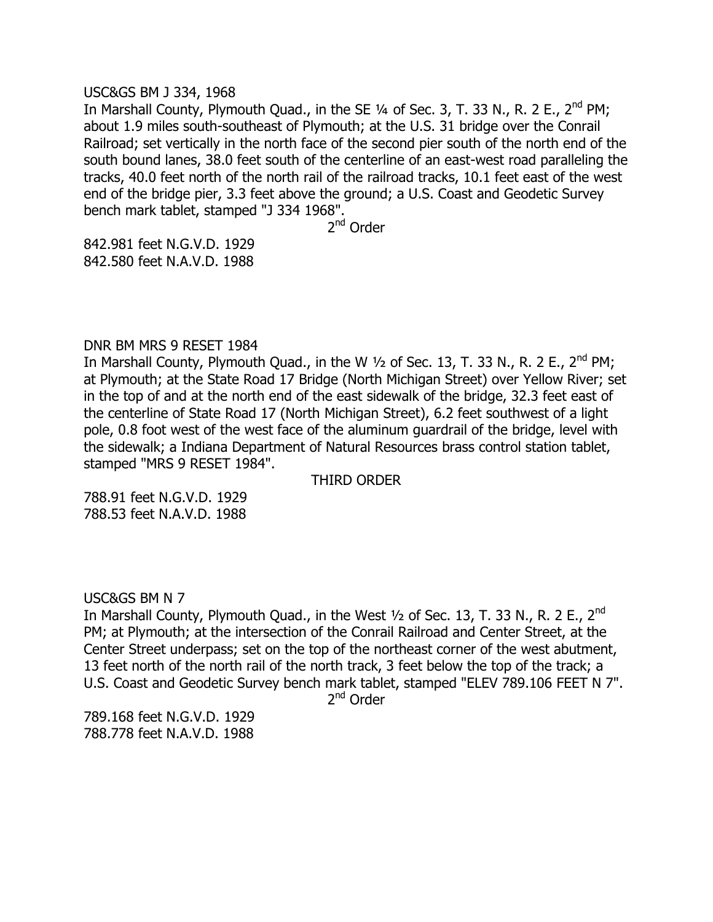USC&GS BM J 334, 1968

In Marshall County, Plymouth Quad., in the SE ¼ of Sec. 3, T. 33 N., R. 2 E., 2nd PM; about 1.9 miles south-southeast of Plymouth; at the U.S. 31 bridge over the Conrail Railroad; set vertically in the north face of the second pier south of the north end of the south bound lanes, 38.0 feet south of the centerline of an east-west road paralleling the tracks, 40.0 feet north of the north rail of the railroad tracks, 10.1 feet east of the west end of the bridge pier, 3.3 feet above the ground; a U.S. Coast and Geodetic Survey bench mark tablet, stamped "J 334 1968".

2nd Order

842.981 feet N.G.V.D. 1929
842.580 feet N.A.V.D. 1988

DNR BM MRS 9 RESET 1984

In Marshall County, Plymouth Quad., in the W ½ of Sec. 13, T. 33 N., R. 2 E., 2nd PM; at Plymouth; at the State Road 17 Bridge (North Michigan Street) over Yellow River; set in the top of and at the north end of the east sidewalk of the bridge, 32.3 feet east of the centerline of State Road 17 (North Michigan Street), 6.2 feet southwest of a light pole, 0.8 foot west of the west face of the aluminum guardrail of the bridge, level with the sidewalk; a Indiana Department of Natural Resources brass control station tablet, stamped "MRS 9 RESET 1984".

THIRD ORDER

788.91 feet N.G.V.D. 1929
788.53 feet N.A.V.D. 1988

USC&GS BM N 7

In Marshall County, Plymouth Quad., in the West ½ of Sec. 13, T. 33 N., R. 2 E., 2nd PM; at Plymouth; at the intersection of the Conrail Railroad and Center Street, at the Center Street underpass; set on the top of the northeast corner of the west abutment, 13 feet north of the north rail of the north track, 3 feet below the top of the track; a U.S. Coast and Geodetic Survey bench mark tablet, stamped "ELEV 789.106 FEET N 7".

2nd Order

789.168 feet N.G.V.D. 1929
788.778 feet N.A.V.D. 1988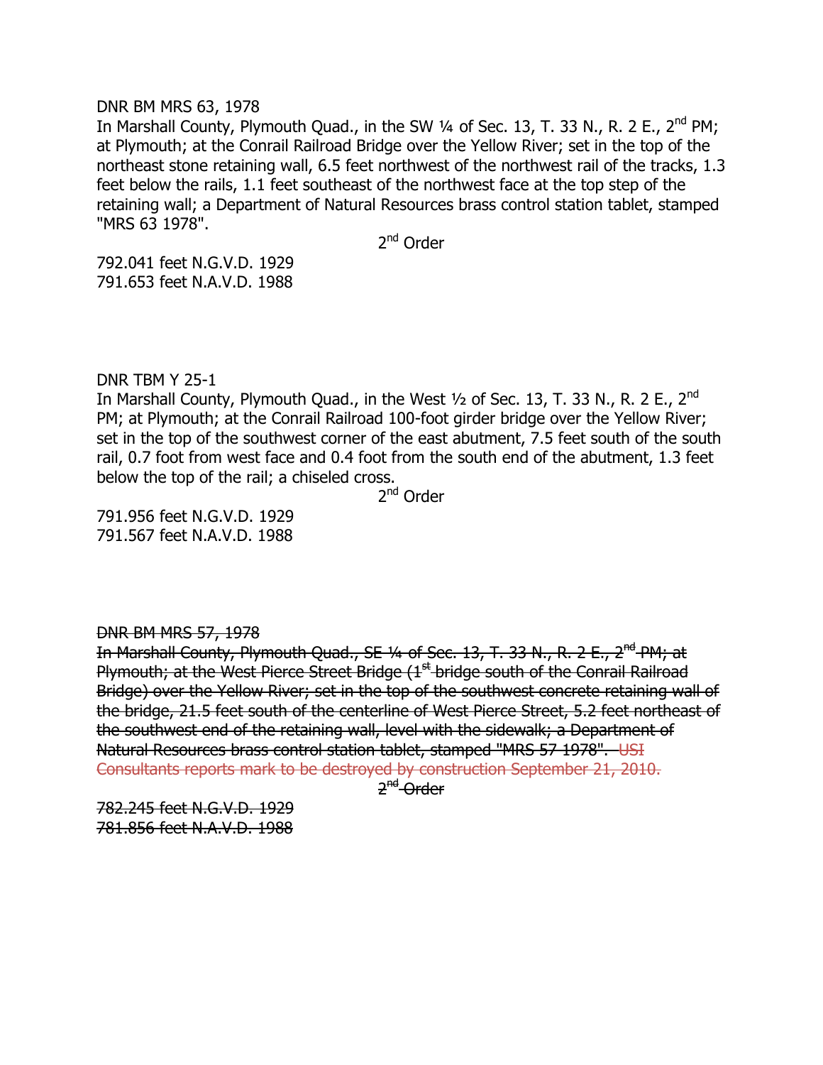DNR BM MRS 63, 1978

In Marshall County, Plymouth Quad., in the SW ¼ of Sec. 13, T. 33 N., R. 2 E., 2nd PM; at Plymouth; at the Conrail Railroad Bridge over the Yellow River; set in the top of the northeast stone retaining wall, 6.5 feet northwest of the northwest rail of the tracks, 1.3 feet below the rails, 1.1 feet southeast of the northwest face at the top step of the retaining wall; a Department of Natural Resources brass control station tablet, stamped "MRS 63 1978".

2nd Order

792.041 feet N.G.V.D. 1929
791.653 feet N.A.V.D. 1988

DNR TBM Y 25-1

In Marshall County, Plymouth Quad., in the West ½ of Sec. 13, T. 33 N., R. 2 E., 2nd PM; at Plymouth; at the Conrail Railroad 100-foot girder bridge over the Yellow River; set in the top of the southwest corner of the east abutment, 7.5 feet south of the south rail, 0.7 foot from west face and 0.4 foot from the south end of the abutment, 1.3 feet below the top of the rail; a chiseled cross.

2nd Order

791.956 feet N.G.V.D. 1929
791.567 feet N.A.V.D. 1988

~~DNR BM MRS 57, 1978~~

~~In Marshall County, Plymouth Quad., SE ¼ of Sec. 13, T. 33 N., R. 2 E., 2nd PM; at Plymouth; at the West Pierce Street Bridge (1st bridge south of the Conrail Railroad Bridge) over the Yellow River; set in the top of the southwest concrete retaining wall of the bridge, 21.5 feet south of the centerline of West Pierce Street, 5.2 feet northeast of the southwest end of the retaining wall, level with the sidewalk; a Department of Natural Resources brass control station tablet, stamped "MRS 57 1978". USI Consultants reports mark to be destroyed by construction September 21, 2010.~~

~~2nd Order~~

~~782.245 feet N.G.V.D. 1929~~
~~781.856 feet N.A.V.D. 1988~~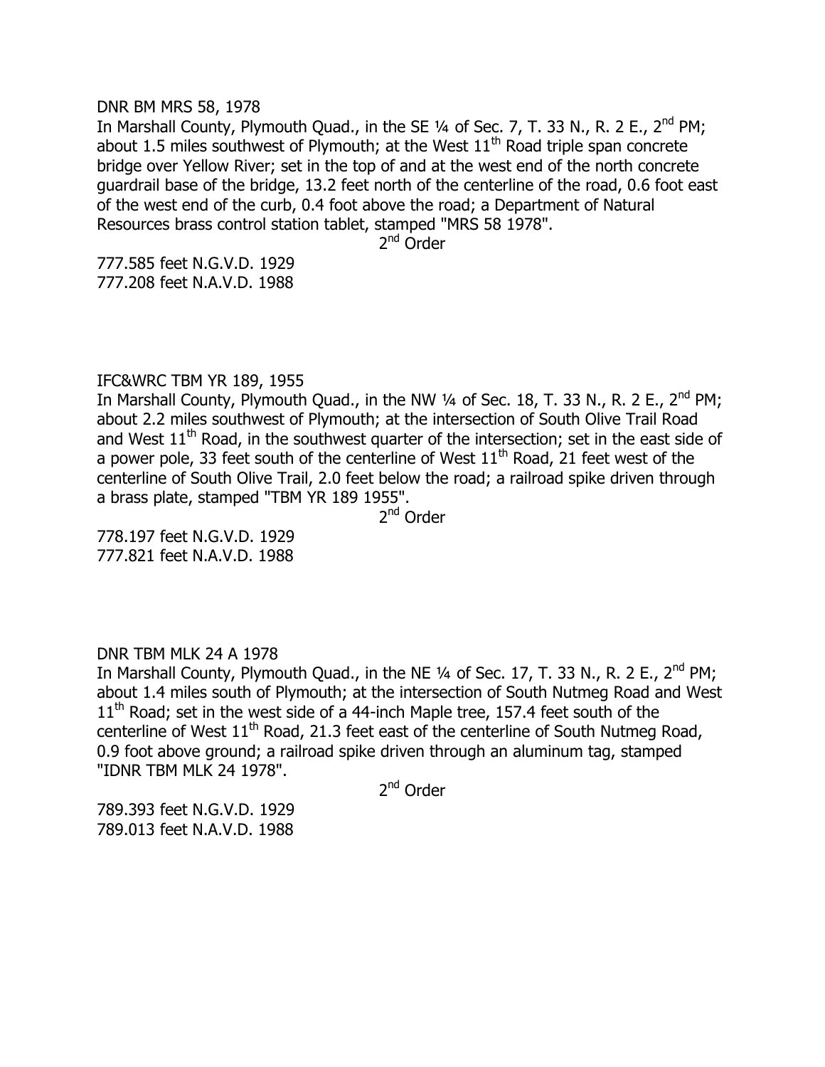DNR BM MRS 58, 1978

In Marshall County, Plymouth Quad., in the SE ¼ of Sec. 7, T. 33 N., R. 2 E., 2nd PM; about 1.5 miles southwest of Plymouth; at the West 11th Road triple span concrete bridge over Yellow River; set in the top of and at the west end of the north concrete guardrail base of the bridge, 13.2 feet north of the centerline of the road, 0.6 foot east of the west end of the curb, 0.4 foot above the road; a Department of Natural Resources brass control station tablet, stamped "MRS 58 1978".

2nd Order

777.585 feet N.G.V.D. 1929
777.208 feet N.A.V.D. 1988

IFC&WRC TBM YR 189, 1955

In Marshall County, Plymouth Quad., in the NW ¼ of Sec. 18, T. 33 N., R. 2 E., 2nd PM; about 2.2 miles southwest of Plymouth; at the intersection of South Olive Trail Road and West 11th Road, in the southwest quarter of the intersection; set in the east side of a power pole, 33 feet south of the centerline of West 11th Road, 21 feet west of the centerline of South Olive Trail, 2.0 feet below the road; a railroad spike driven through a brass plate, stamped "TBM YR 189 1955".

2nd Order

778.197 feet N.G.V.D. 1929
777.821 feet N.A.V.D. 1988

DNR TBM MLK 24 A 1978

In Marshall County, Plymouth Quad., in the NE ¼ of Sec. 17, T. 33 N., R. 2 E., 2nd PM; about 1.4 miles south of Plymouth; at the intersection of South Nutmeg Road and West 11th Road; set in the west side of a 44-inch Maple tree, 157.4 feet south of the centerline of West 11th Road, 21.3 feet east of the centerline of South Nutmeg Road, 0.9 foot above ground; a railroad spike driven through an aluminum tag, stamped "IDNR TBM MLK 24 1978".

2nd Order

789.393 feet N.G.V.D. 1929
789.013 feet N.A.V.D. 1988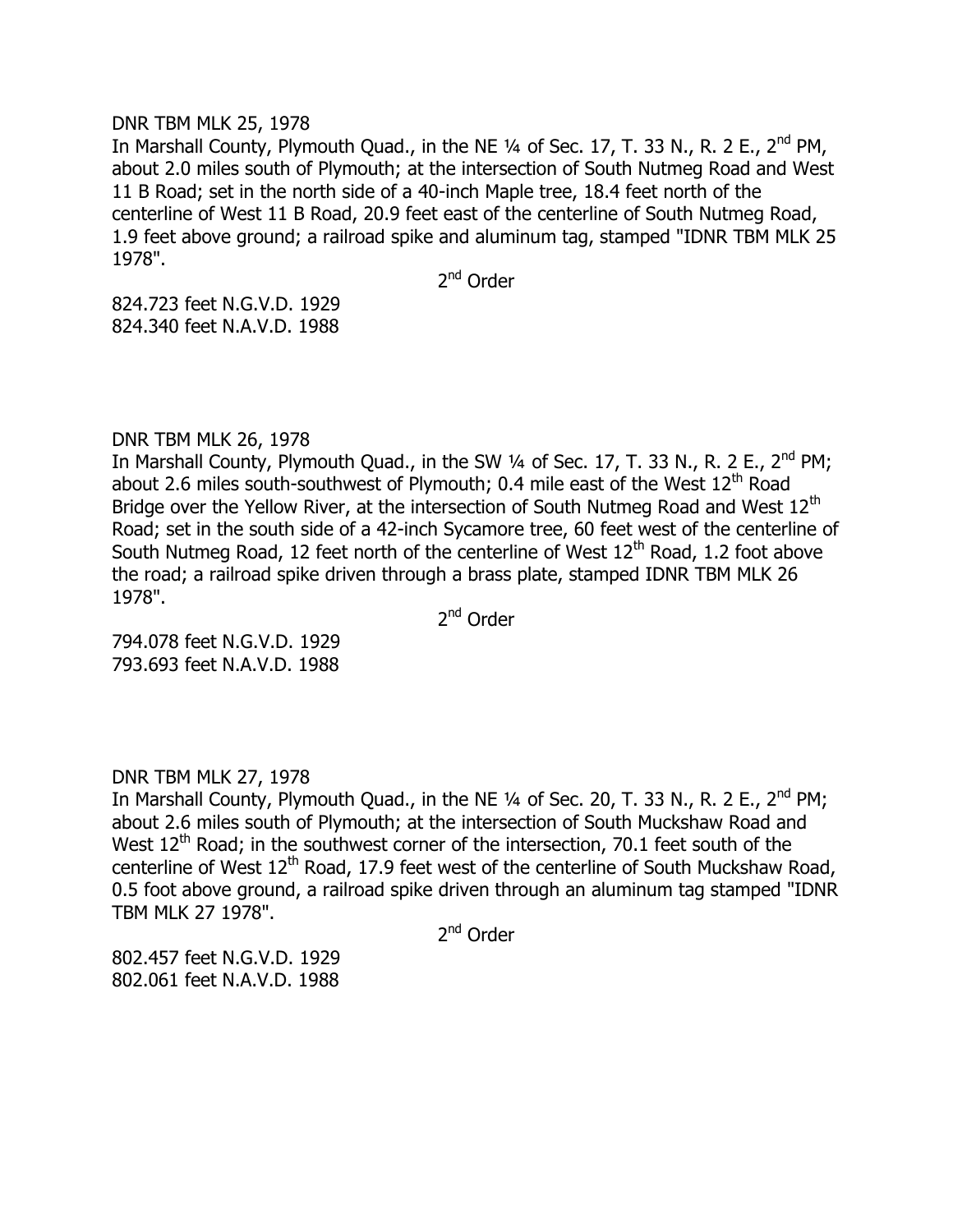DNR TBM MLK 25, 1978

In Marshall County, Plymouth Quad., in the NE ¼ of Sec. 17, T. 33 N., R. 2 E., 2nd PM, about 2.0 miles south of Plymouth; at the intersection of South Nutmeg Road and West 11 B Road; set in the north side of a 40-inch Maple tree, 18.4 feet north of the centerline of West 11 B Road, 20.9 feet east of the centerline of South Nutmeg Road, 1.9 feet above ground; a railroad spike and aluminum tag, stamped "IDNR TBM MLK 25 1978".

2nd Order

824.723 feet N.G.V.D. 1929
824.340 feet N.A.V.D. 1988

DNR TBM MLK 26, 1978

In Marshall County, Plymouth Quad., in the SW ¼ of Sec. 17, T. 33 N., R. 2 E., 2nd PM; about 2.6 miles south-southwest of Plymouth; 0.4 mile east of the West 12th Road Bridge over the Yellow River, at the intersection of South Nutmeg Road and West 12th Road; set in the south side of a 42-inch Sycamore tree, 60 feet west of the centerline of South Nutmeg Road, 12 feet north of the centerline of West 12th Road, 1.2 foot above the road; a railroad spike driven through a brass plate, stamped IDNR TBM MLK 26 1978".

2nd Order

794.078 feet N.G.V.D. 1929
793.693 feet N.A.V.D. 1988

DNR TBM MLK 27, 1978

In Marshall County, Plymouth Quad., in the NE ¼ of Sec. 20, T. 33 N., R. 2 E., 2nd PM; about 2.6 miles south of Plymouth; at the intersection of South Muckshaw Road and West 12th Road; in the southwest corner of the intersection, 70.1 feet south of the centerline of West 12th Road, 17.9 feet west of the centerline of South Muckshaw Road, 0.5 foot above ground, a railroad spike driven through an aluminum tag stamped "IDNR TBM MLK 27 1978".

2nd Order

802.457 feet N.G.V.D. 1929
802.061 feet N.A.V.D. 1988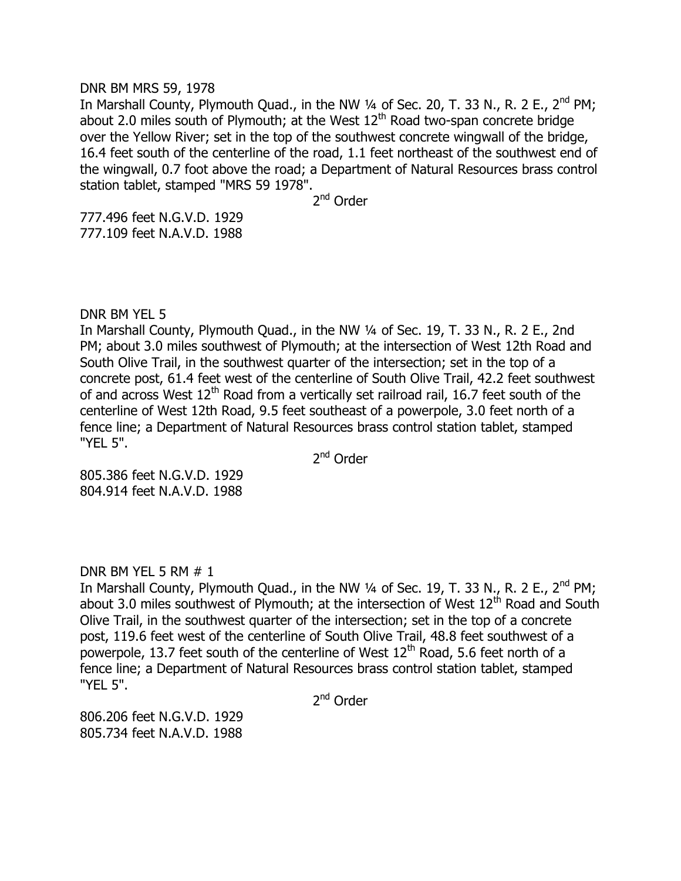DNR BM MRS 59, 1978

In Marshall County, Plymouth Quad., in the NW ¼ of Sec. 20, T. 33 N., R. 2 E., 2nd PM; about 2.0 miles south of Plymouth; at the West 12th Road two-span concrete bridge over the Yellow River; set in the top of the southwest concrete wingwall of the bridge, 16.4 feet south of the centerline of the road, 1.1 feet northeast of the southwest end of the wingwall, 0.7 foot above the road; a Department of Natural Resources brass control station tablet, stamped "MRS 59 1978".

2nd Order

777.496 feet N.G.V.D. 1929
777.109 feet N.A.V.D. 1988

DNR BM YEL 5

In Marshall County, Plymouth Quad., in the NW ¼ of Sec. 19, T. 33 N., R. 2 E., 2nd PM; about 3.0 miles southwest of Plymouth; at the intersection of West 12th Road and South Olive Trail, in the southwest quarter of the intersection; set in the top of a concrete post, 61.4 feet west of the centerline of South Olive Trail, 42.2 feet southwest of and across West 12th Road from a vertically set railroad rail, 16.7 feet south of the centerline of West 12th Road, 9.5 feet southeast of a powerpole, 3.0 feet north of a fence line; a Department of Natural Resources brass control station tablet, stamped "YEL 5".

2nd Order

805.386 feet N.G.V.D. 1929
804.914 feet N.A.V.D. 1988

DNR BM YEL 5 RM # 1

In Marshall County, Plymouth Quad., in the NW ¼ of Sec. 19, T. 33 N., R. 2 E., 2nd PM; about 3.0 miles southwest of Plymouth; at the intersection of West 12th Road and South Olive Trail, in the southwest quarter of the intersection; set in the top of a concrete post, 119.6 feet west of the centerline of South Olive Trail, 48.8 feet southwest of a powerpole, 13.7 feet south of the centerline of West 12th Road, 5.6 feet north of a fence line; a Department of Natural Resources brass control station tablet, stamped "YEL 5".

2nd Order

806.206 feet N.G.V.D. 1929
805.734 feet N.A.V.D. 1988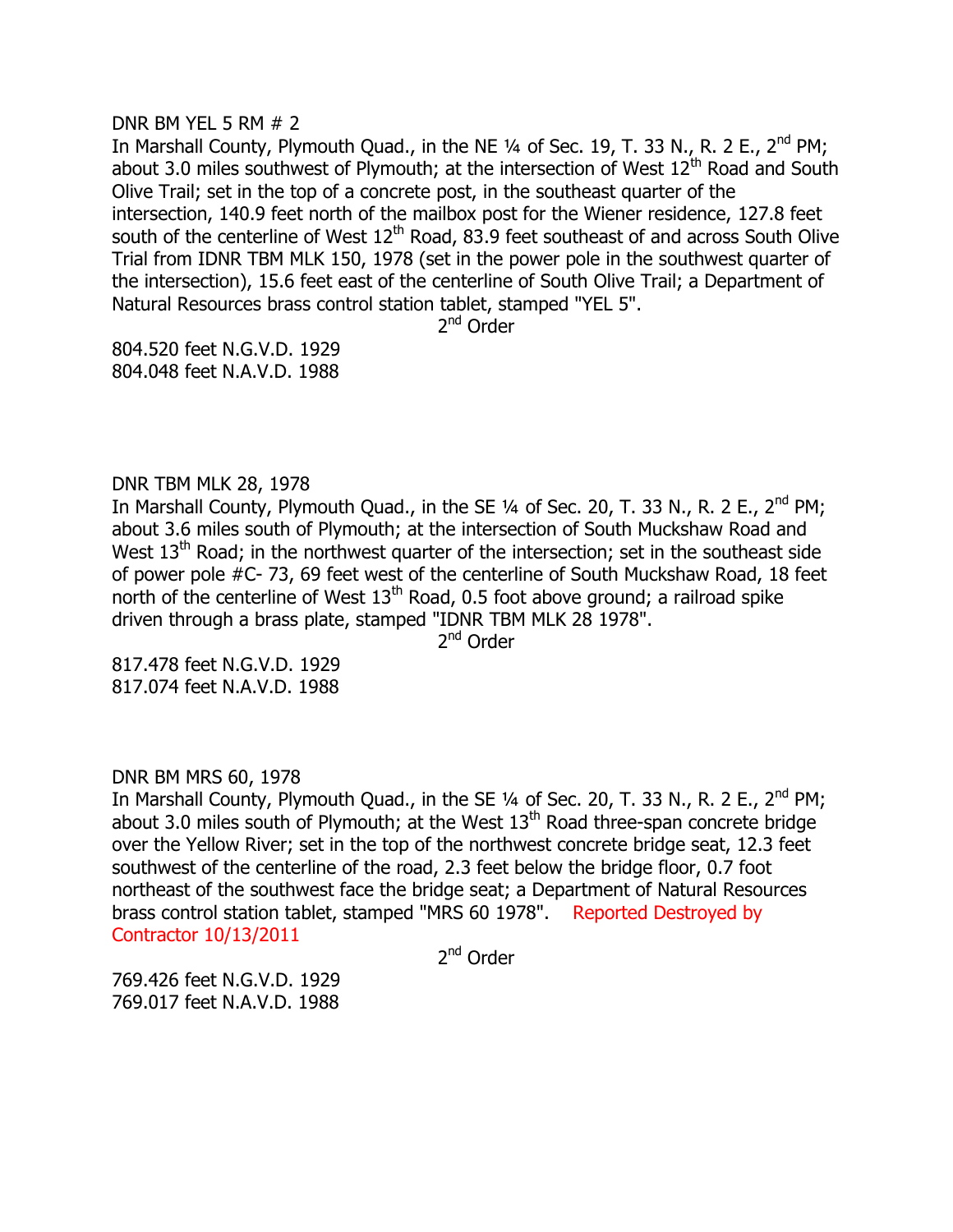DNR BM YEL 5 RM # 2

In Marshall County, Plymouth Quad., in the NE ¼ of Sec. 19, T. 33 N., R. 2 E., 2nd PM; about 3.0 miles southwest of Plymouth; at the intersection of West 12th Road and South Olive Trail; set in the top of a concrete post, in the southeast quarter of the intersection, 140.9 feet north of the mailbox post for the Wiener residence, 127.8 feet south of the centerline of West 12th Road, 83.9 feet southeast of and across South Olive Trial from IDNR TBM MLK 150, 1978 (set in the power pole in the southwest quarter of the intersection), 15.6 feet east of the centerline of South Olive Trail; a Department of Natural Resources brass control station tablet, stamped "YEL 5".

2nd Order

804.520 feet N.G.V.D. 1929
804.048 feet N.A.V.D. 1988

DNR TBM MLK 28, 1978

In Marshall County, Plymouth Quad., in the SE ¼ of Sec. 20, T. 33 N., R. 2 E., 2nd PM; about 3.6 miles south of Plymouth; at the intersection of South Muckshaw Road and West 13th Road; in the northwest quarter of the intersection; set in the southeast side of power pole #C- 73, 69 feet west of the centerline of South Muckshaw Road, 18 feet north of the centerline of West 13th Road, 0.5 foot above ground; a railroad spike driven through a brass plate, stamped "IDNR TBM MLK 28 1978".

2nd Order

817.478 feet N.G.V.D. 1929
817.074 feet N.A.V.D. 1988

DNR BM MRS 60, 1978

In Marshall County, Plymouth Quad., in the SE ¼ of Sec. 20, T. 33 N., R. 2 E., 2nd PM; about 3.0 miles south of Plymouth; at the West 13th Road three-span concrete bridge over the Yellow River; set in the top of the northwest concrete bridge seat, 12.3 feet southwest of the centerline of the road, 2.3 feet below the bridge floor, 0.7 foot northeast of the southwest face the bridge seat; a Department of Natural Resources brass control station tablet, stamped "MRS 60 1978". Reported Destroyed by Contractor 10/13/2011

2nd Order

769.426 feet N.G.V.D. 1929
769.017 feet N.A.V.D. 1988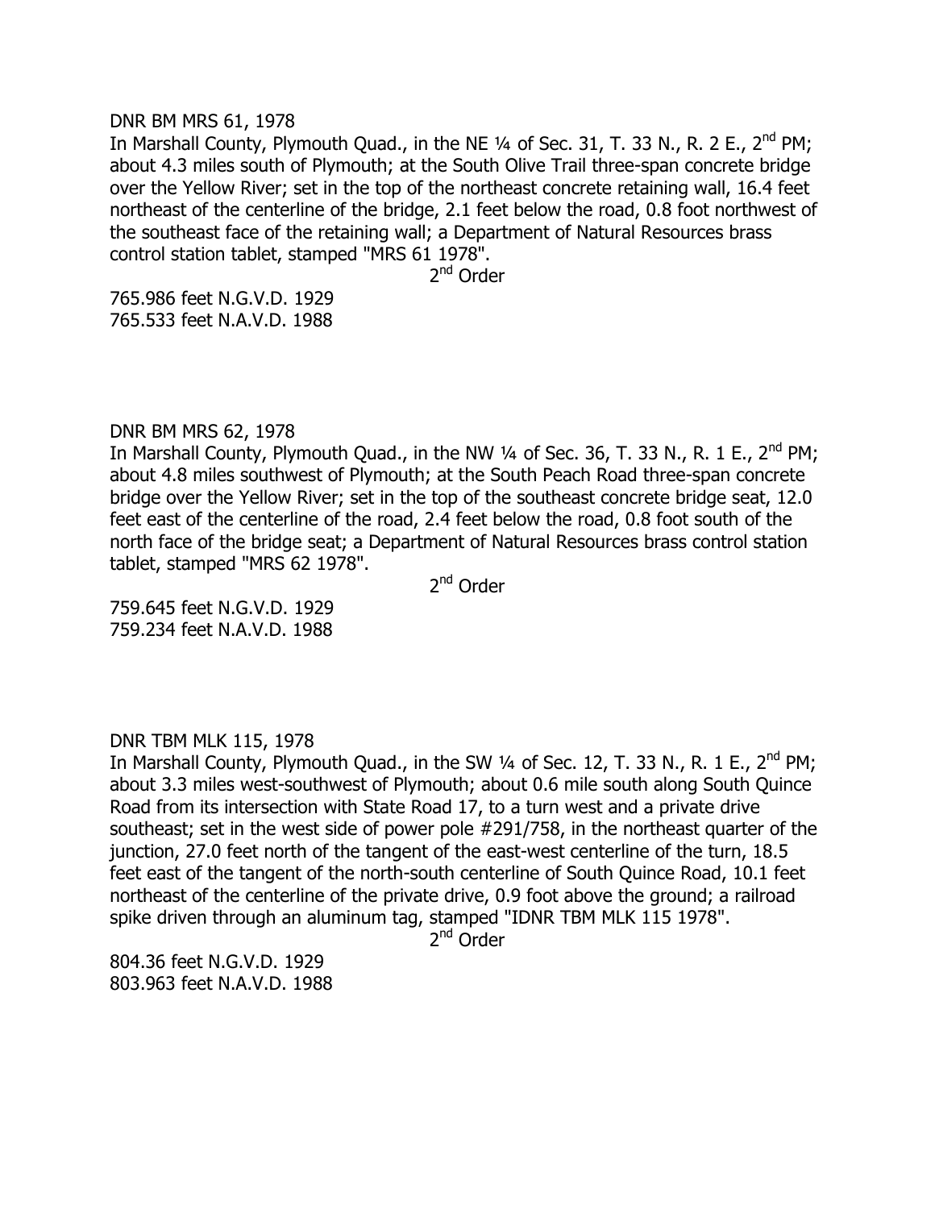DNR BM MRS 61, 1978

In Marshall County, Plymouth Quad., in the NE ¼ of Sec. 31, T. 33 N., R. 2 E., 2nd PM; about 4.3 miles south of Plymouth; at the South Olive Trail three-span concrete bridge over the Yellow River; set in the top of the northeast concrete retaining wall, 16.4 feet northeast of the centerline of the bridge, 2.1 feet below the road, 0.8 foot northwest of the southeast face of the retaining wall; a Department of Natural Resources brass control station tablet, stamped "MRS 61 1978".

2nd Order

765.986 feet N.G.V.D. 1929
765.533 feet N.A.V.D. 1988

DNR BM MRS 62, 1978

In Marshall County, Plymouth Quad., in the NW ¼ of Sec. 36, T. 33 N., R. 1 E., 2nd PM; about 4.8 miles southwest of Plymouth; at the South Peach Road three-span concrete bridge over the Yellow River; set in the top of the southeast concrete bridge seat, 12.0 feet east of the centerline of the road, 2.4 feet below the road, 0.8 foot south of the north face of the bridge seat; a Department of Natural Resources brass control station tablet, stamped "MRS 62 1978".

2nd Order

759.645 feet N.G.V.D. 1929
759.234 feet N.A.V.D. 1988

DNR TBM MLK 115, 1978

In Marshall County, Plymouth Quad., in the SW ¼ of Sec. 12, T. 33 N., R. 1 E., 2nd PM; about 3.3 miles west-southwest of Plymouth; about 0.6 mile south along South Quince Road from its intersection with State Road 17, to a turn west and a private drive southeast; set in the west side of power pole #291/758, in the northeast quarter of the junction, 27.0 feet north of the tangent of the east-west centerline of the turn, 18.5 feet east of the tangent of the north-south centerline of South Quince Road, 10.1 feet northeast of the centerline of the private drive, 0.9 foot above the ground; a railroad spike driven through an aluminum tag, stamped "IDNR TBM MLK 115 1978".

2nd Order

804.36 feet N.G.V.D. 1929
803.963 feet N.A.V.D. 1988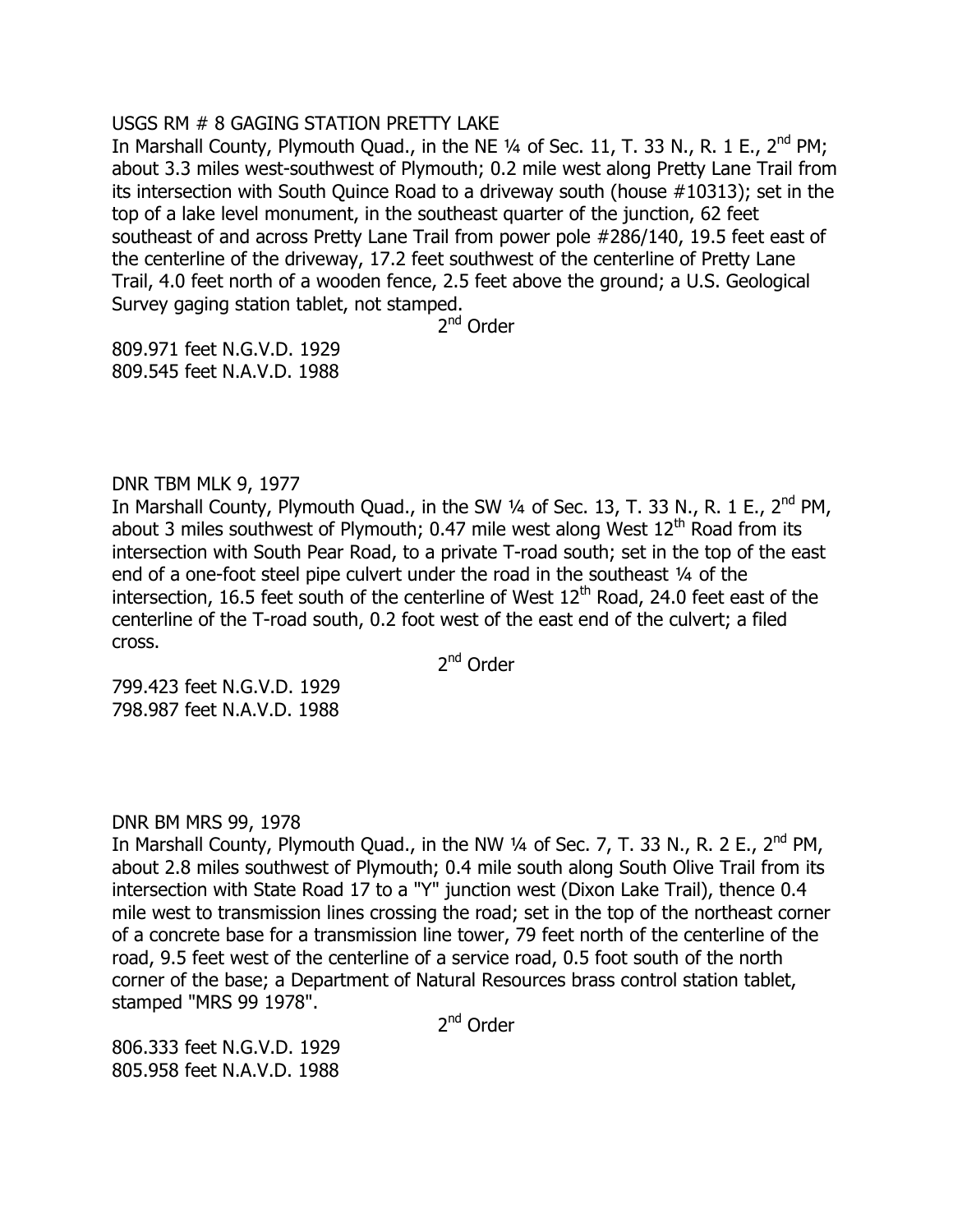USGS RM # 8 GAGING STATION PRETTY LAKE

In Marshall County, Plymouth Quad., in the NE ¼ of Sec. 11, T. 33 N., R. 1 E., 2nd PM; about 3.3 miles west-southwest of Plymouth; 0.2 mile west along Pretty Lane Trail from its intersection with South Quince Road to a driveway south (house #10313); set in the top of a lake level monument, in the southeast quarter of the junction, 62 feet southeast of and across Pretty Lane Trail from power pole #286/140, 19.5 feet east of the centerline of the driveway, 17.2 feet southwest of the centerline of Pretty Lane Trail, 4.0 feet north of a wooden fence, 2.5 feet above the ground; a U.S. Geological Survey gaging station tablet, not stamped.

2nd Order

809.971 feet N.G.V.D. 1929
809.545 feet N.A.V.D. 1988

DNR TBM MLK 9, 1977

In Marshall County, Plymouth Quad., in the SW ¼ of Sec. 13, T. 33 N., R. 1 E., 2nd PM, about 3 miles southwest of Plymouth; 0.47 mile west along West 12th Road from its intersection with South Pear Road, to a private T-road south; set in the top of the east end of a one-foot steel pipe culvert under the road in the southeast ¼ of the intersection, 16.5 feet south of the centerline of West 12th Road, 24.0 feet east of the centerline of the T-road south, 0.2 foot west of the east end of the culvert; a filed cross.

2nd Order

799.423 feet N.G.V.D. 1929
798.987 feet N.A.V.D. 1988

DNR BM MRS 99, 1978

In Marshall County, Plymouth Quad., in the NW ¼ of Sec. 7, T. 33 N., R. 2 E., 2nd PM, about 2.8 miles southwest of Plymouth; 0.4 mile south along South Olive Trail from its intersection with State Road 17 to a "Y" junction west (Dixon Lake Trail), thence 0.4 mile west to transmission lines crossing the road; set in the top of the northeast corner of a concrete base for a transmission line tower, 79 feet north of the centerline of the road, 9.5 feet west of the centerline of a service road, 0.5 foot south of the north corner of the base; a Department of Natural Resources brass control station tablet, stamped "MRS 99 1978".

2nd Order

806.333 feet N.G.V.D. 1929
805.958 feet N.A.V.D. 1988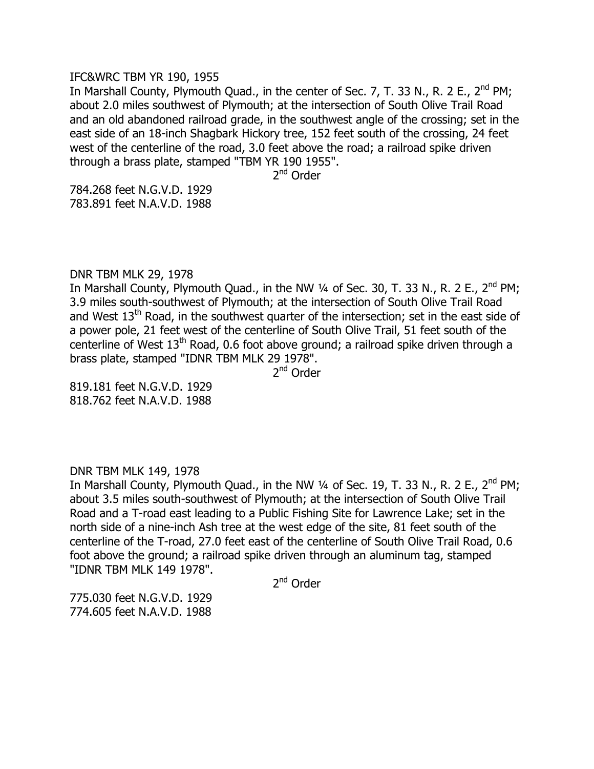IFC&WRC TBM YR 190, 1955

In Marshall County, Plymouth Quad., in the center of Sec. 7, T. 33 N., R. 2 E., 2nd PM; about 2.0 miles southwest of Plymouth; at the intersection of South Olive Trail Road and an old abandoned railroad grade, in the southwest angle of the crossing; set in the east side of an 18-inch Shagbark Hickory tree, 152 feet south of the crossing, 24 feet west of the centerline of the road, 3.0 feet above the road; a railroad spike driven through a brass plate, stamped "TBM YR 190 1955".

2nd Order

784.268 feet N.G.V.D. 1929
783.891 feet N.A.V.D. 1988

DNR TBM MLK 29, 1978

In Marshall County, Plymouth Quad., in the NW ¼ of Sec. 30, T. 33 N., R. 2 E., 2nd PM; 3.9 miles south-southwest of Plymouth; at the intersection of South Olive Trail Road and West 13th Road, in the southwest quarter of the intersection; set in the east side of a power pole, 21 feet west of the centerline of South Olive Trail, 51 feet south of the centerline of West 13th Road, 0.6 foot above ground; a railroad spike driven through a brass plate, stamped "IDNR TBM MLK 29 1978".

2nd Order

819.181 feet N.G.V.D. 1929
818.762 feet N.A.V.D. 1988

DNR TBM MLK 149, 1978

In Marshall County, Plymouth Quad., in the NW ¼ of Sec. 19, T. 33 N., R. 2 E., 2nd PM; about 3.5 miles south-southwest of Plymouth; at the intersection of South Olive Trail Road and a T-road east leading to a Public Fishing Site for Lawrence Lake; set in the north side of a nine-inch Ash tree at the west edge of the site, 81 feet south of the centerline of the T-road, 27.0 feet east of the centerline of South Olive Trail Road, 0.6 foot above the ground; a railroad spike driven through an aluminum tag, stamped "IDNR TBM MLK 149 1978".

2nd Order

775.030 feet N.G.V.D. 1929
774.605 feet N.A.V.D. 1988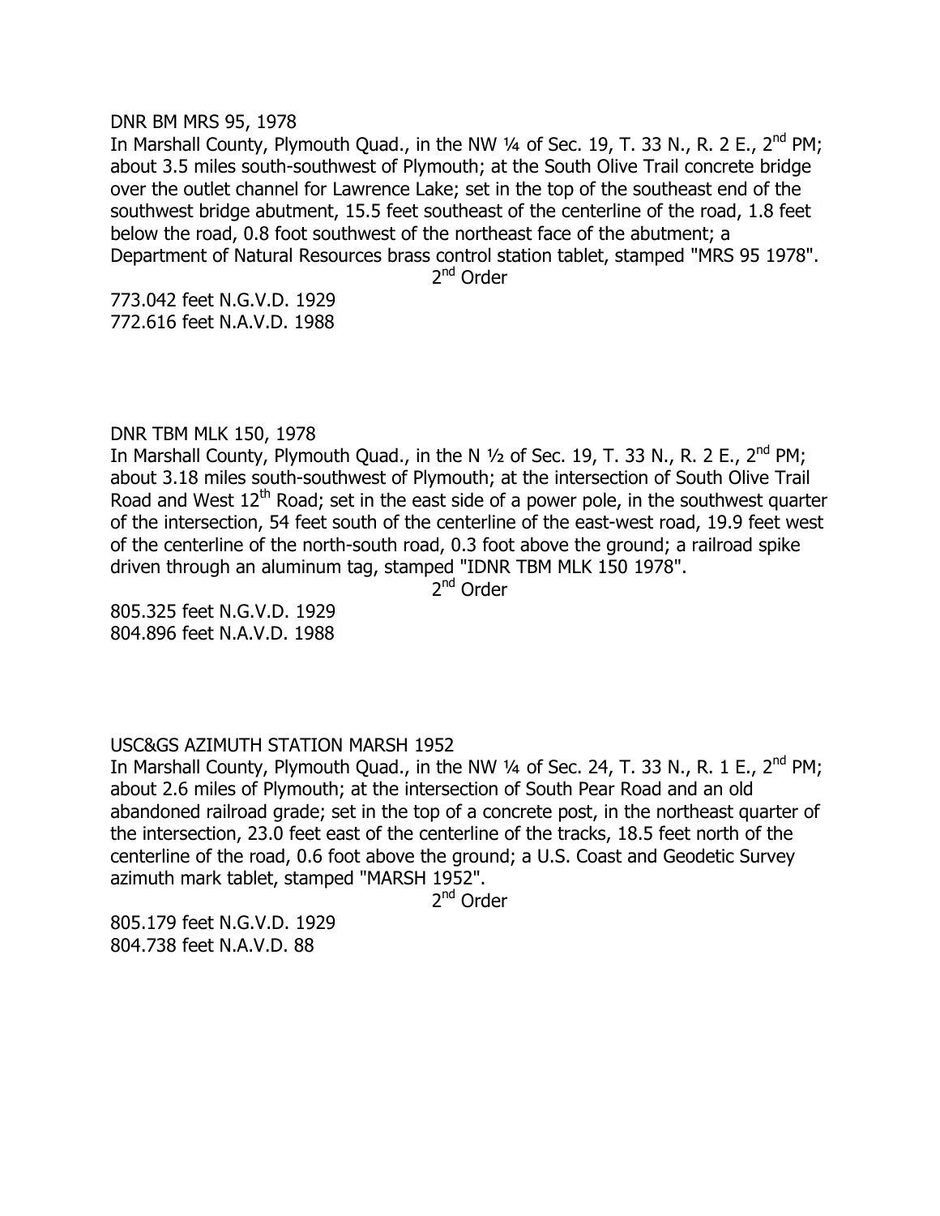DNR BM MRS 95, 1978

In Marshall County, Plymouth Quad., in the NW ¼ of Sec. 19, T. 33 N., R. 2 E., 2nd PM; about 3.5 miles south-southwest of Plymouth; at the South Olive Trail concrete bridge over the outlet channel for Lawrence Lake; set in the top of the southeast end of the southwest bridge abutment, 15.5 feet southeast of the centerline of the road, 1.8 feet below the road, 0.8 foot southwest of the northeast face of the abutment; a Department of Natural Resources brass control station tablet, stamped "MRS 95 1978".

2nd Order

773.042 feet N.G.V.D. 1929
772.616 feet N.A.V.D. 1988

DNR TBM MLK 150, 1978

In Marshall County, Plymouth Quad., in the N ½ of Sec. 19, T. 33 N., R. 2 E., 2nd PM; about 3.18 miles south-southwest of Plymouth; at the intersection of South Olive Trail Road and West 12th Road; set in the east side of a power pole, in the southwest quarter of the intersection, 54 feet south of the centerline of the east-west road, 19.9 feet west of the centerline of the north-south road, 0.3 foot above the ground; a railroad spike driven through an aluminum tag, stamped "IDNR TBM MLK 150 1978".

2nd Order

805.325 feet N.G.V.D. 1929
804.896 feet N.A.V.D. 1988

USC&GS AZIMUTH STATION MARSH 1952

In Marshall County, Plymouth Quad., in the NW ¼ of Sec. 24, T. 33 N., R. 1 E., 2nd PM; about 2.6 miles of Plymouth; at the intersection of South Pear Road and an old abandoned railroad grade; set in the top of a concrete post, in the northeast quarter of the intersection, 23.0 feet east of the centerline of the tracks, 18.5 feet north of the centerline of the road, 0.6 foot above the ground; a U.S. Coast and Geodetic Survey azimuth mark tablet, stamped "MARSH 1952".

2nd Order

805.179 feet N.G.V.D. 1929
804.738 feet N.A.V.D. 88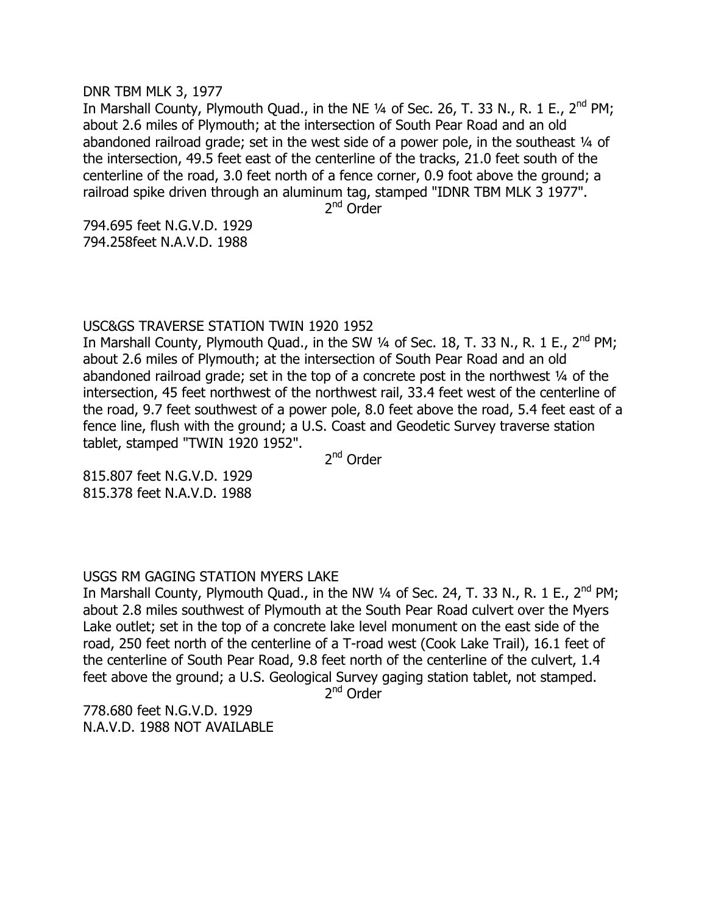DNR TBM MLK 3, 1977

In Marshall County, Plymouth Quad., in the NE ¼ of Sec. 26, T. 33 N., R. 1 E., 2nd PM; about 2.6 miles of Plymouth; at the intersection of South Pear Road and an old abandoned railroad grade; set in the west side of a power pole, in the southeast ¼ of the intersection, 49.5 feet east of the centerline of the tracks, 21.0 feet south of the centerline of the road, 3.0 feet north of a fence corner, 0.9 foot above the ground; a railroad spike driven through an aluminum tag, stamped "IDNR TBM MLK 3 1977".

2nd Order

794.695 feet N.G.V.D. 1929
794.258feet N.A.V.D. 1988

USC&GS TRAVERSE STATION TWIN 1920 1952

In Marshall County, Plymouth Quad., in the SW ¼ of Sec. 18, T. 33 N., R. 1 E., 2nd PM; about 2.6 miles of Plymouth; at the intersection of South Pear Road and an old abandoned railroad grade; set in the top of a concrete post in the northwest ¼ of the intersection, 45 feet northwest of the northwest rail, 33.4 feet west of the centerline of the road, 9.7 feet southwest of a power pole, 8.0 feet above the road, 5.4 feet east of a fence line, flush with the ground; a U.S. Coast and Geodetic Survey traverse station tablet, stamped "TWIN 1920 1952".

2nd Order

815.807 feet N.G.V.D. 1929
815.378 feet N.A.V.D. 1988

USGS RM GAGING STATION MYERS LAKE

In Marshall County, Plymouth Quad., in the NW ¼ of Sec. 24, T. 33 N., R. 1 E., 2nd PM; about 2.8 miles southwest of Plymouth at the South Pear Road culvert over the Myers Lake outlet; set in the top of a concrete lake level monument on the east side of the road, 250 feet north of the centerline of a T-road west (Cook Lake Trail), 16.1 feet of the centerline of South Pear Road, 9.8 feet north of the centerline of the culvert, 1.4 feet above the ground; a U.S. Geological Survey gaging station tablet, not stamped.

2nd Order

778.680 feet N.G.V.D. 1929
N.A.V.D. 1988 NOT AVAILABLE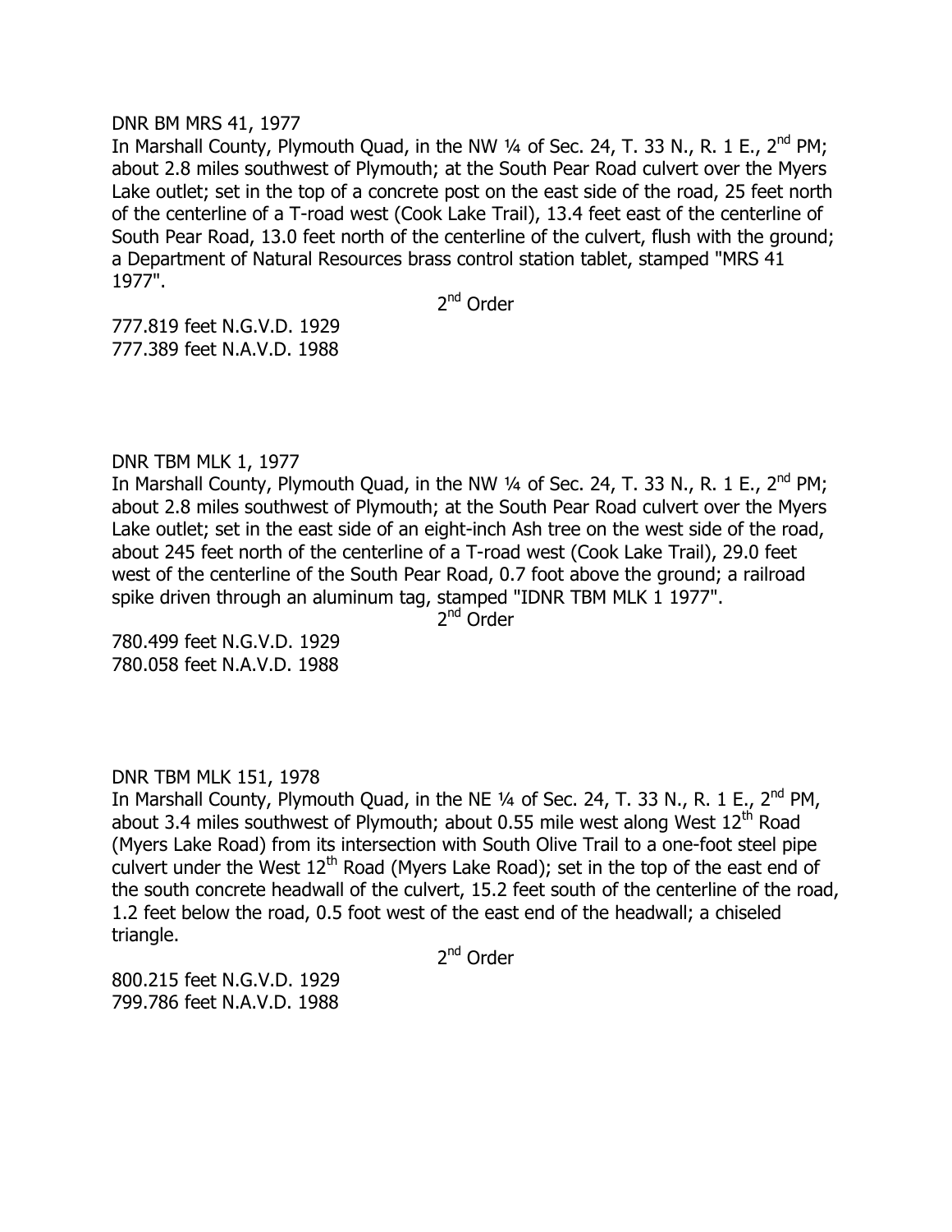DNR BM MRS 41, 1977

In Marshall County, Plymouth Quad, in the NW ¼ of Sec. 24, T. 33 N., R. 1 E., 2nd PM; about 2.8 miles southwest of Plymouth; at the South Pear Road culvert over the Myers Lake outlet; set in the top of a concrete post on the east side of the road, 25 feet north of the centerline of a T-road west (Cook Lake Trail), 13.4 feet east of the centerline of South Pear Road, 13.0 feet north of the centerline of the culvert, flush with the ground; a Department of Natural Resources brass control station tablet, stamped "MRS 41 1977".

2nd Order

777.819 feet N.G.V.D. 1929
777.389 feet N.A.V.D. 1988

DNR TBM MLK 1, 1977

In Marshall County, Plymouth Quad, in the NW ¼ of Sec. 24, T. 33 N., R. 1 E., 2nd PM; about 2.8 miles southwest of Plymouth; at the South Pear Road culvert over the Myers Lake outlet; set in the east side of an eight-inch Ash tree on the west side of the road, about 245 feet north of the centerline of a T-road west (Cook Lake Trail), 29.0 feet west of the centerline of the South Pear Road, 0.7 foot above the ground; a railroad spike driven through an aluminum tag, stamped "IDNR TBM MLK 1 1977".

2nd Order

780.499 feet N.G.V.D. 1929
780.058 feet N.A.V.D. 1988

DNR TBM MLK 151, 1978

In Marshall County, Plymouth Quad, in the NE ¼ of Sec. 24, T. 33 N., R. 1 E., 2nd PM, about 3.4 miles southwest of Plymouth; about 0.55 mile west along West 12th Road (Myers Lake Road) from its intersection with South Olive Trail to a one-foot steel pipe culvert under the West 12th Road (Myers Lake Road); set in the top of the east end of the south concrete headwall of the culvert, 15.2 feet south of the centerline of the road, 1.2 feet below the road, 0.5 foot west of the east end of the headwall; a chiseled triangle.

2nd Order

800.215 feet N.G.V.D. 1929
799.786 feet N.A.V.D. 1988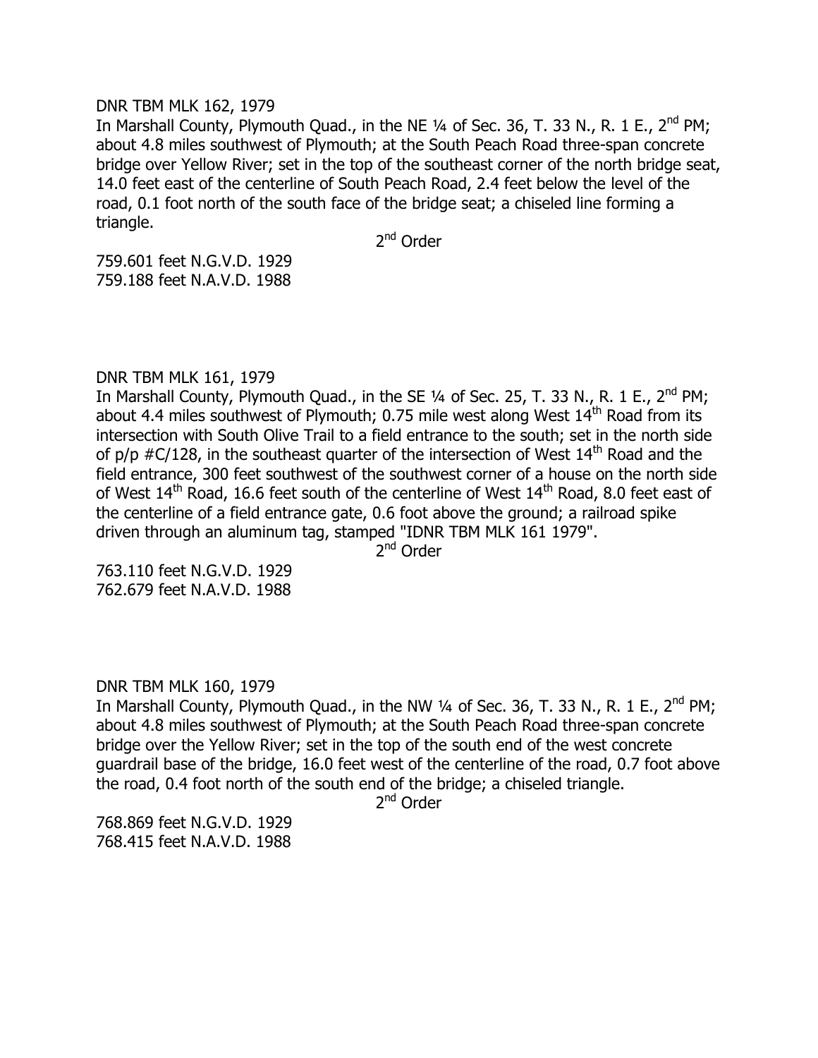DNR TBM MLK 162, 1979

In Marshall County, Plymouth Quad., in the NE ¼ of Sec. 36, T. 33 N., R. 1 E., 2nd PM; about 4.8 miles southwest of Plymouth; at the South Peach Road three-span concrete bridge over Yellow River; set in the top of the southeast corner of the north bridge seat, 14.0 feet east of the centerline of South Peach Road, 2.4 feet below the level of the road, 0.1 foot north of the south face of the bridge seat; a chiseled line forming a triangle.

2nd Order

759.601 feet N.G.V.D. 1929
759.188 feet N.A.V.D. 1988

DNR TBM MLK 161, 1979

In Marshall County, Plymouth Quad., in the SE ¼ of Sec. 25, T. 33 N., R. 1 E., 2nd PM; about 4.4 miles southwest of Plymouth; 0.75 mile west along West 14th Road from its intersection with South Olive Trail to a field entrance to the south; set in the north side of p/p #C/128, in the southeast quarter of the intersection of West 14th Road and the field entrance, 300 feet southwest of the southwest corner of a house on the north side of West 14th Road, 16.6 feet south of the centerline of West 14th Road, 8.0 feet east of the centerline of a field entrance gate, 0.6 foot above the ground; a railroad spike driven through an aluminum tag, stamped "IDNR TBM MLK 161 1979".

2nd Order

763.110 feet N.G.V.D. 1929
762.679 feet N.A.V.D. 1988

DNR TBM MLK 160, 1979

In Marshall County, Plymouth Quad., in the NW ¼ of Sec. 36, T. 33 N., R. 1 E., 2nd PM; about 4.8 miles southwest of Plymouth; at the South Peach Road three-span concrete bridge over the Yellow River; set in the top of the south end of the west concrete guardrail base of the bridge, 16.0 feet west of the centerline of the road, 0.7 foot above the road, 0.4 foot north of the south end of the bridge; a chiseled triangle.

2nd Order

768.869 feet N.G.V.D. 1929
768.415 feet N.A.V.D. 1988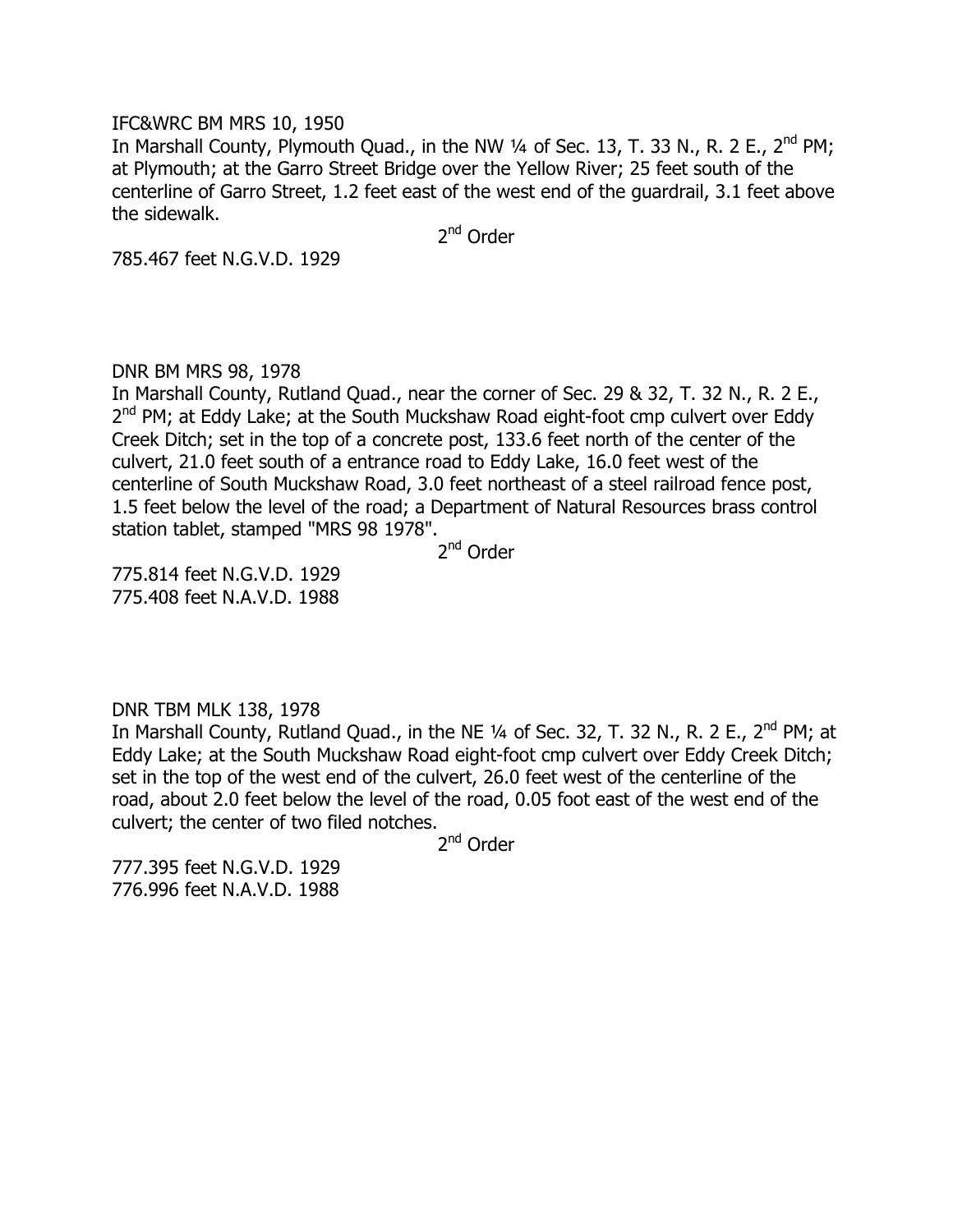IFC&WRC BM MRS 10, 1950

In Marshall County, Plymouth Quad., in the NW ¼ of Sec. 13, T. 33 N., R. 2 E., 2nd PM; at Plymouth; at the Garro Street Bridge over the Yellow River; 25 feet south of the centerline of Garro Street, 1.2 feet east of the west end of the guardrail, 3.1 feet above the sidewalk.

2nd Order

785.467 feet N.G.V.D. 1929

DNR BM MRS 98, 1978

In Marshall County, Rutland Quad., near the corner of Sec. 29 & 32, T. 32 N., R. 2 E., 2nd PM; at Eddy Lake; at the South Muckshaw Road eight-foot cmp culvert over Eddy Creek Ditch; set in the top of a concrete post, 133.6 feet north of the center of the culvert, 21.0 feet south of a entrance road to Eddy Lake, 16.0 feet west of the centerline of South Muckshaw Road, 3.0 feet northeast of a steel railroad fence post, 1.5 feet below the level of the road; a Department of Natural Resources brass control station tablet, stamped "MRS 98 1978".

2nd Order

775.814 feet N.G.V.D. 1929
775.408 feet N.A.V.D. 1988

DNR TBM MLK 138, 1978

In Marshall County, Rutland Quad., in the NE ¼ of Sec. 32, T. 32 N., R. 2 E., 2nd PM; at Eddy Lake; at the South Muckshaw Road eight-foot cmp culvert over Eddy Creek Ditch; set in the top of the west end of the culvert, 26.0 feet west of the centerline of the road, about 2.0 feet below the level of the road, 0.05 foot east of the west end of the culvert; the center of two filed notches.

2nd Order

777.395 feet N.G.V.D. 1929
776.996 feet N.A.V.D. 1988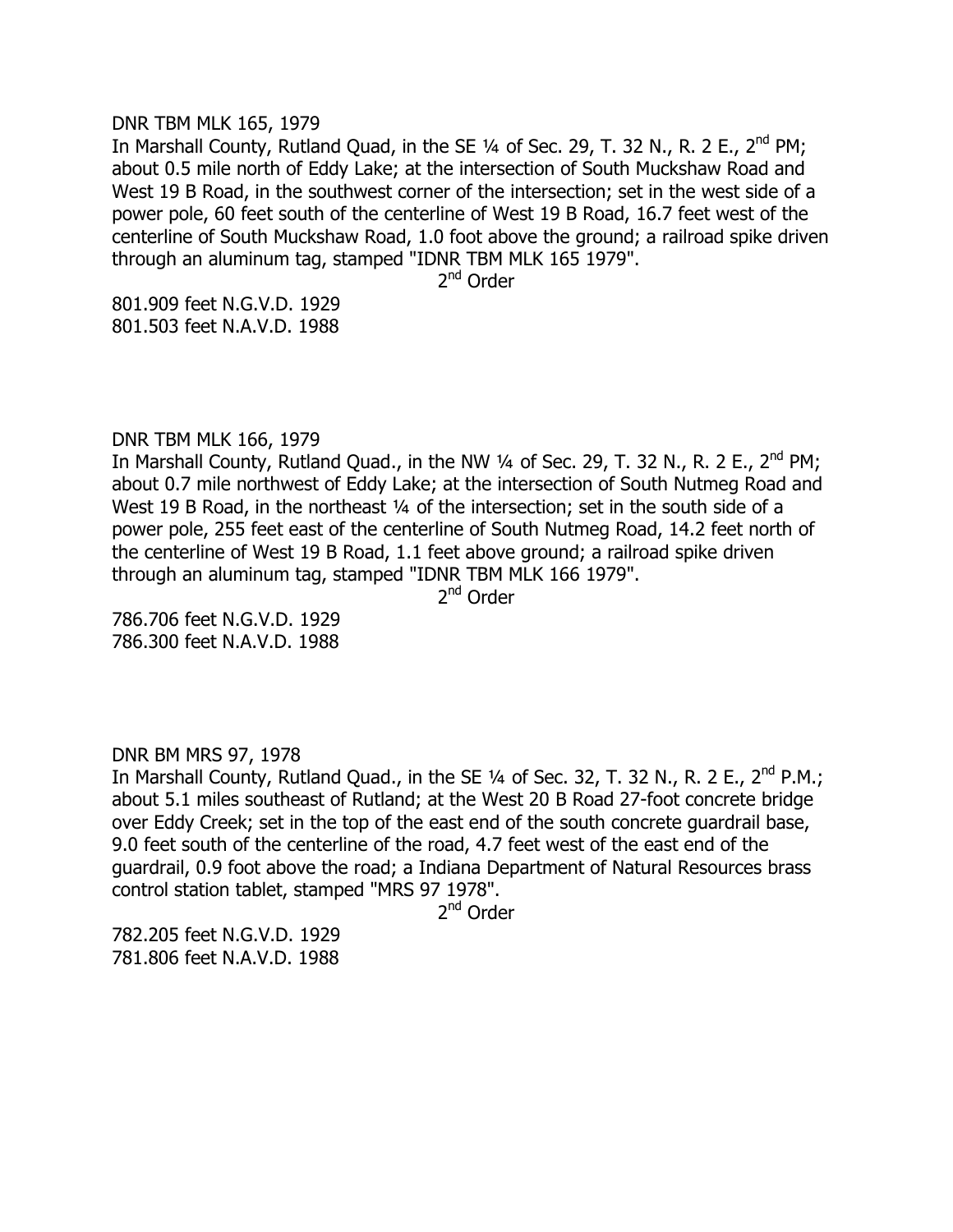DNR TBM MLK 165, 1979

In Marshall County, Rutland Quad, in the SE ¼ of Sec. 29, T. 32 N., R. 2 E., 2nd PM; about 0.5 mile north of Eddy Lake; at the intersection of South Muckshaw Road and West 19 B Road, in the southwest corner of the intersection; set in the west side of a power pole, 60 feet south of the centerline of West 19 B Road, 16.7 feet west of the centerline of South Muckshaw Road, 1.0 foot above the ground; a railroad spike driven through an aluminum tag, stamped "IDNR TBM MLK 165 1979".

2nd Order

801.909 feet N.G.V.D. 1929
801.503 feet N.A.V.D. 1988

DNR TBM MLK 166, 1979

In Marshall County, Rutland Quad., in the NW ¼ of Sec. 29, T. 32 N., R. 2 E., 2nd PM; about 0.7 mile northwest of Eddy Lake; at the intersection of South Nutmeg Road and West 19 B Road, in the northeast ¼ of the intersection; set in the south side of a power pole, 255 feet east of the centerline of South Nutmeg Road, 14.2 feet north of the centerline of West 19 B Road, 1.1 feet above ground; a railroad spike driven through an aluminum tag, stamped "IDNR TBM MLK 166 1979".

2nd Order

786.706 feet N.G.V.D. 1929
786.300 feet N.A.V.D. 1988

DNR BM MRS 97, 1978

In Marshall County, Rutland Quad., in the SE ¼ of Sec. 32, T. 32 N., R. 2 E., 2nd P.M.; about 5.1 miles southeast of Rutland; at the West 20 B Road 27-foot concrete bridge over Eddy Creek; set in the top of the east end of the south concrete guardrail base, 9.0 feet south of the centerline of the road, 4.7 feet west of the east end of the guardrail, 0.9 foot above the road; a Indiana Department of Natural Resources brass control station tablet, stamped "MRS 97 1978".

2nd Order

782.205 feet N.G.V.D. 1929
781.806 feet N.A.V.D. 1988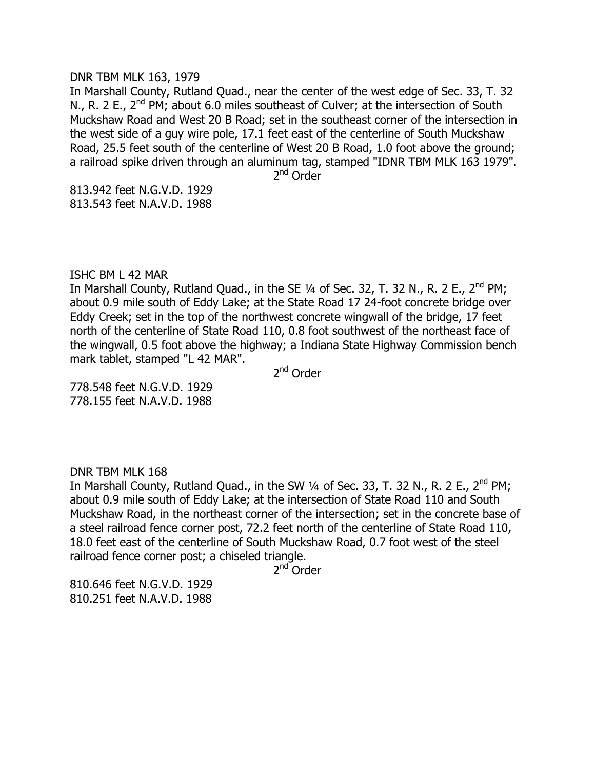DNR TBM MLK 163, 1979

In Marshall County, Rutland Quad., near the center of the west edge of Sec. 33, T. 32 N., R. 2 E., 2nd PM; about 6.0 miles southeast of Culver; at the intersection of South Muckshaw Road and West 20 B Road; set in the southeast corner of the intersection in the west side of a guy wire pole, 17.1 feet east of the centerline of South Muckshaw Road, 25.5 feet south of the centerline of West 20 B Road, 1.0 foot above the ground; a railroad spike driven through an aluminum tag, stamped "IDNR TBM MLK 163 1979".

2nd Order

813.942 feet N.G.V.D. 1929
813.543 feet N.A.V.D. 1988

ISHC BM L 42 MAR

In Marshall County, Rutland Quad., in the SE ¼ of Sec. 32, T. 32 N., R. 2 E., 2nd PM; about 0.9 mile south of Eddy Lake; at the State Road 17 24-foot concrete bridge over Eddy Creek; set in the top of the northwest concrete wingwall of the bridge, 17 feet north of the centerline of State Road 110, 0.8 foot southwest of the northeast face of the wingwall, 0.5 foot above the highway; a Indiana State Highway Commission bench mark tablet, stamped "L 42 MAR".

2nd Order

778.548 feet N.G.V.D. 1929
778.155 feet N.A.V.D. 1988

DNR TBM MLK 168

In Marshall County, Rutland Quad., in the SW ¼ of Sec. 33, T. 32 N., R. 2 E., 2nd PM; about 0.9 mile south of Eddy Lake; at the intersection of State Road 110 and South Muckshaw Road, in the northeast corner of the intersection; set in the concrete base of a steel railroad fence corner post, 72.2 feet north of the centerline of State Road 110, 18.0 feet east of the centerline of South Muckshaw Road, 0.7 foot west of the steel railroad fence corner post; a chiseled triangle.

2nd Order

810.646 feet N.G.V.D. 1929
810.251 feet N.A.V.D. 1988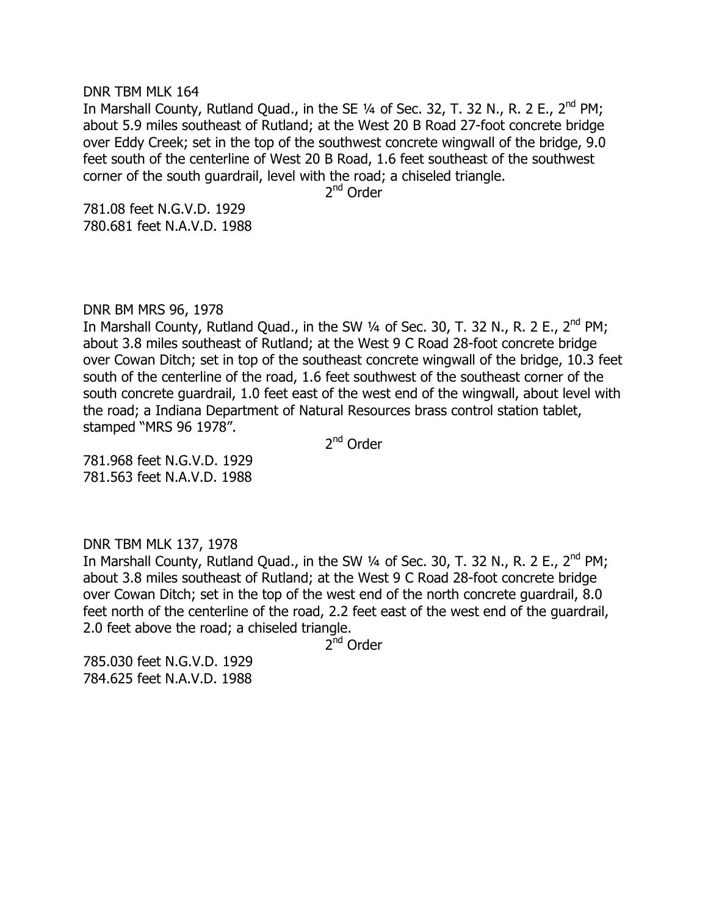DNR TBM MLK 164

In Marshall County, Rutland Quad., in the SE ¼ of Sec. 32, T. 32 N., R. 2 E., 2nd PM; about 5.9 miles southeast of Rutland; at the West 20 B Road 27-foot concrete bridge over Eddy Creek; set in the top of the southwest concrete wingwall of the bridge, 9.0 feet south of the centerline of West 20 B Road, 1.6 feet southeast of the southwest corner of the south guardrail, level with the road; a chiseled triangle.

2nd Order

781.08 feet N.G.V.D. 1929
780.681 feet N.A.V.D. 1988

DNR BM MRS 96, 1978

In Marshall County, Rutland Quad., in the SW ¼ of Sec. 30, T. 32 N., R. 2 E., 2nd PM; about 3.8 miles southeast of Rutland; at the West 9 C Road 28-foot concrete bridge over Cowan Ditch; set in top of the southeast concrete wingwall of the bridge, 10.3 feet south of the centerline of the road, 1.6 feet southwest of the southeast corner of the south concrete guardrail, 1.0 feet east of the west end of the wingwall, about level with the road; a Indiana Department of Natural Resources brass control station tablet, stamped "MRS 96 1978".

2nd Order

781.968 feet N.G.V.D. 1929
781.563 feet N.A.V.D. 1988

DNR TBM MLK 137, 1978

In Marshall County, Rutland Quad., in the SW ¼ of Sec. 30, T. 32 N., R. 2 E., 2nd PM; about 3.8 miles southeast of Rutland; at the West 9 C Road 28-foot concrete bridge over Cowan Ditch; set in the top of the west end of the north concrete guardrail, 8.0 feet north of the centerline of the road, 2.2 feet east of the west end of the guardrail, 2.0 feet above the road; a chiseled triangle.

2nd Order

785.030 feet N.G.V.D. 1929
784.625 feet N.A.V.D. 1988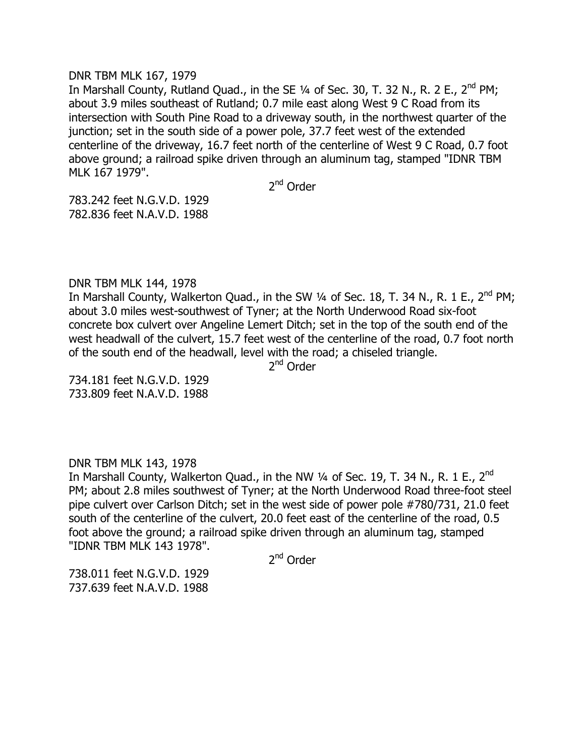DNR TBM MLK 167, 1979

In Marshall County, Rutland Quad., in the SE ¼ of Sec. 30, T. 32 N., R. 2 E., 2nd PM; about 3.9 miles southeast of Rutland; 0.7 mile east along West 9 C Road from its intersection with South Pine Road to a driveway south, in the northwest quarter of the junction; set in the south side of a power pole, 37.7 feet west of the extended centerline of the driveway, 16.7 feet north of the centerline of West 9 C Road, 0.7 foot above ground; a railroad spike driven through an aluminum tag, stamped "IDNR TBM MLK 167 1979".

2nd Order

783.242 feet N.G.V.D. 1929
782.836 feet N.A.V.D. 1988

DNR TBM MLK 144, 1978

In Marshall County, Walkerton Quad., in the SW ¼ of Sec. 18, T. 34 N., R. 1 E., 2nd PM; about 3.0 miles west-southwest of Tyner; at the North Underwood Road six-foot concrete box culvert over Angeline Lemert Ditch; set in the top of the south end of the west headwall of the culvert, 15.7 feet west of the centerline of the road, 0.7 foot north of the south end of the headwall, level with the road; a chiseled triangle.

2nd Order

734.181 feet N.G.V.D. 1929
733.809 feet N.A.V.D. 1988

DNR TBM MLK 143, 1978

In Marshall County, Walkerton Quad., in the NW ¼ of Sec. 19, T. 34 N., R. 1 E., 2nd PM; about 2.8 miles southwest of Tyner; at the North Underwood Road three-foot steel pipe culvert over Carlson Ditch; set in the west side of power pole #780/731, 21.0 feet south of the centerline of the culvert, 20.0 feet east of the centerline of the road, 0.5 foot above the ground; a railroad spike driven through an aluminum tag, stamped "IDNR TBM MLK 143 1978".

2nd Order

738.011 feet N.G.V.D. 1929
737.639 feet N.A.V.D. 1988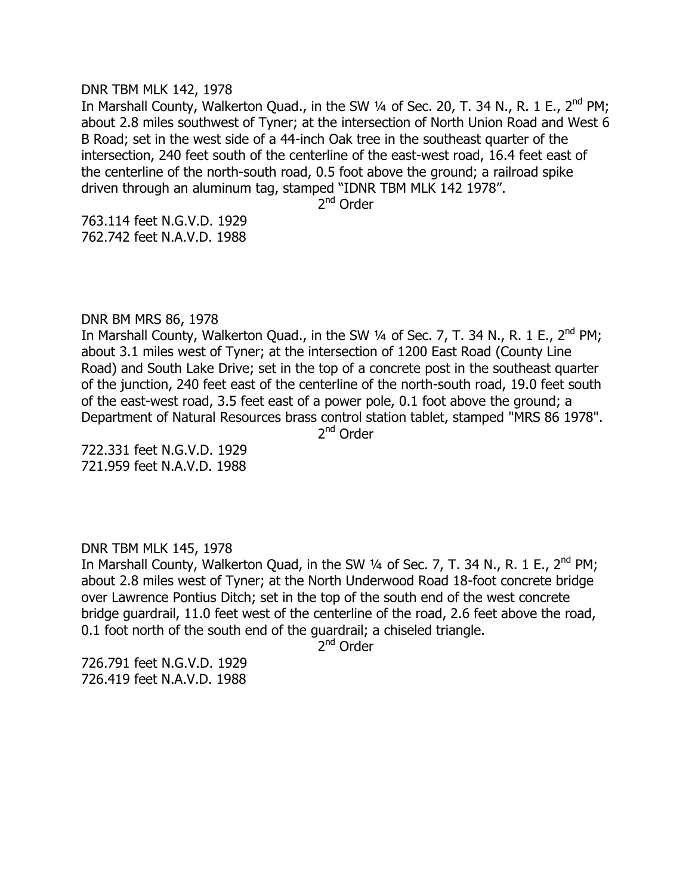DNR TBM MLK 142, 1978

In Marshall County, Walkerton Quad., in the SW ¼ of Sec. 20, T. 34 N., R. 1 E., 2nd PM; about 2.8 miles southwest of Tyner; at the intersection of North Union Road and West 6 B Road; set in the west side of a 44-inch Oak tree in the southeast quarter of the intersection, 240 feet south of the centerline of the east-west road, 16.4 feet east of the centerline of the north-south road, 0.5 foot above the ground; a railroad spike driven through an aluminum tag, stamped "IDNR TBM MLK 142 1978".

2nd Order

763.114 feet N.G.V.D. 1929
762.742 feet N.A.V.D. 1988

DNR BM MRS 86, 1978

In Marshall County, Walkerton Quad., in the SW ¼ of Sec. 7, T. 34 N., R. 1 E., 2nd PM; about 3.1 miles west of Tyner; at the intersection of 1200 East Road (County Line Road) and South Lake Drive; set in the top of a concrete post in the southeast quarter of the junction, 240 feet east of the centerline of the north-south road, 19.0 feet south of the east-west road, 3.5 feet east of a power pole, 0.1 foot above the ground; a Department of Natural Resources brass control station tablet, stamped "MRS 86 1978".

2nd Order

722.331 feet N.G.V.D. 1929
721.959 feet N.A.V.D. 1988

DNR TBM MLK 145, 1978

In Marshall County, Walkerton Quad, in the SW ¼ of Sec. 7, T. 34 N., R. 1 E., 2nd PM; about 2.8 miles west of Tyner; at the North Underwood Road 18-foot concrete bridge over Lawrence Pontius Ditch; set in the top of the south end of the west concrete bridge guardrail, 11.0 feet west of the centerline of the road, 2.6 feet above the road, 0.1 foot north of the south end of the guardrail; a chiseled triangle.

2nd Order

726.791 feet N.G.V.D. 1929
726.419 feet N.A.V.D. 1988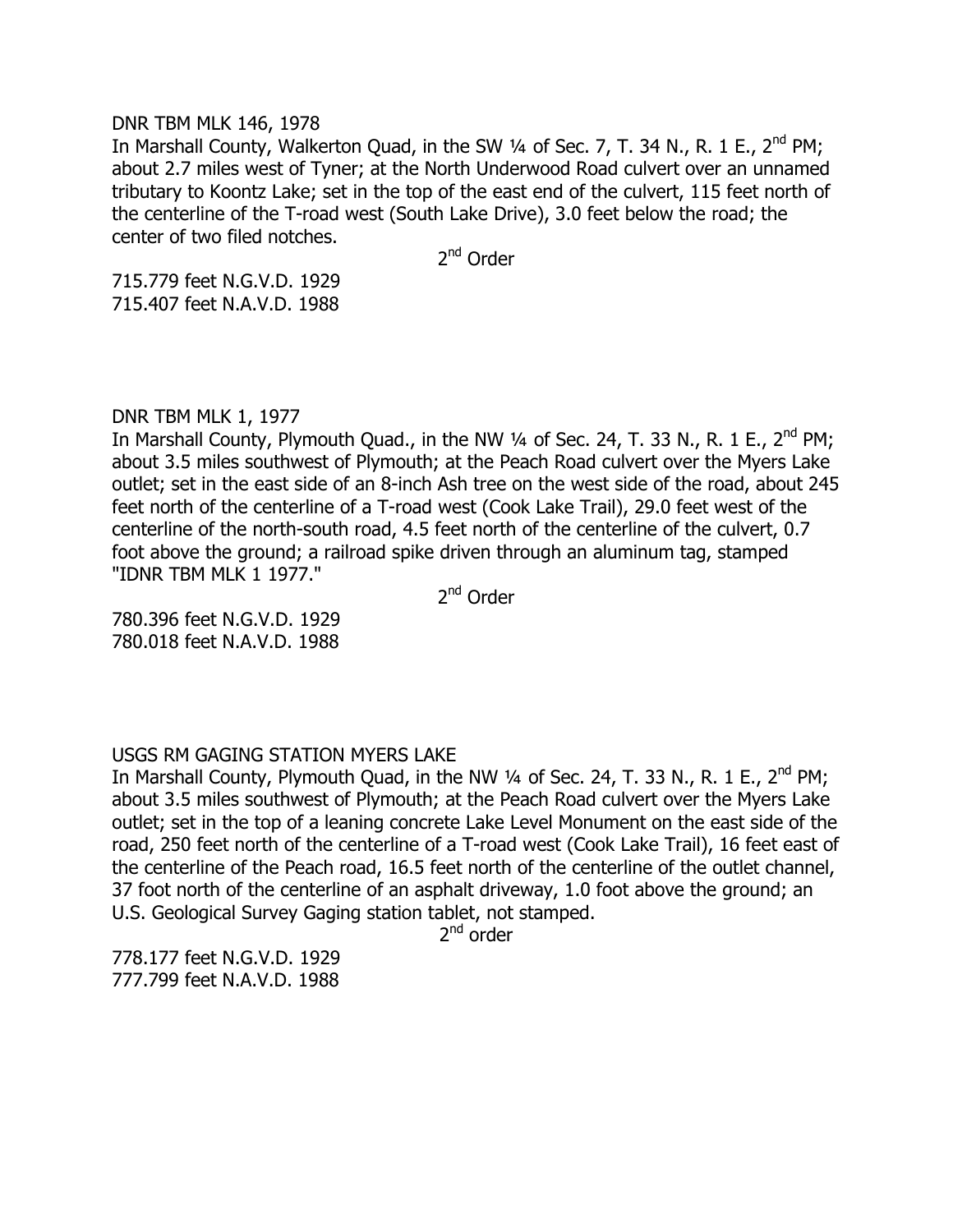DNR TBM MLK 146, 1978

In Marshall County, Walkerton Quad, in the SW ¼ of Sec. 7, T. 34 N., R. 1 E., 2nd PM; about 2.7 miles west of Tyner; at the North Underwood Road culvert over an unnamed tributary to Koontz Lake; set in the top of the east end of the culvert, 115 feet north of the centerline of the T-road west (South Lake Drive), 3.0 feet below the road; the center of two filed notches.

2nd Order

715.779 feet N.G.V.D. 1929
715.407 feet N.A.V.D. 1988

DNR TBM MLK 1, 1977

In Marshall County, Plymouth Quad., in the NW ¼ of Sec. 24, T. 33 N., R. 1 E., 2nd PM; about 3.5 miles southwest of Plymouth; at the Peach Road culvert over the Myers Lake outlet; set in the east side of an 8-inch Ash tree on the west side of the road, about 245 feet north of the centerline of a T-road west (Cook Lake Trail), 29.0 feet west of the centerline of the north-south road, 4.5 feet north of the centerline of the culvert, 0.7 foot above the ground; a railroad spike driven through an aluminum tag, stamped "IDNR TBM MLK 1 1977."

2nd Order

780.396 feet N.G.V.D. 1929
780.018 feet N.A.V.D. 1988

USGS RM GAGING STATION MYERS LAKE

In Marshall County, Plymouth Quad, in the NW ¼ of Sec. 24, T. 33 N., R. 1 E., 2nd PM; about 3.5 miles southwest of Plymouth; at the Peach Road culvert over the Myers Lake outlet; set in the top of a leaning concrete Lake Level Monument on the east side of the road, 250 feet north of the centerline of a T-road west (Cook Lake Trail), 16 feet east of the centerline of the Peach road, 16.5 feet north of the centerline of the outlet channel, 37 foot north of the centerline of an asphalt driveway, 1.0 foot above the ground; an U.S. Geological Survey Gaging station tablet, not stamped.

2nd order

778.177 feet N.G.V.D. 1929
777.799 feet N.A.V.D. 1988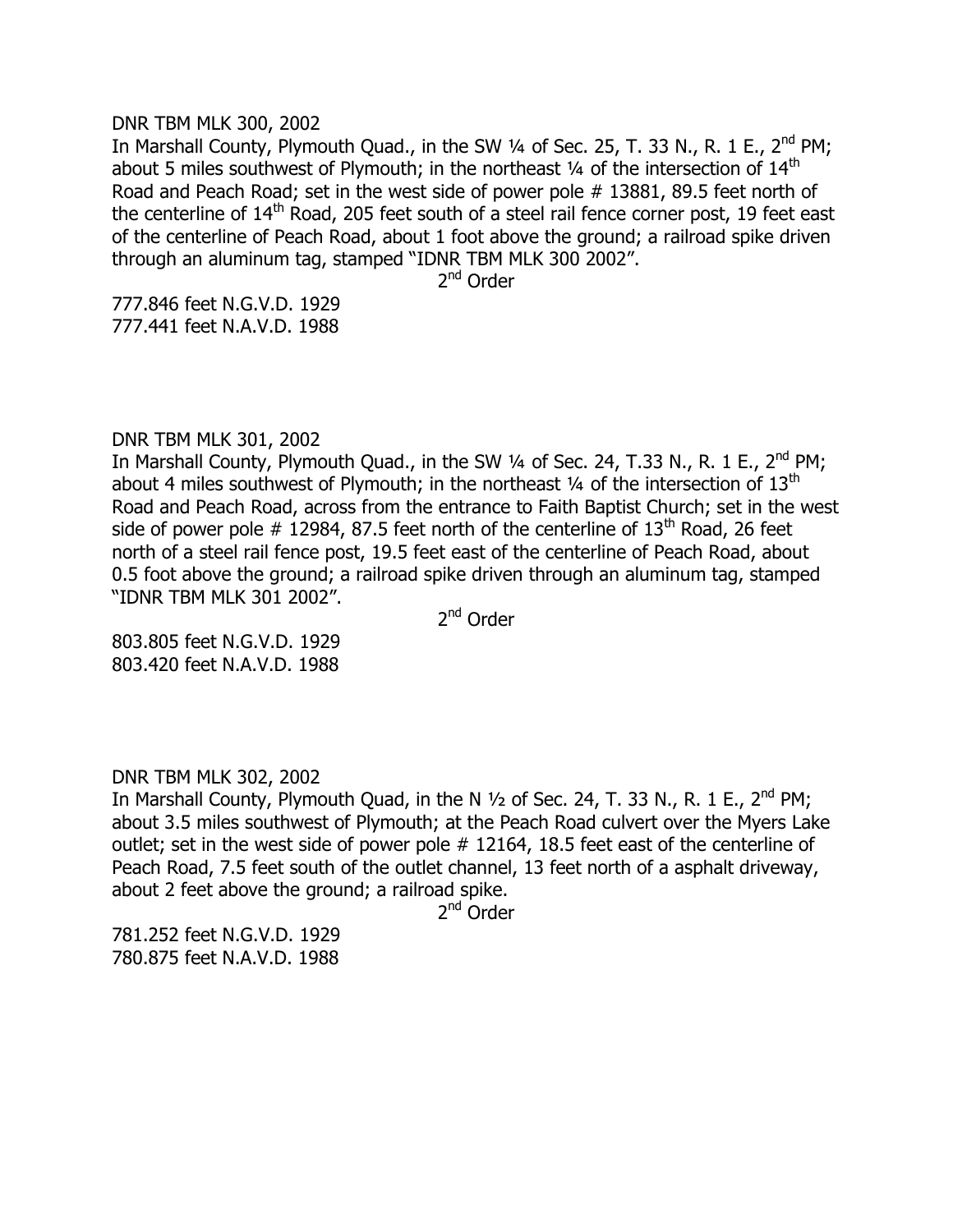DNR TBM MLK 300, 2002

In Marshall County, Plymouth Quad., in the SW ¼ of Sec. 25, T. 33 N., R. 1 E., 2nd PM; about 5 miles southwest of Plymouth; in the northeast ¼ of the intersection of 14th Road and Peach Road; set in the west side of power pole # 13881, 89.5 feet north of the centerline of 14th Road, 205 feet south of a steel rail fence corner post, 19 feet east of the centerline of Peach Road, about 1 foot above the ground; a railroad spike driven through an aluminum tag, stamped "IDNR TBM MLK 300 2002".

2nd Order

777.846 feet N.G.V.D. 1929
777.441 feet N.A.V.D. 1988

DNR TBM MLK 301, 2002

In Marshall County, Plymouth Quad., in the SW ¼ of Sec. 24, T.33 N., R. 1 E., 2nd PM; about 4 miles southwest of Plymouth; in the northeast ¼ of the intersection of 13th Road and Peach Road, across from the entrance to Faith Baptist Church; set in the west side of power pole # 12984, 87.5 feet north of the centerline of 13th Road, 26 feet north of a steel rail fence post, 19.5 feet east of the centerline of Peach Road, about 0.5 foot above the ground; a railroad spike driven through an aluminum tag, stamped "IDNR TBM MLK 301 2002".

2nd Order

803.805 feet N.G.V.D. 1929
803.420 feet N.A.V.D. 1988

DNR TBM MLK 302, 2002

In Marshall County, Plymouth Quad, in the N ½ of Sec. 24, T. 33 N., R. 1 E., 2nd PM; about 3.5 miles southwest of Plymouth; at the Peach Road culvert over the Myers Lake outlet; set in the west side of power pole # 12164, 18.5 feet east of the centerline of Peach Road, 7.5 feet south of the outlet channel, 13 feet north of a asphalt driveway, about 2 feet above the ground; a railroad spike.

2nd Order

781.252 feet N.G.V.D. 1929
780.875 feet N.A.V.D. 1988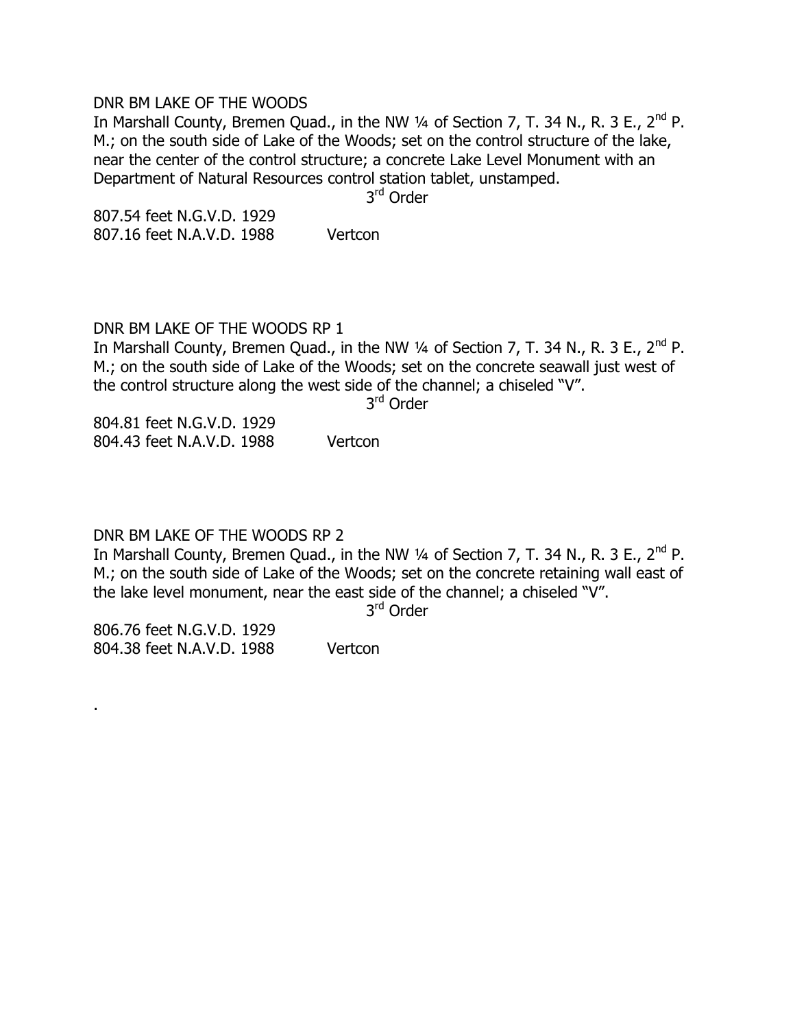DNR BM LAKE OF THE WOODS

In Marshall County, Bremen Quad., in the NW ¼ of Section 7, T. 34 N., R. 3 E., 2nd P. M.; on the south side of Lake of the Woods; set on the control structure of the lake, near the center of the control structure; a concrete Lake Level Monument with an Department of Natural Resources control station tablet, unstamped.

3rd Order

807.54 feet N.G.V.D. 1929
807.16 feet N.A.V.D. 1988 Vertcon

DNR BM LAKE OF THE WOODS RP 1

In Marshall County, Bremen Quad., in the NW ¼ of Section 7, T. 34 N., R. 3 E., 2nd P. M.; on the south side of Lake of the Woods; set on the concrete seawall just west of the control structure along the west side of the channel; a chiseled "V".

3rd Order

804.81 feet N.G.V.D. 1929
804.43 feet N.A.V.D. 1988 Vertcon

DNR BM LAKE OF THE WOODS RP 2

In Marshall County, Bremen Quad., in the NW ¼ of Section 7, T. 34 N., R. 3 E., 2nd P. M.; on the south side of Lake of the Woods; set on the concrete retaining wall east of the lake level monument, near the east side of the channel; a chiseled "V".

3rd Order

806.76 feet N.G.V.D. 1929
804.38 feet N.A.V.D. 1988 Vertcon

.